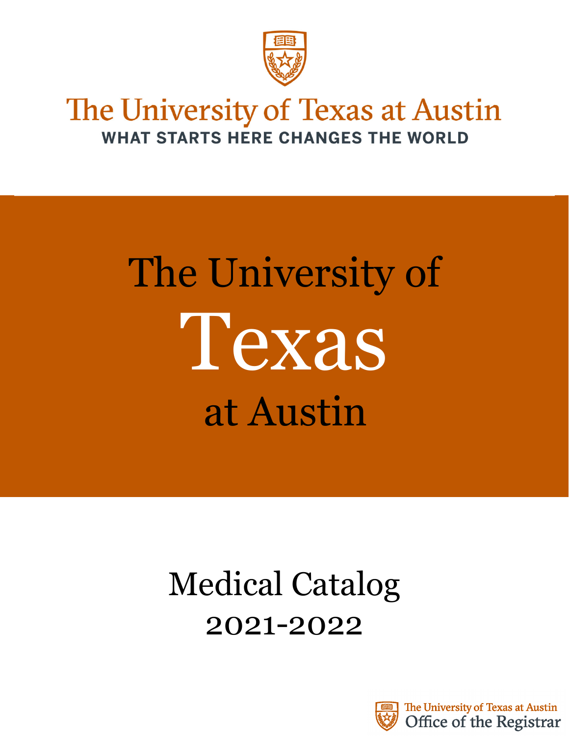The University of Texas at Austin

WHAT STARTS HERE CHANGES THE WORLD

# The University of Texas at Austin

# Medical Catalog 2021-2022

The University of Texas at Austin Office of the Registrar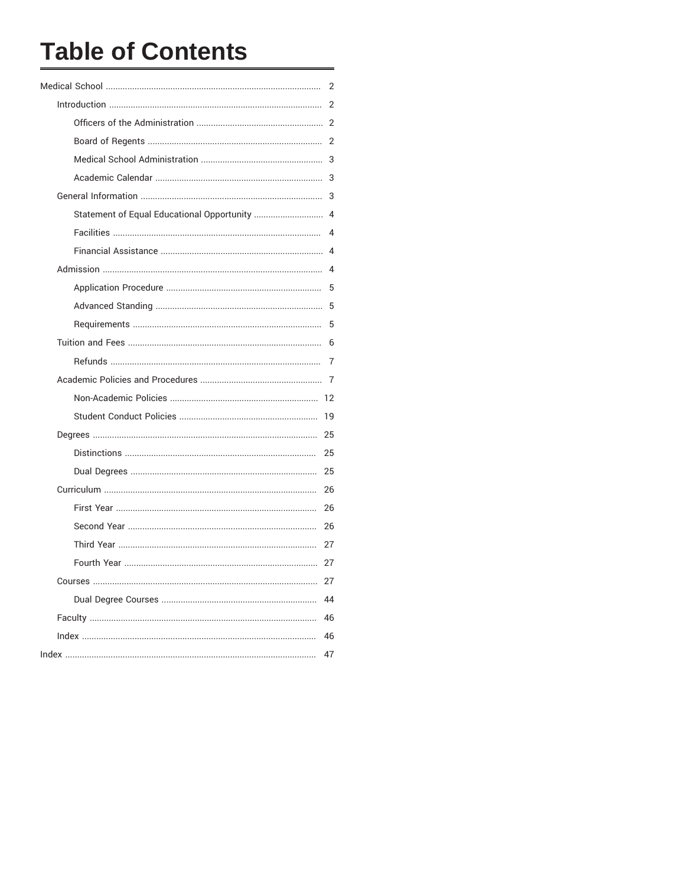# Table of Contents

- Medical School ..... 2
  - Introduction ..... 2
    - Officers of the Administration ..... 2
    - Board of Regents ..... 2
    - Medical School Administration ..... 3
    - Academic Calendar ..... 3
  - General Information ..... 3
    - Statement of Equal Educational Opportunity ..... 4
    - Facilities ..... 4
    - Financial Assistance ..... 4
  - Admission ..... 4
    - Application Procedure ..... 5
    - Advanced Standing ..... 5
    - Requirements ..... 5
  - Tuition and Fees ..... 6
    - Refunds ..... 7
  - Academic Policies and Procedures ..... 7
    - Non-Academic Policies ..... 12
    - Student Conduct Policies ..... 19
  - Degrees ..... 25
    - Distinctions ..... 25
    - Dual Degrees ..... 25
  - Curriculum ..... 26
    - First Year ..... 26
    - Second Year ..... 26
    - Third Year ..... 27
    - Fourth Year ..... 27
  - Courses ..... 27
    - Dual Degree Courses ..... 44
  - Faculty ..... 46
  - Index ..... 46
- Index ..... 47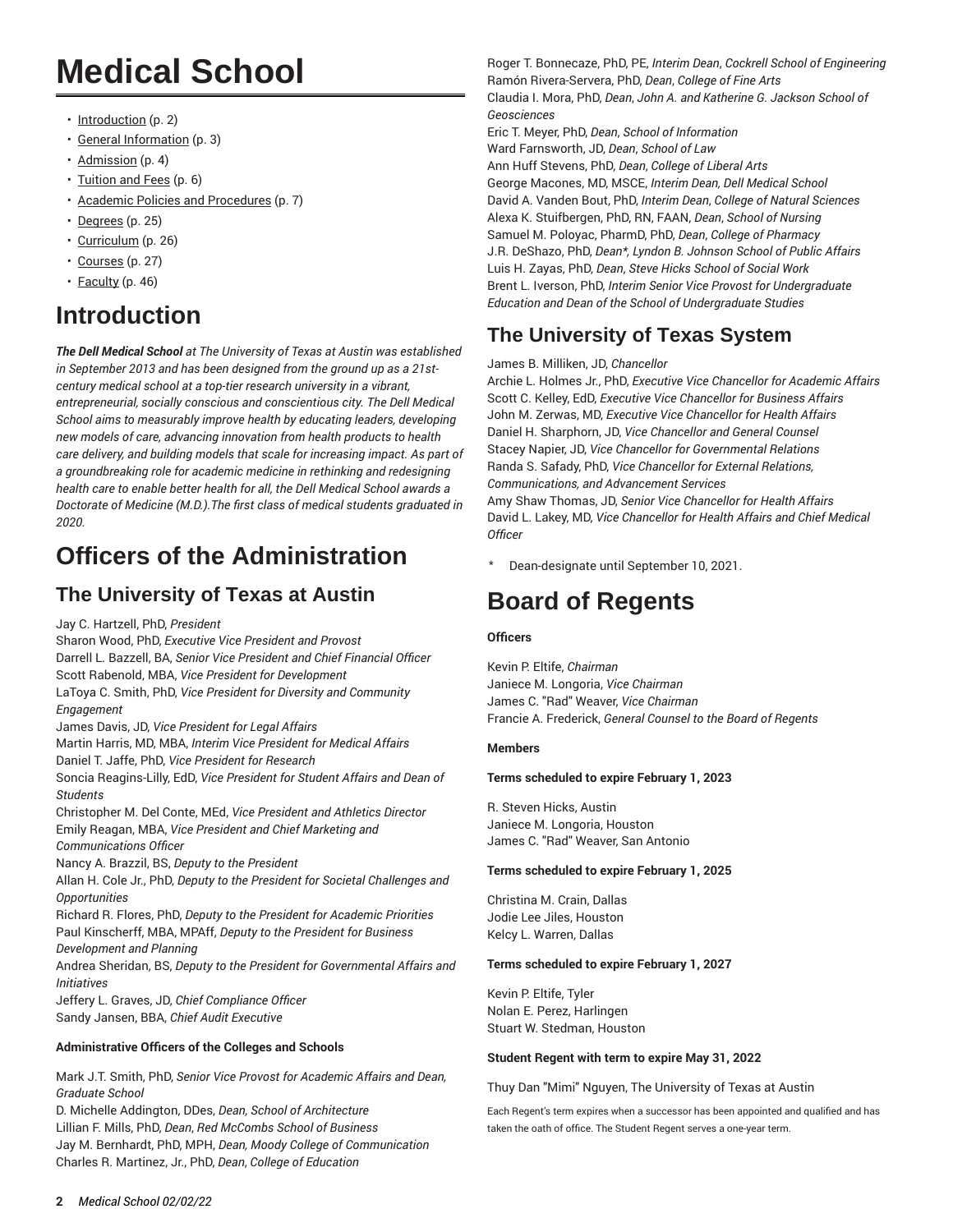# Medical School

- Introduction (p. 2)
- General Information (p. 3)
- Admission (p. 4)
- Tuition and Fees (p. 6)
- Academic Policies and Procedures (p. 7)
- Degrees (p. 25)
- Curriculum (p. 26)
- Courses (p. 27)
- Faculty (p. 46)

# Introduction

***The Dell Medical School*** *at The University of Texas at Austin was established in September 2013 and has been designed from the ground up as a 21st-century medical school at a top-tier research university in a vibrant, entrepreneurial, socially conscious and conscientious city. The Dell Medical School aims to measurably improve health by educating leaders, developing new models of care, advancing innovation from health products to health care delivery, and building models that scale for increasing impact. As part of a groundbreaking role for academic medicine in rethinking and redesigning health care to enable better health for all, the Dell Medical School awards a Doctorate of Medicine (M.D.).The first class of medical students graduated in 2020.*

# Officers of the Administration

## The University of Texas at Austin

Jay C. Hartzell, PhD, *President*
Sharon Wood, PhD, *Executive Vice President and Provost*
Darrell L. Bazzell, BA, *Senior Vice President and Chief Financial Officer*
Scott Rabenold, MBA, *Vice President for Development*
LaToya C. Smith, PhD, *Vice President for Diversity and Community Engagement*
James Davis, JD, *Vice President for Legal Affairs*
Martin Harris, MD, MBA, *Interim Vice President for Medical Affairs*
Daniel T. Jaffe, PhD, *Vice President for Research*
Soncia Reagins-Lilly, EdD, *Vice President for Student Affairs and Dean of Students*
Christopher M. Del Conte, MEd, *Vice President and Athletics Director*
Emily Reagan, MBA, *Vice President and Chief Marketing and Communications Officer*
Nancy A. Brazzil, BS, *Deputy to the President*
Allan H. Cole Jr., PhD, *Deputy to the President for Societal Challenges and Opportunities*
Richard R. Flores, PhD, *Deputy to the President for Academic Priorities*
Paul Kinscherff, MBA, MPAff, *Deputy to the President for Business Development and Planning*
Andrea Sheridan, BS, *Deputy to the President for Governmental Affairs and Initiatives*
Jeffery L. Graves, JD, *Chief Compliance Officer*
Sandy Jansen, BBA, *Chief Audit Executive*

**Administrative Officers of the Colleges and Schools**

Mark J.T. Smith, PhD, *Senior Vice Provost for Academic Affairs and Dean, Graduate School*
D. Michelle Addington, DDes, *Dean, School of Architecture*
Lillian F. Mills, PhD, *Dean, Red McCombs School of Business*
Jay M. Bernhardt, PhD, MPH, *Dean, Moody College of Communication*
Charles R. Martinez, Jr., PhD, *Dean, College of Education*
Roger T. Bonnecaze, PhD, PE, *Interim Dean, Cockrell School of Engineering*
Ramón Rivera-Servera, PhD, *Dean, College of Fine Arts*
Claudia I. Mora, PhD, *Dean, John A. and Katherine G. Jackson School of Geosciences*
Eric T. Meyer, PhD, *Dean, School of Information*
Ward Farnsworth, JD, *Dean, School of Law*
Ann Huff Stevens, PhD, *Dean, College of Liberal Arts*
George Macones, MD, MSCE, *Interim Dean, Dell Medical School*
David A. Vanden Bout, PhD, *Interim Dean, College of Natural Sciences*
Alexa K. Stuifbergen, PhD, RN, FAAN, *Dean, School of Nursing*
Samuel M. Poloyac, PharmD, PhD, *Dean, College of Pharmacy*
J.R. DeShazo, PhD, *Dean*, Lyndon B. Johnson School of Public Affairs*
Luis H. Zayas, PhD, *Dean, Steve Hicks School of Social Work*
Brent L. Iverson, PhD, *Interim Senior Vice Provost for Undergraduate Education and Dean of the School of Undergraduate Studies*

## The University of Texas System

James B. Milliken, JD, *Chancellor*
Archie L. Holmes Jr., PhD, *Executive Vice Chancellor for Academic Affairs*
Scott C. Kelley, EdD, *Executive Vice Chancellor for Business Affairs*
John M. Zerwas, MD, *Executive Vice Chancellor for Health Affairs*
Daniel H. Sharphorn, JD, *Vice Chancellor and General Counsel*
Stacey Napier, JD, *Vice Chancellor for Governmental Relations*
Randa S. Safady, PhD, *Vice Chancellor for External Relations, Communications, and Advancement Services*
Amy Shaw Thomas, JD, *Senior Vice Chancellor for Health Affairs*
David L. Lakey, MD, *Vice Chancellor for Health Affairs and Chief Medical Officer*

\* Dean-designate until September 10, 2021.

# Board of Regents

**Officers**

Kevin P. Eltife, *Chairman*
Janiece M. Longoria, *Vice Chairman*
James C. "Rad" Weaver, *Vice Chairman*
Francie A. Frederick, *General Counsel to the Board of Regents*

**Members**

**Terms scheduled to expire February 1, 2023**

R. Steven Hicks, Austin
Janiece M. Longoria, Houston
James C. "Rad" Weaver, San Antonio

**Terms scheduled to expire February 1, 2025**

Christina M. Crain, Dallas
Jodie Lee Jiles, Houston
Kelcy L. Warren, Dallas

**Terms scheduled to expire February 1, 2027**

Kevin P. Eltife, Tyler
Nolan E. Perez, Harlingen
Stuart W. Stedman, Houston

**Student Regent with term to expire May 31, 2022**

Thuy Dan "Mimi" Nguyen, The University of Texas at Austin

Each Regent's term expires when a successor has been appointed and qualified and has taken the oath of office. The Student Regent serves a one-year term.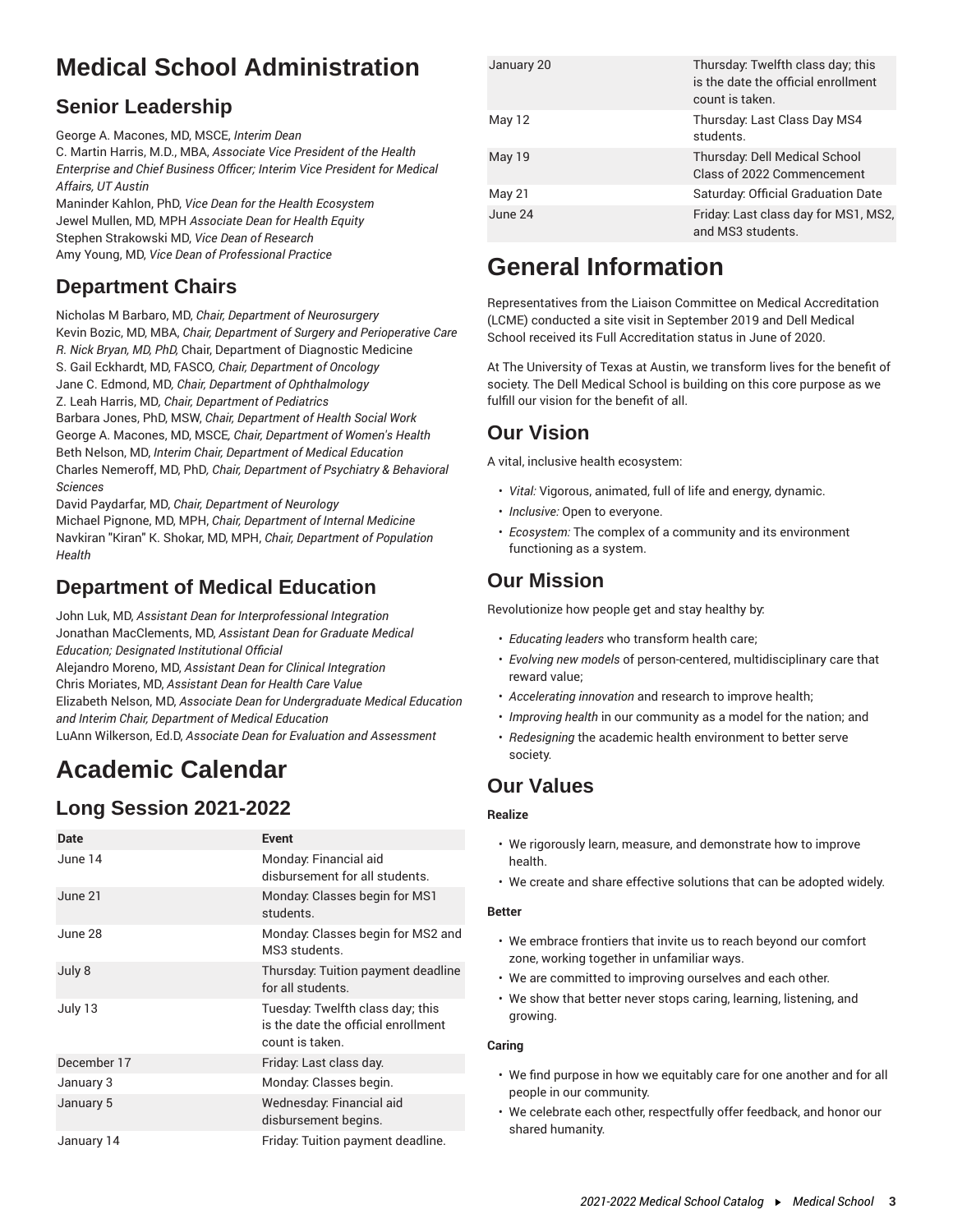# Medical School Administration

## Senior Leadership

George A. Macones, MD, MSCE, *Interim Dean*
C. Martin Harris, M.D., MBA, *Associate Vice President of the Health Enterprise and Chief Business Officer; Interim Vice President for Medical Affairs, UT Austin*
Maninder Kahlon, PhD, *Vice Dean for the Health Ecosystem*
Jewel Mullen, MD, MPH *Associate Dean for Health Equity*
Stephen Strakowski MD, *Vice Dean of Research*
Amy Young, MD, *Vice Dean of Professional Practice*

## Department Chairs

Nicholas M Barbaro, MD, *Chair, Department of Neurosurgery*
Kevin Bozic, MD, MBA, *Chair, Department of Surgery and Perioperative Care*
*R. Nick Bryan, MD, PhD,* Chair, Department of Diagnostic Medicine
S. Gail Eckhardt, MD, FASCO*, Chair, Department of Oncology*
Jane C. Edmond, MD*, Chair, Department of Ophthalmology*
Z. Leah Harris, MD*, Chair, Department of Pediatrics*
Barbara Jones, PhD, MSW, *Chair, Department of Health Social Work*
George A. Macones, MD, MSCE*, Chair, Department of Women's Health*
Beth Nelson, MD, *Interim Chair, Department of Medical Education*
Charles Nemeroff, MD, PhD*, Chair, Department of Psychiatry & Behavioral Sciences*
David Paydarfar, MD, *Chair, Department of Neurology*
Michael Pignone, MD, MPH, *Chair, Department of Internal Medicine*
Navkiran "Kiran" K. Shokar, MD, MPH, *Chair, Department of Population Health*

## Department of Medical Education

John Luk, MD, *Assistant Dean for Interprofessional Integration*
Jonathan MacClements, MD, *Assistant Dean for Graduate Medical Education; Designated Institutional Official*
Alejandro Moreno, MD, *Assistant Dean for Clinical Integration*
Chris Moriates, MD*, Assistant Dean for Health Care Value*
Elizabeth Nelson, MD, *Associate Dean for Undergraduate Medical Education and Interim Chair, Department of Medical Education*
LuAnn Wilkerson, Ed.D, *Associate Dean for Evaluation and Assessment*

# Academic Calendar

## Long Session 2021-2022

| Date | Event |
|---|---|
| June 14 | Monday: Financial aid disbursement for all students. |
| June 21 | Monday: Classes begin for MS1 students. |
| June 28 | Monday: Classes begin for MS2 and MS3 students. |
| July 8 | Thursday: Tuition payment deadline for all students. |
| July 13 | Tuesday: Twelfth class day; this is the date the official enrollment count is taken. |
| December 17 | Friday: Last class day. |
| January 3 | Monday: Classes begin. |
| January 5 | Wednesday: Financial aid disbursement begins. |
| January 14 | Friday: Tuition payment deadline. |
| January 20 | Thursday: Twelfth class day; this is the date the official enrollment count is taken. |
| May 12 | Thursday: Last Class Day MS4 students. |
| May 19 | Thursday: Dell Medical School Class of 2022 Commencement |
| May 21 | Saturday: Official Graduation Date |
| June 24 | Friday: Last class day for MS1, MS2, and MS3 students. |

# General Information

Representatives from the Liaison Committee on Medical Accreditation (LCME) conducted a site visit in September 2019 and Dell Medical School received its Full Accreditation status in June of 2020.

At The University of Texas at Austin, we transform lives for the benefit of society. The Dell Medical School is building on this core purpose as we fulfill our vision for the benefit of all.

## Our Vision

A vital, inclusive health ecosystem:

- *Vital:* Vigorous, animated, full of life and energy, dynamic.
- *Inclusive:* Open to everyone.
- *Ecosystem:* The complex of a community and its environment functioning as a system.

## Our Mission

Revolutionize how people get and stay healthy by:

- *Educating leaders* who transform health care;
- *Evolving new models* of person-centered, multidisciplinary care that reward value;
- *Accelerating innovation* and research to improve health;
- *Improving health* in our community as a model for the nation; and
- *Redesigning* the academic health environment to better serve society.

## Our Values

**Realize**

- We rigorously learn, measure, and demonstrate how to improve health.
- We create and share effective solutions that can be adopted widely.

**Better**

- We embrace frontiers that invite us to reach beyond our comfort zone, working together in unfamiliar ways.
- We are committed to improving ourselves and each other.
- We show that better never stops caring, learning, listening, and growing.

**Caring**

- We find purpose in how we equitably care for one another and for all people in our community.
- We celebrate each other, respectfully offer feedback, and honor our shared humanity.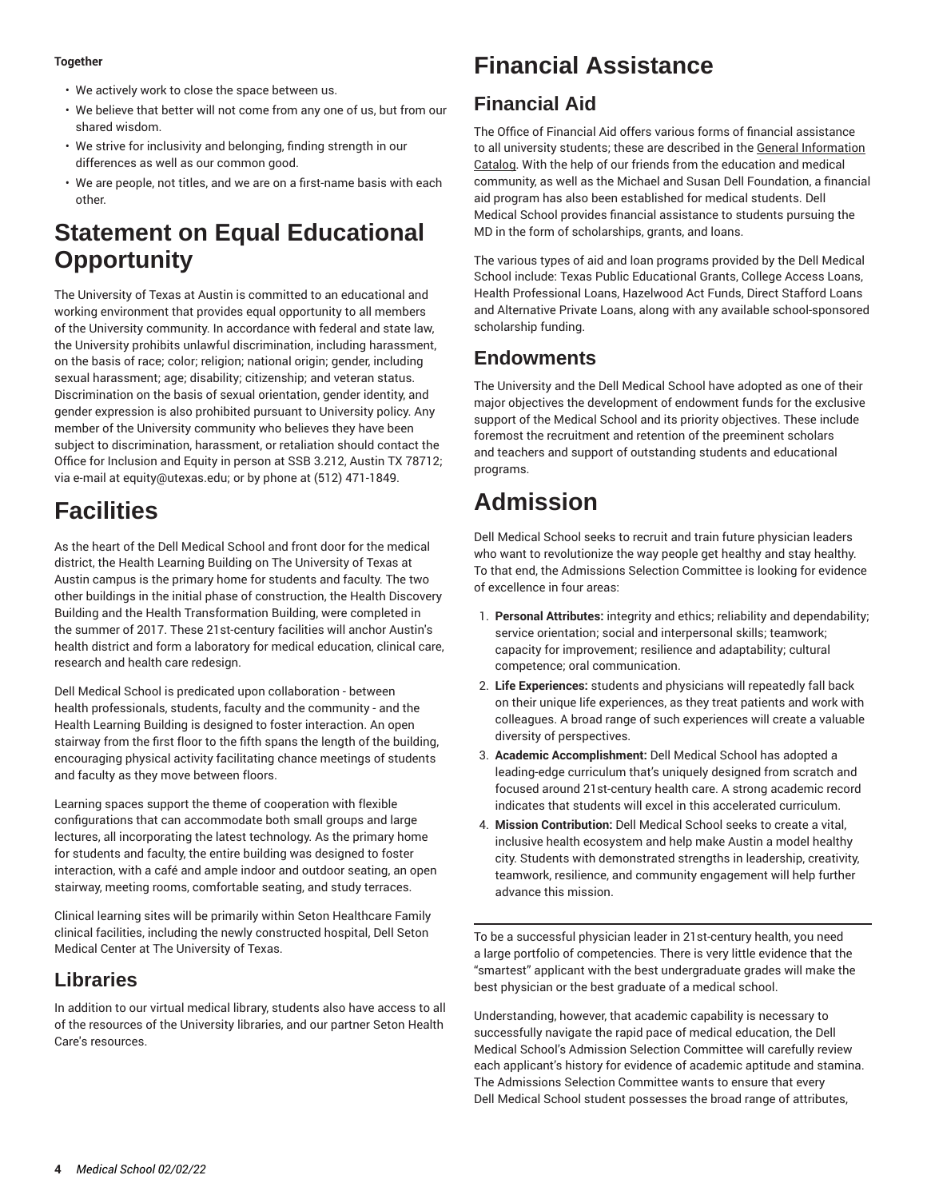**Together**

- We actively work to close the space between us.
- We believe that better will not come from any one of us, but from our shared wisdom.
- We strive for inclusivity and belonging, finding strength in our differences as well as our common good.
- We are people, not titles, and we are on a first-name basis with each other.

# Statement on Equal Educational Opportunity

The University of Texas at Austin is committed to an educational and working environment that provides equal opportunity to all members of the University community. In accordance with federal and state law, the University prohibits unlawful discrimination, including harassment, on the basis of race; color; religion; national origin; gender, including sexual harassment; age; disability; citizenship; and veteran status. Discrimination on the basis of sexual orientation, gender identity, and gender expression is also prohibited pursuant to University policy. Any member of the University community who believes they have been subject to discrimination, harassment, or retaliation should contact the Office for Inclusion and Equity in person at SSB 3.212, Austin TX 78712; via e-mail at equity@utexas.edu; or by phone at (512) 471-1849.

# Facilities

As the heart of the Dell Medical School and front door for the medical district, the Health Learning Building on The University of Texas at Austin campus is the primary home for students and faculty. The two other buildings in the initial phase of construction, the Health Discovery Building and the Health Transformation Building, were completed in the summer of 2017. These 21st-century facilities will anchor Austin's health district and form a laboratory for medical education, clinical care, research and health care redesign.

Dell Medical School is predicated upon collaboration - between health professionals, students, faculty and the community - and the Health Learning Building is designed to foster interaction. An open stairway from the first floor to the fifth spans the length of the building, encouraging physical activity facilitating chance meetings of students and faculty as they move between floors.

Learning spaces support the theme of cooperation with flexible configurations that can accommodate both small groups and large lectures, all incorporating the latest technology. As the primary home for students and faculty, the entire building was designed to foster interaction, with a café and ample indoor and outdoor seating, an open stairway, meeting rooms, comfortable seating, and study terraces.

Clinical learning sites will be primarily within Seton Healthcare Family clinical facilities, including the newly constructed hospital, Dell Seton Medical Center at The University of Texas.

## Libraries

In addition to our virtual medical library, students also have access to all of the resources of the University libraries, and our partner Seton Health Care's resources.

# Financial Assistance

## Financial Aid

The Office of Financial Aid offers various forms of financial assistance to all university students; these are described in the General Information Catalog. With the help of our friends from the education and medical community, as well as the Michael and Susan Dell Foundation, a financial aid program has also been established for medical students. Dell Medical School provides financial assistance to students pursuing the MD in the form of scholarships, grants, and loans.

The various types of aid and loan programs provided by the Dell Medical School include: Texas Public Educational Grants, College Access Loans, Health Professional Loans, Hazelwood Act Funds, Direct Stafford Loans and Alternative Private Loans, along with any available school-sponsored scholarship funding.

## Endowments

The University and the Dell Medical School have adopted as one of their major objectives the development of endowment funds for the exclusive support of the Medical School and its priority objectives. These include foremost the recruitment and retention of the preeminent scholars and teachers and support of outstanding students and educational programs.

# Admission

Dell Medical School seeks to recruit and train future physician leaders who want to revolutionize the way people get healthy and stay healthy. To that end, the Admissions Selection Committee is looking for evidence of excellence in four areas:

1. **Personal Attributes:** integrity and ethics; reliability and dependability; service orientation; social and interpersonal skills; teamwork; capacity for improvement; resilience and adaptability; cultural competence; oral communication.
2. **Life Experiences:** students and physicians will repeatedly fall back on their unique life experiences, as they treat patients and work with colleagues. A broad range of such experiences will create a valuable diversity of perspectives.
3. **Academic Accomplishment:** Dell Medical School has adopted a leading-edge curriculum that's uniquely designed from scratch and focused around 21st-century health care. A strong academic record indicates that students will excel in this accelerated curriculum.
4. **Mission Contribution:** Dell Medical School seeks to create a vital, inclusive health ecosystem and help make Austin a model healthy city. Students with demonstrated strengths in leadership, creativity, teamwork, resilience, and community engagement will help further advance this mission.

---

To be a successful physician leader in 21st-century health, you need a large portfolio of competencies. There is very little evidence that the "smartest" applicant with the best undergraduate grades will make the best physician or the best graduate of a medical school.

Understanding, however, that academic capability is necessary to successfully navigate the rapid pace of medical education, the Dell Medical School's Admission Selection Committee will carefully review each applicant's history for evidence of academic aptitude and stamina. The Admissions Selection Committee wants to ensure that every Dell Medical School student possesses the broad range of attributes,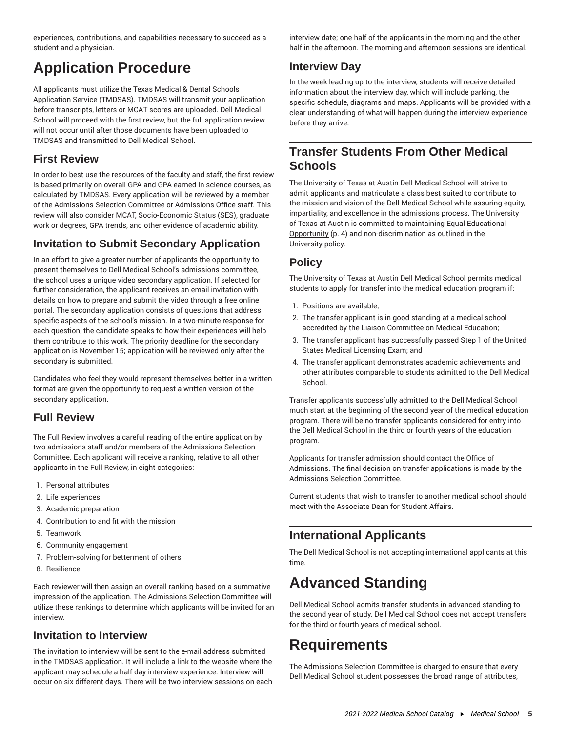experiences, contributions, and capabilities necessary to succeed as a student and a physician.

# Application Procedure

All applicants must utilize the Texas Medical & Dental Schools Application Service (TMDSAS). TMDSAS will transmit your application before transcripts, letters or MCAT scores are uploaded. Dell Medical School will proceed with the first review, but the full application review will not occur until after those documents have been uploaded to TMDSAS and transmitted to Dell Medical School.

## First Review

In order to best use the resources of the faculty and staff, the first review is based primarily on overall GPA and GPA earned in science courses, as calculated by TMDSAS. Every application will be reviewed by a member of the Admissions Selection Committee or Admissions Office staff. This review will also consider MCAT, Socio-Economic Status (SES), graduate work or degrees, GPA trends, and other evidence of academic ability.

## Invitation to Submit Secondary Application

In an effort to give a greater number of applicants the opportunity to present themselves to Dell Medical School's admissions committee, the school uses a unique video secondary application. If selected for further consideration, the applicant receives an email invitation with details on how to prepare and submit the video through a free online portal. The secondary application consists of questions that address specific aspects of the school's mission. In a two-minute response for each question, the candidate speaks to how their experiences will help them contribute to this work. The priority deadline for the secondary application is November 15; application will be reviewed only after the secondary is submitted.

Candidates who feel they would represent themselves better in a written format are given the opportunity to request a written version of the secondary application.

## Full Review

The Full Review involves a careful reading of the entire application by two admissions staff and/or members of the Admissions Selection Committee. Each applicant will receive a ranking, relative to all other applicants in the Full Review, in eight categories:

1. Personal attributes
2. Life experiences
3. Academic preparation
4. Contribution to and fit with the mission
5. Teamwork
6. Community engagement
7. Problem-solving for betterment of others
8. Resilience

Each reviewer will then assign an overall ranking based on a summative impression of the application. The Admissions Selection Committee will utilize these rankings to determine which applicants will be invited for an interview.

## Invitation to Interview

The invitation to interview will be sent to the e-mail address submitted in the TMDSAS application. It will include a link to the website where the applicant may schedule a half day interview experience. Interview will occur on six different days. There will be two interview sessions on each interview date; one half of the applicants in the morning and the other half in the afternoon. The morning and afternoon sessions are identical.

## Interview Day

In the week leading up to the interview, students will receive detailed information about the interview day, which will include parking, the specific schedule, diagrams and maps. Applicants will be provided with a clear understanding of what will happen during the interview experience before they arrive.

## Transfer Students From Other Medical Schools

The University of Texas at Austin Dell Medical School will strive to admit applicants and matriculate a class best suited to contribute to the mission and vision of the Dell Medical School while assuring equity, impartiality, and excellence in the admissions process. The University of Texas at Austin is committed to maintaining Equal Educational Opportunity (p. 4) and non-discrimination as outlined in the University policy.

## Policy

The University of Texas at Austin Dell Medical School permits medical students to apply for transfer into the medical education program if:

1. Positions are available;
2. The transfer applicant is in good standing at a medical school accredited by the Liaison Committee on Medical Education;
3. The transfer applicant has successfully passed Step 1 of the United States Medical Licensing Exam; and
4. The transfer applicant demonstrates academic achievements and other attributes comparable to students admitted to the Dell Medical School.

Transfer applicants successfully admitted to the Dell Medical School much start at the beginning of the second year of the medical education program. There will be no transfer applicants considered for entry into the Dell Medical School in the third or fourth years of the education program.

Applicants for transfer admission should contact the Office of Admissions. The final decision on transfer applications is made by the Admissions Selection Committee.

Current students that wish to transfer to another medical school should meet with the Associate Dean for Student Affairs.

## International Applicants

The Dell Medical School is not accepting international applicants at this time.

# Advanced Standing

Dell Medical School admits transfer students in advanced standing to the second year of study. Dell Medical School does not accept transfers for the third or fourth years of medical school.

# Requirements

The Admissions Selection Committee is charged to ensure that every Dell Medical School student possesses the broad range of attributes,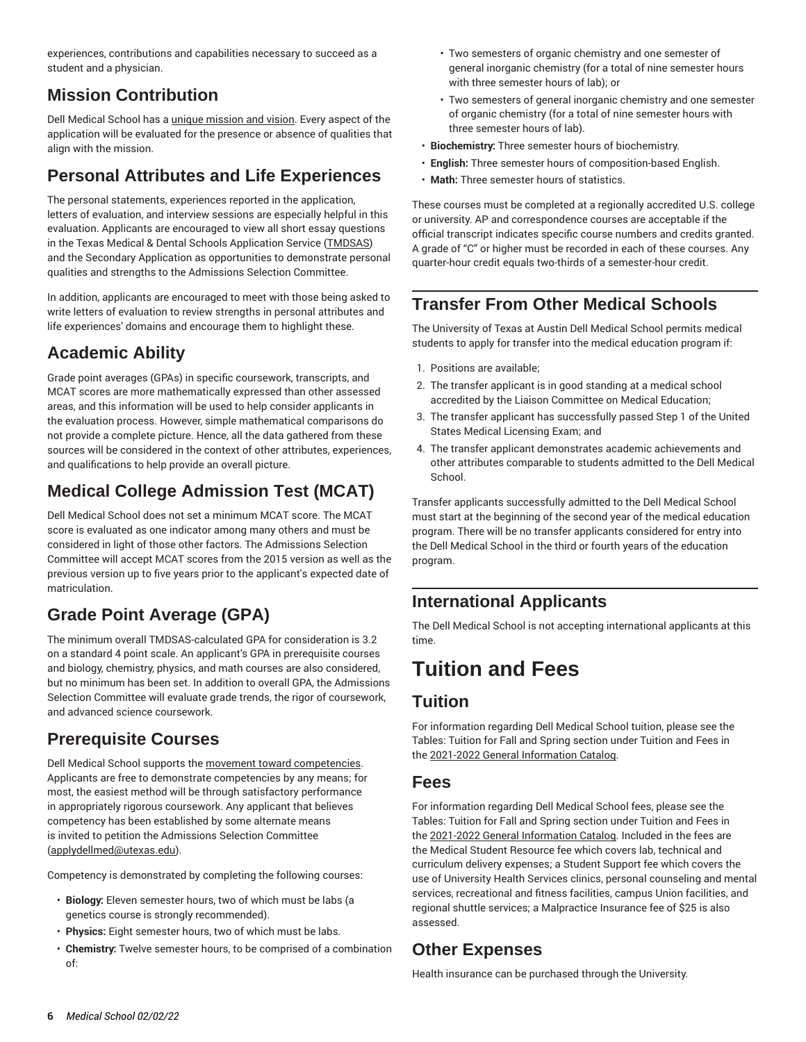experiences, contributions and capabilities necessary to succeed as a student and a physician.

## Mission Contribution

Dell Medical School has a unique mission and vision. Every aspect of the application will be evaluated for the presence or absence of qualities that align with the mission.

## Personal Attributes and Life Experiences

The personal statements, experiences reported in the application, letters of evaluation, and interview sessions are especially helpful in this evaluation. Applicants are encouraged to view all short essay questions in the Texas Medical & Dental Schools Application Service (TMDSAS) and the Secondary Application as opportunities to demonstrate personal qualities and strengths to the Admissions Selection Committee.

In addition, applicants are encouraged to meet with those being asked to write letters of evaluation to review strengths in personal attributes and life experiences' domains and encourage them to highlight these.

## Academic Ability

Grade point averages (GPAs) in specific coursework, transcripts, and MCAT scores are more mathematically expressed than other assessed areas, and this information will be used to help consider applicants in the evaluation process. However, simple mathematical comparisons do not provide a complete picture. Hence, all the data gathered from these sources will be considered in the context of other attributes, experiences, and qualifications to help provide an overall picture.

## Medical College Admission Test (MCAT)

Dell Medical School does not set a minimum MCAT score. The MCAT score is evaluated as one indicator among many others and must be considered in light of those other factors. The Admissions Selection Committee will accept MCAT scores from the 2015 version as well as the previous version up to five years prior to the applicant's expected date of matriculation.

## Grade Point Average (GPA)

The minimum overall TMDSAS-calculated GPA for consideration is 3.2 on a standard 4 point scale. An applicant's GPA in prerequisite courses and biology, chemistry, physics, and math courses are also considered, but no minimum has been set. In addition to overall GPA, the Admissions Selection Committee will evaluate grade trends, the rigor of coursework, and advanced science coursework.

## Prerequisite Courses

Dell Medical School supports the movement toward competencies. Applicants are free to demonstrate competencies by any means; for most, the easiest method will be through satisfactory performance in appropriately rigorous coursework. Any applicant that believes competency has been established by some alternate means is invited to petition the Admissions Selection Committee (applydellmed@utexas.edu).

Competency is demonstrated by completing the following courses:

- **Biology:** Eleven semester hours, two of which must be labs (a genetics course is strongly recommended).
- **Physics:** Eight semester hours, two of which must be labs.
- **Chemistry:** Twelve semester hours, to be comprised of a combination of:
  - Two semesters of organic chemistry and one semester of general inorganic chemistry (for a total of nine semester hours with three semester hours of lab); or
  - Two semesters of general inorganic chemistry and one semester of organic chemistry (for a total of nine semester hours with three semester hours of lab).
- **Biochemistry:** Three semester hours of biochemistry.
- **English:** Three semester hours of composition-based English.
- **Math:** Three semester hours of statistics.

These courses must be completed at a regionally accredited U.S. college or university. AP and correspondence courses are acceptable if the official transcript indicates specific course numbers and credits granted. A grade of "C" or higher must be recorded in each of these courses. Any quarter-hour credit equals two-thirds of a semester-hour credit.

## Transfer From Other Medical Schools

The University of Texas at Austin Dell Medical School permits medical students to apply for transfer into the medical education program if:

1. Positions are available;
2. The transfer applicant is in good standing at a medical school accredited by the Liaison Committee on Medical Education;
3. The transfer applicant has successfully passed Step 1 of the United States Medical Licensing Exam; and
4. The transfer applicant demonstrates academic achievements and other attributes comparable to students admitted to the Dell Medical School.

Transfer applicants successfully admitted to the Dell Medical School must start at the beginning of the second year of the medical education program. There will be no transfer applicants considered for entry into the Dell Medical School in the third or fourth years of the education program.

## International Applicants

The Dell Medical School is not accepting international applicants at this time.

# Tuition and Fees

## Tuition

For information regarding Dell Medical School tuition, please see the Tables: Tuition for Fall and Spring section under Tuition and Fees in the 2021-2022 General Information Catalog.

## Fees

For information regarding Dell Medical School fees, please see the Tables: Tuition for Fall and Spring section under Tuition and Fees in the 2021-2022 General Information Catalog. Included in the fees are the Medical Student Resource fee which covers lab, technical and curriculum delivery expenses; a Student Support fee which covers the use of University Health Services clinics, personal counseling and mental services, recreational and fitness facilities, campus Union facilities, and regional shuttle services; a Malpractice Insurance fee of $25 is also assessed.

## Other Expenses

Health insurance can be purchased through the University.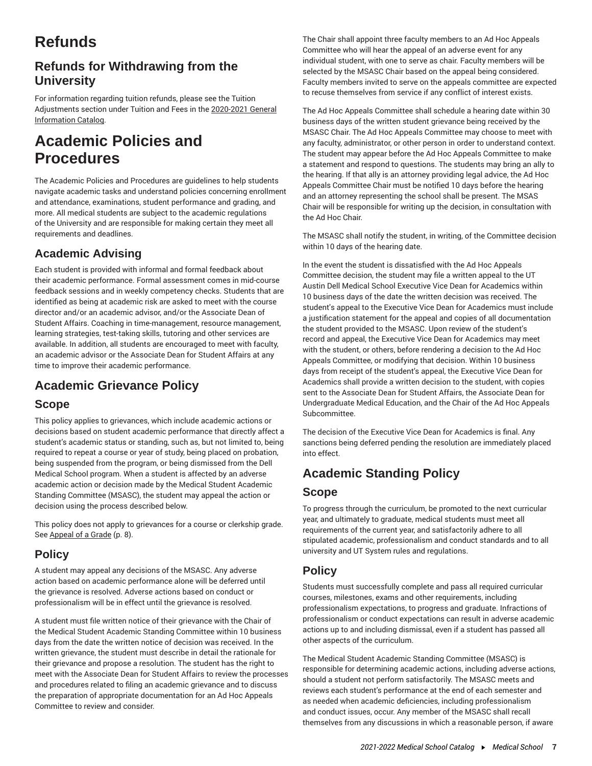# Refunds

## Refunds for Withdrawing from the University

For information regarding tuition refunds, please see the Tuition Adjustments section under Tuition and Fees in the 2020-2021 General Information Catalog.

# Academic Policies and Procedures

The Academic Policies and Procedures are guidelines to help students navigate academic tasks and understand policies concerning enrollment and attendance, examinations, student performance and grading, and more. All medical students are subject to the academic regulations of the University and are responsible for making certain they meet all requirements and deadlines.

## Academic Advising

Each student is provided with informal and formal feedback about their academic performance. Formal assessment comes in mid-course feedback sessions and in weekly competency checks. Students that are identified as being at academic risk are asked to meet with the course director and/or an academic advisor, and/or the Associate Dean of Student Affairs. Coaching in time-management, resource management, learning strategies, test-taking skills, tutoring and other services are available. In addition, all students are encouraged to meet with faculty, an academic advisor or the Associate Dean for Student Affairs at any time to improve their academic performance.

## Academic Grievance Policy

### Scope

This policy applies to grievances, which include academic actions or decisions based on student academic performance that directly affect a student's academic status or standing, such as, but not limited to, being required to repeat a course or year of study, being placed on probation, being suspended from the program, or being dismissed from the Dell Medical School program. When a student is affected by an adverse academic action or decision made by the Medical Student Academic Standing Committee (MSASC), the student may appeal the action or decision using the process described below.

This policy does not apply to grievances for a course or clerkship grade. See Appeal of a Grade (p. 8).

### Policy

A student may appeal any decisions of the MSASC. Any adverse action based on academic performance alone will be deferred until the grievance is resolved. Adverse actions based on conduct or professionalism will be in effect until the grievance is resolved.

A student must file written notice of their grievance with the Chair of the Medical Student Academic Standing Committee within 10 business days from the date the written notice of decision was received. In the written grievance, the student must describe in detail the rationale for their grievance and propose a resolution. The student has the right to meet with the Associate Dean for Student Affairs to review the processes and procedures related to filing an academic grievance and to discuss the preparation of appropriate documentation for an Ad Hoc Appeals Committee to review and consider.

The Chair shall appoint three faculty members to an Ad Hoc Appeals Committee who will hear the appeal of an adverse event for any individual student, with one to serve as chair. Faculty members will be selected by the MSASC Chair based on the appeal being considered. Faculty members invited to serve on the appeals committee are expected to recuse themselves from service if any conflict of interest exists.

The Ad Hoc Appeals Committee shall schedule a hearing date within 30 business days of the written student grievance being received by the MSASC Chair. The Ad Hoc Appeals Committee may choose to meet with any faculty, administrator, or other person in order to understand context. The student may appear before the Ad Hoc Appeals Committee to make a statement and respond to questions. The students may bring an ally to the hearing. If that ally is an attorney providing legal advice, the Ad Hoc Appeals Committee Chair must be notified 10 days before the hearing and an attorney representing the school shall be present. The MSAS Chair will be responsible for writing up the decision, in consultation with the Ad Hoc Chair.

The MSASC shall notify the student, in writing, of the Committee decision within 10 days of the hearing date.

In the event the student is dissatisfied with the Ad Hoc Appeals Committee decision, the student may file a written appeal to the UT Austin Dell Medical School Executive Vice Dean for Academics within 10 business days of the date the written decision was received. The student's appeal to the Executive Vice Dean for Academics must include a justification statement for the appeal and copies of all documentation the student provided to the MSASC. Upon review of the student's record and appeal, the Executive Vice Dean for Academics may meet with the student, or others, before rendering a decision to the Ad Hoc Appeals Committee, or modifying that decision. Within 10 business days from receipt of the student's appeal, the Executive Vice Dean for Academics shall provide a written decision to the student, with copies sent to the Associate Dean for Student Affairs, the Associate Dean for Undergraduate Medical Education, and the Chair of the Ad Hoc Appeals Subcommittee.

The decision of the Executive Vice Dean for Academics is final. Any sanctions being deferred pending the resolution are immediately placed into effect.

## Academic Standing Policy

### Scope

To progress through the curriculum, be promoted to the next curricular year, and ultimately to graduate, medical students must meet all requirements of the current year, and satisfactorily adhere to all stipulated academic, professionalism and conduct standards and to all university and UT System rules and regulations.

### Policy

Students must successfully complete and pass all required curricular courses, milestones, exams and other requirements, including professionalism expectations, to progress and graduate. Infractions of professionalism or conduct expectations can result in adverse academic actions up to and including dismissal, even if a student has passed all other aspects of the curriculum.

The Medical Student Academic Standing Committee (MSASC) is responsible for determining academic actions, including adverse actions, should a student not perform satisfactorily. The MSASC meets and reviews each student's performance at the end of each semester and as needed when academic deficiencies, including professionalism and conduct issues, occur. Any member of the MSASC shall recall themselves from any discussions in which a reasonable person, if aware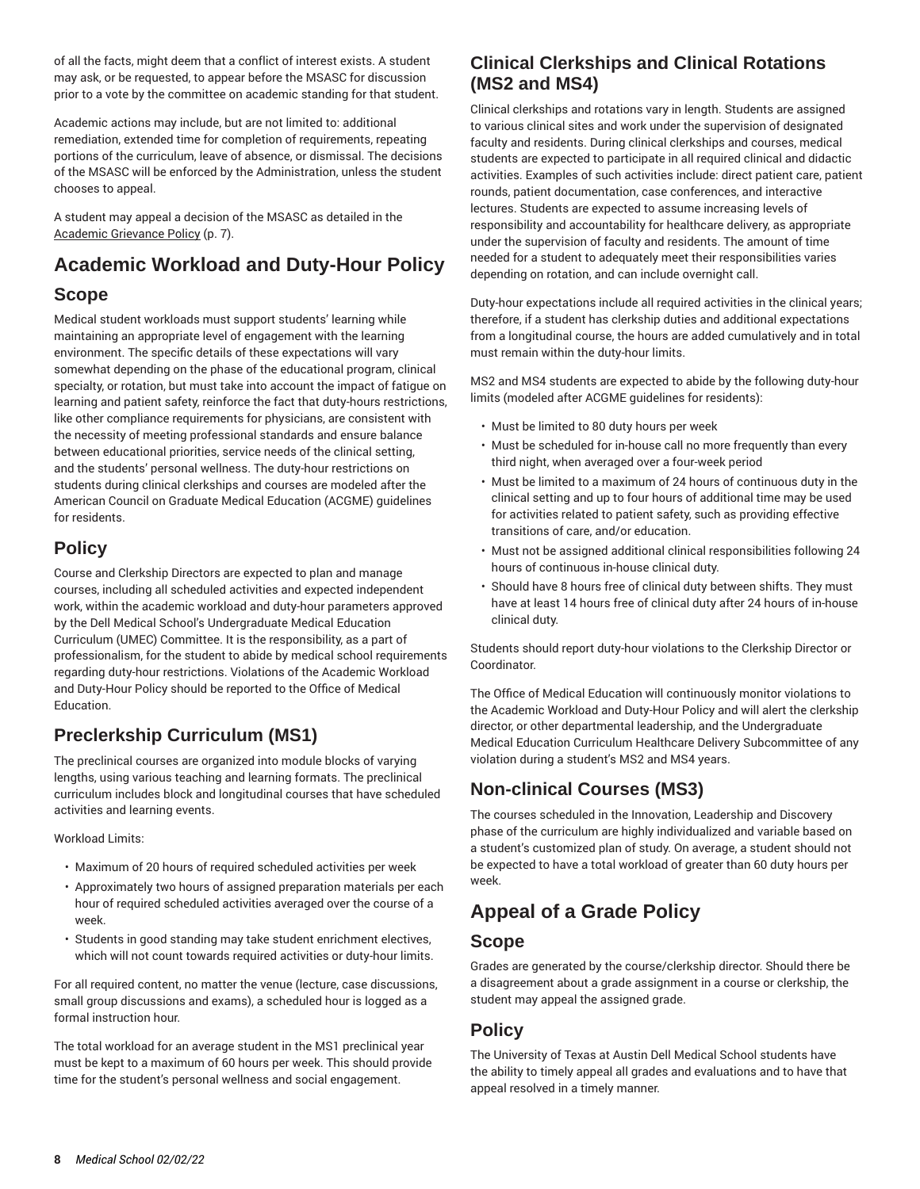of all the facts, might deem that a conflict of interest exists. A student may ask, or be requested, to appear before the MSASC for discussion prior to a vote by the committee on academic standing for that student.

Academic actions may include, but are not limited to: additional remediation, extended time for completion of requirements, repeating portions of the curriculum, leave of absence, or dismissal. The decisions of the MSASC will be enforced by the Administration, unless the student chooses to appeal.

A student may appeal a decision of the MSASC as detailed in the Academic Grievance Policy (p. 7).

# Academic Workload and Duty-Hour Policy

## Scope

Medical student workloads must support students' learning while maintaining an appropriate level of engagement with the learning environment. The specific details of these expectations will vary somewhat depending on the phase of the educational program, clinical specialty, or rotation, but must take into account the impact of fatigue on learning and patient safety, reinforce the fact that duty-hours restrictions, like other compliance requirements for physicians, are consistent with the necessity of meeting professional standards and ensure balance between educational priorities, service needs of the clinical setting, and the students' personal wellness. The duty-hour restrictions on students during clinical clerkships and courses are modeled after the American Council on Graduate Medical Education (ACGME) guidelines for residents.

## Policy

Course and Clerkship Directors are expected to plan and manage courses, including all scheduled activities and expected independent work, within the academic workload and duty-hour parameters approved by the Dell Medical School's Undergraduate Medical Education Curriculum (UMEC) Committee. It is the responsibility, as a part of professionalism, for the student to abide by medical school requirements regarding duty-hour restrictions. Violations of the Academic Workload and Duty-Hour Policy should be reported to the Office of Medical Education.

## Preclerkship Curriculum (MS1)

The preclinical courses are organized into module blocks of varying lengths, using various teaching and learning formats. The preclinical curriculum includes block and longitudinal courses that have scheduled activities and learning events.

Workload Limits:

- Maximum of 20 hours of required scheduled activities per week
- Approximately two hours of assigned preparation materials per each hour of required scheduled activities averaged over the course of a week.
- Students in good standing may take student enrichment electives, which will not count towards required activities or duty-hour limits.

For all required content, no matter the venue (lecture, case discussions, small group discussions and exams), a scheduled hour is logged as a formal instruction hour.

The total workload for an average student in the MS1 preclinical year must be kept to a maximum of 60 hours per week. This should provide time for the student's personal wellness and social engagement.

## Clinical Clerkships and Clinical Rotations (MS2 and MS4)

Clinical clerkships and rotations vary in length. Students are assigned to various clinical sites and work under the supervision of designated faculty and residents. During clinical clerkships and courses, medical students are expected to participate in all required clinical and didactic activities. Examples of such activities include: direct patient care, patient rounds, patient documentation, case conferences, and interactive lectures. Students are expected to assume increasing levels of responsibility and accountability for healthcare delivery, as appropriate under the supervision of faculty and residents. The amount of time needed for a student to adequately meet their responsibilities varies depending on rotation, and can include overnight call.

Duty-hour expectations include all required activities in the clinical years; therefore, if a student has clerkship duties and additional expectations from a longitudinal course, the hours are added cumulatively and in total must remain within the duty-hour limits.

MS2 and MS4 students are expected to abide by the following duty-hour limits (modeled after ACGME guidelines for residents):

- Must be limited to 80 duty hours per week
- Must be scheduled for in-house call no more frequently than every third night, when averaged over a four-week period
- Must be limited to a maximum of 24 hours of continuous duty in the clinical setting and up to four hours of additional time may be used for activities related to patient safety, such as providing effective transitions of care, and/or education.
- Must not be assigned additional clinical responsibilities following 24 hours of continuous in-house clinical duty.
- Should have 8 hours free of clinical duty between shifts. They must have at least 14 hours free of clinical duty after 24 hours of in-house clinical duty.

Students should report duty-hour violations to the Clerkship Director or Coordinator.

The Office of Medical Education will continuously monitor violations to the Academic Workload and Duty-Hour Policy and will alert the clerkship director, or other departmental leadership, and the Undergraduate Medical Education Curriculum Healthcare Delivery Subcommittee of any violation during a student's MS2 and MS4 years.

## Non-clinical Courses (MS3)

The courses scheduled in the Innovation, Leadership and Discovery phase of the curriculum are highly individualized and variable based on a student's customized plan of study. On average, a student should not be expected to have a total workload of greater than 60 duty hours per week.

# Appeal of a Grade Policy

## Scope

Grades are generated by the course/clerkship director. Should there be a disagreement about a grade assignment in a course or clerkship, the student may appeal the assigned grade.

## Policy

The University of Texas at Austin Dell Medical School students have the ability to timely appeal all grades and evaluations and to have that appeal resolved in a timely manner.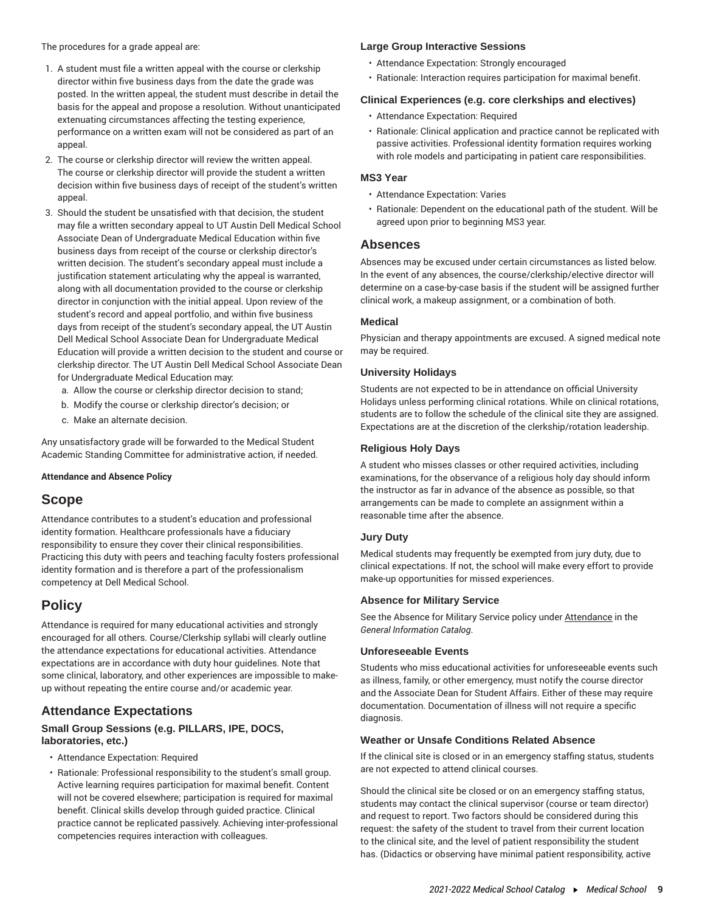The procedures for a grade appeal are:

1. A student must file a written appeal with the course or clerkship director within five business days from the date the grade was posted. In the written appeal, the student must describe in detail the basis for the appeal and propose a resolution. Without unanticipated extenuating circumstances affecting the testing experience, performance on a written exam will not be considered as part of an appeal.
2. The course or clerkship director will review the written appeal. The course or clerkship director will provide the student a written decision within five business days of receipt of the student's written appeal.
3. Should the student be unsatisfied with that decision, the student may file a written secondary appeal to UT Austin Dell Medical School Associate Dean of Undergraduate Medical Education within five business days from receipt of the course or clerkship director's written decision. The student's secondary appeal must include a justification statement articulating why the appeal is warranted, along with all documentation provided to the course or clerkship director in conjunction with the initial appeal. Upon review of the student's record and appeal portfolio, and within five business days from receipt of the student's secondary appeal, the UT Austin Dell Medical School Associate Dean for Undergraduate Medical Education will provide a written decision to the student and course or clerkship director. The UT Austin Dell Medical School Associate Dean for Undergraduate Medical Education may:
    a. Allow the course or clerkship director decision to stand;
    b. Modify the course or clerkship director's decision; or
    c. Make an alternate decision.

Any unsatisfactory grade will be forwarded to the Medical Student Academic Standing Committee for administrative action, if needed.

**Attendance and Absence Policy**

## Scope

Attendance contributes to a student's education and professional identity formation. Healthcare professionals have a fiduciary responsibility to ensure they cover their clinical responsibilities. Practicing this duty with peers and teaching faculty fosters professional identity formation and is therefore a part of the professionalism competency at Dell Medical School.

## Policy

Attendance is required for many educational activities and strongly encouraged for all others. Course/Clerkship syllabi will clearly outline the attendance expectations for educational activities. Attendance expectations are in accordance with duty hour guidelines. Note that some clinical, laboratory, and other experiences are impossible to make-up without repeating the entire course and/or academic year.

### Attendance Expectations

#### Small Group Sessions (e.g. PILLARS, IPE, DOCS, laboratories, etc.)

- Attendance Expectation: Required
- Rationale: Professional responsibility to the student's small group. Active learning requires participation for maximal benefit. Content will not be covered elsewhere; participation is required for maximal benefit. Clinical skills develop through guided practice. Clinical practice cannot be replicated passively. Achieving inter-professional competencies requires interaction with colleagues.

#### Large Group Interactive Sessions

- Attendance Expectation: Strongly encouraged
- Rationale: Interaction requires participation for maximal benefit.

#### Clinical Experiences (e.g. core clerkships and electives)

- Attendance Expectation: Required
- Rationale: Clinical application and practice cannot be replicated with passive activities. Professional identity formation requires working with role models and participating in patient care responsibilities.

#### MS3 Year

- Attendance Expectation: Varies
- Rationale: Dependent on the educational path of the student. Will be agreed upon prior to beginning MS3 year.

### Absences

Absences may be excused under certain circumstances as listed below. In the event of any absences, the course/clerkship/elective director will determine on a case-by-case basis if the student will be assigned further clinical work, a makeup assignment, or a combination of both.

#### Medical

Physician and therapy appointments are excused. A signed medical note may be required.

#### University Holidays

Students are not expected to be in attendance on official University Holidays unless performing clinical rotations. While on clinical rotations, students are to follow the schedule of the clinical site they are assigned. Expectations are at the discretion of the clerkship/rotation leadership.

#### Religious Holy Days

A student who misses classes or other required activities, including examinations, for the observance of a religious holy day should inform the instructor as far in advance of the absence as possible, so that arrangements can be made to complete an assignment within a reasonable time after the absence.

#### Jury Duty

Medical students may frequently be exempted from jury duty, due to clinical expectations. If not, the school will make every effort to provide make-up opportunities for missed experiences.

#### Absence for Military Service

See the Absence for Military Service policy under Attendance in the *General Information Catalog*.

#### Unforeseeable Events

Students who miss educational activities for unforeseeable events such as illness, family, or other emergency, must notify the course director and the Associate Dean for Student Affairs. Either of these may require documentation. Documentation of illness will not require a specific diagnosis.

#### Weather or Unsafe Conditions Related Absence

If the clinical site is closed or in an emergency staffing status, students are not expected to attend clinical courses.

Should the clinical site be closed or on an emergency staffing status, students may contact the clinical supervisor (course or team director) and request to report. Two factors should be considered during this request: the safety of the student to travel from their current location to the clinical site, and the level of patient responsibility the student has. (Didactics or observing have minimal patient responsibility, active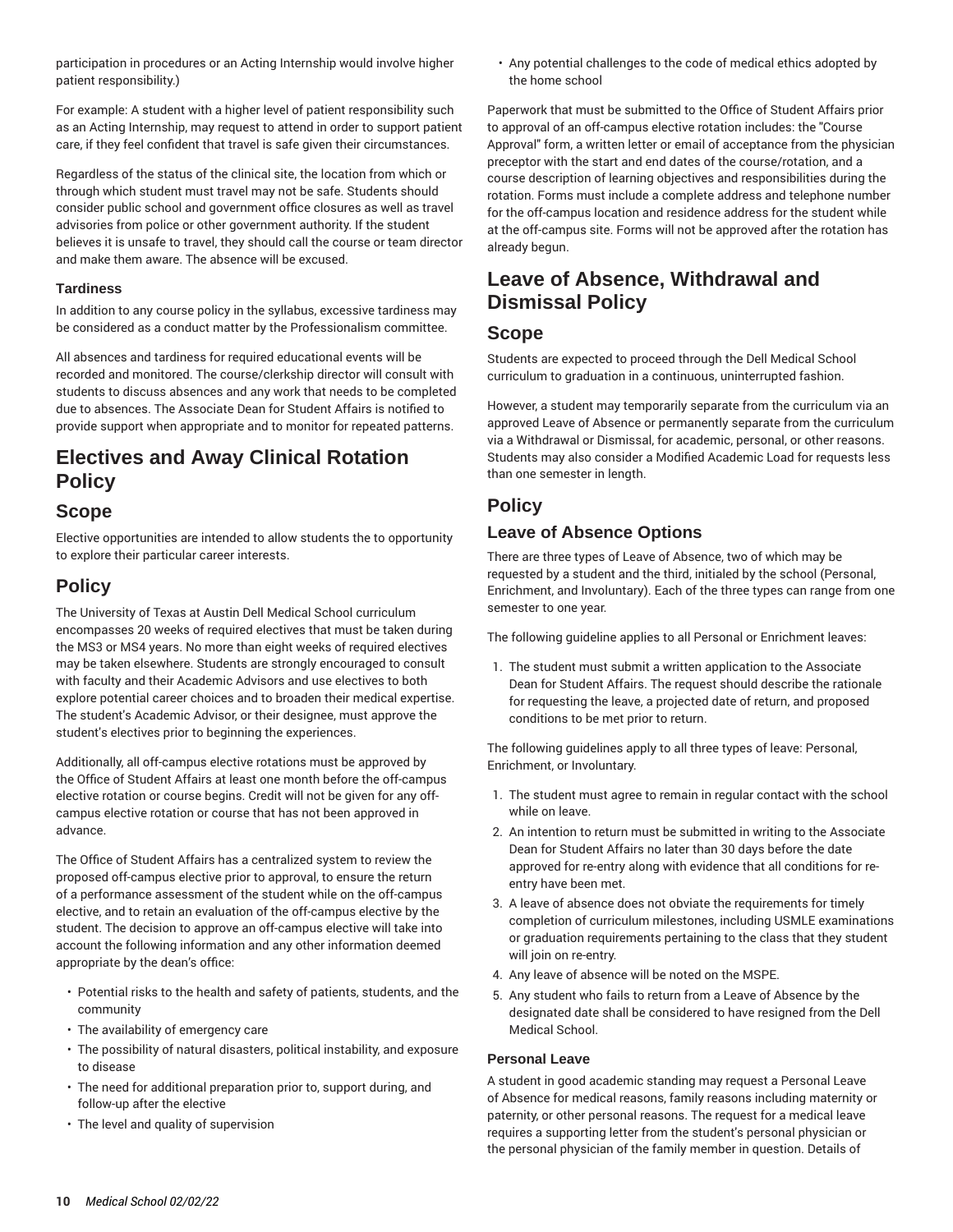participation in procedures or an Acting Internship would involve higher patient responsibility.)

For example: A student with a higher level of patient responsibility such as an Acting Internship, may request to attend in order to support patient care, if they feel confident that travel is safe given their circumstances.

Regardless of the status of the clinical site, the location from which or through which student must travel may not be safe. Students should consider public school and government office closures as well as travel advisories from police or other government authority. If the student believes it is unsafe to travel, they should call the course or team director and make them aware. The absence will be excused.

#### Tardiness

In addition to any course policy in the syllabus, excessive tardiness may be considered as a conduct matter by the Professionalism committee.

All absences and tardiness for required educational events will be recorded and monitored. The course/clerkship director will consult with students to discuss absences and any work that needs to be completed due to absences. The Associate Dean for Student Affairs is notified to provide support when appropriate and to monitor for repeated patterns.

## Electives and Away Clinical Rotation Policy

### Scope

Elective opportunities are intended to allow students the to opportunity to explore their particular career interests.

### Policy

The University of Texas at Austin Dell Medical School curriculum encompasses 20 weeks of required electives that must be taken during the MS3 or MS4 years. No more than eight weeks of required electives may be taken elsewhere. Students are strongly encouraged to consult with faculty and their Academic Advisors and use electives to both explore potential career choices and to broaden their medical expertise. The student's Academic Advisor, or their designee, must approve the student's electives prior to beginning the experiences.

Additionally, all off-campus elective rotations must be approved by the Office of Student Affairs at least one month before the off-campus elective rotation or course begins. Credit will not be given for any off-campus elective rotation or course that has not been approved in advance.

The Office of Student Affairs has a centralized system to review the proposed off-campus elective prior to approval, to ensure the return of a performance assessment of the student while on the off-campus elective, and to retain an evaluation of the off-campus elective by the student. The decision to approve an off-campus elective will take into account the following information and any other information deemed appropriate by the dean's office:

- Potential risks to the health and safety of patients, students, and the community
- The availability of emergency care
- The possibility of natural disasters, political instability, and exposure to disease
- The need for additional preparation prior to, support during, and follow-up after the elective
- The level and quality of supervision
- Any potential challenges to the code of medical ethics adopted by the home school

Paperwork that must be submitted to the Office of Student Affairs prior to approval of an off-campus elective rotation includes: the "Course Approval" form, a written letter or email of acceptance from the physician preceptor with the start and end dates of the course/rotation, and a course description of learning objectives and responsibilities during the rotation. Forms must include a complete address and telephone number for the off-campus location and residence address for the student while at the off-campus site. Forms will not be approved after the rotation has already begun.

## Leave of Absence, Withdrawal and Dismissal Policy

### Scope

Students are expected to proceed through the Dell Medical School curriculum to graduation in a continuous, uninterrupted fashion.

However, a student may temporarily separate from the curriculum via an approved Leave of Absence or permanently separate from the curriculum via a Withdrawal or Dismissal, for academic, personal, or other reasons. Students may also consider a Modified Academic Load for requests less than one semester in length.

### Policy

#### Leave of Absence Options

There are three types of Leave of Absence, two of which may be requested by a student and the third, initialed by the school (Personal, Enrichment, and Involuntary). Each of the three types can range from one semester to one year.

The following guideline applies to all Personal or Enrichment leaves:

1. The student must submit a written application to the Associate Dean for Student Affairs. The request should describe the rationale for requesting the leave, a projected date of return, and proposed conditions to be met prior to return.

The following guidelines apply to all three types of leave: Personal, Enrichment, or Involuntary.

1. The student must agree to remain in regular contact with the school while on leave.
2. An intention to return must be submitted in writing to the Associate Dean for Student Affairs no later than 30 days before the date approved for re-entry along with evidence that all conditions for re-entry have been met.
3. A leave of absence does not obviate the requirements for timely completion of curriculum milestones, including USMLE examinations or graduation requirements pertaining to the class that they student will join on re-entry.
4. Any leave of absence will be noted on the MSPE.
5. Any student who fails to return from a Leave of Absence by the designated date shall be considered to have resigned from the Dell Medical School.

##### Personal Leave

A student in good academic standing may request a Personal Leave of Absence for medical reasons, family reasons including maternity or paternity, or other personal reasons. The request for a medical leave requires a supporting letter from the student's personal physician or the personal physician of the family member in question. Details of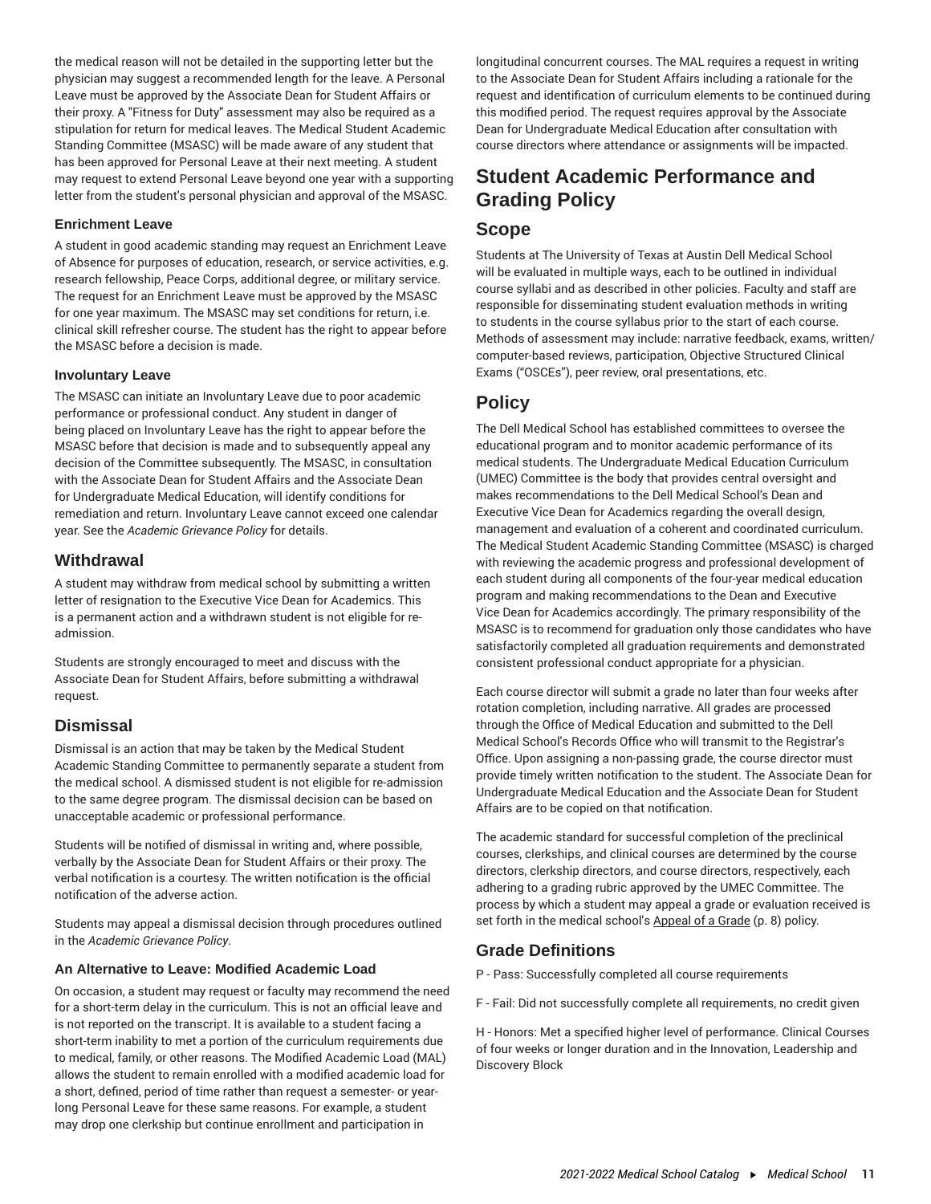the medical reason will not be detailed in the supporting letter but the physician may suggest a recommended length for the leave. A Personal Leave must be approved by the Associate Dean for Student Affairs or their proxy. A "Fitness for Duty" assessment may also be required as a stipulation for return for medical leaves. The Medical Student Academic Standing Committee (MSASC) will be made aware of any student that has been approved for Personal Leave at their next meeting. A student may request to extend Personal Leave beyond one year with a supporting letter from the student's personal physician and approval of the MSASC.

### Enrichment Leave

A student in good academic standing may request an Enrichment Leave of Absence for purposes of education, research, or service activities, e.g. research fellowship, Peace Corps, additional degree, or military service. The request for an Enrichment Leave must be approved by the MSASC for one year maximum. The MSASC may set conditions for return, i.e. clinical skill refresher course. The student has the right to appear before the MSASC before a decision is made.

### Involuntary Leave

The MSASC can initiate an Involuntary Leave due to poor academic performance or professional conduct. Any student in danger of being placed on Involuntary Leave has the right to appear before the MSASC before that decision is made and to subsequently appeal any decision of the Committee subsequently. The MSASC, in consultation with the Associate Dean for Student Affairs and the Associate Dean for Undergraduate Medical Education, will identify conditions for remediation and return. Involuntary Leave cannot exceed one calendar year. See the *Academic Grievance Policy* for details.

## Withdrawal

A student may withdraw from medical school by submitting a written letter of resignation to the Executive Vice Dean for Academics. This is a permanent action and a withdrawn student is not eligible for re-admission.

Students are strongly encouraged to meet and discuss with the Associate Dean for Student Affairs, before submitting a withdrawal request.

## Dismissal

Dismissal is an action that may be taken by the Medical Student Academic Standing Committee to permanently separate a student from the medical school. A dismissed student is not eligible for re-admission to the same degree program. The dismissal decision can be based on unacceptable academic or professional performance.

Students will be notified of dismissal in writing and, where possible, verbally by the Associate Dean for Student Affairs or their proxy. The verbal notification is a courtesy. The written notification is the official notification of the adverse action.

Students may appeal a dismissal decision through procedures outlined in the *Academic Grievance Policy*.

### An Alternative to Leave: Modified Academic Load

On occasion, a student may request or faculty may recommend the need for a short-term delay in the curriculum. This is not an official leave and is not reported on the transcript. It is available to a student facing a short-term inability to met a portion of the curriculum requirements due to medical, family, or other reasons. The Modified Academic Load (MAL) allows the student to remain enrolled with a modified academic load for a short, defined, period of time rather than request a semester- or year-long Personal Leave for these same reasons. For example, a student may drop one clerkship but continue enrollment and participation in longitudinal concurrent courses. The MAL requires a request in writing to the Associate Dean for Student Affairs including a rationale for the request and identification of curriculum elements to be continued during this modified period. The request requires approval by the Associate Dean for Undergraduate Medical Education after consultation with course directors where attendance or assignments will be impacted.

# Student Academic Performance and Grading Policy

## Scope

Students at The University of Texas at Austin Dell Medical School will be evaluated in multiple ways, each to be outlined in individual course syllabi and as described in other policies. Faculty and staff are responsible for disseminating student evaluation methods in writing to students in the course syllabus prior to the start of each course. Methods of assessment may include: narrative feedback, exams, written/computer-based reviews, participation, Objective Structured Clinical Exams ("OSCEs"), peer review, oral presentations, etc.

## Policy

The Dell Medical School has established committees to oversee the educational program and to monitor academic performance of its medical students. The Undergraduate Medical Education Curriculum (UMEC) Committee is the body that provides central oversight and makes recommendations to the Dell Medical School's Dean and Executive Vice Dean for Academics regarding the overall design, management and evaluation of a coherent and coordinated curriculum. The Medical Student Academic Standing Committee (MSASC) is charged with reviewing the academic progress and professional development of each student during all components of the four-year medical education program and making recommendations to the Dean and Executive Vice Dean for Academics accordingly. The primary responsibility of the MSASC is to recommend for graduation only those candidates who have satisfactorily completed all graduation requirements and demonstrated consistent professional conduct appropriate for a physician.

Each course director will submit a grade no later than four weeks after rotation completion, including narrative. All grades are processed through the Office of Medical Education and submitted to the Dell Medical School's Records Office who will transmit to the Registrar's Office. Upon assigning a non-passing grade, the course director must provide timely written notification to the student. The Associate Dean for Undergraduate Medical Education and the Associate Dean for Student Affairs are to be copied on that notification.

The academic standard for successful completion of the preclinical courses, clerkships, and clinical courses are determined by the course directors, clerkship directors, and course directors, respectively, each adhering to a grading rubric approved by the UMEC Committee. The process by which a student may appeal a grade or evaluation received is set forth in the medical school's Appeal of a Grade (p. 8) policy.

## Grade Definitions

P - Pass: Successfully completed all course requirements

F - Fail: Did not successfully complete all requirements, no credit given

H - Honors: Met a specified higher level of performance. Clinical Courses of four weeks or longer duration and in the Innovation, Leadership and Discovery Block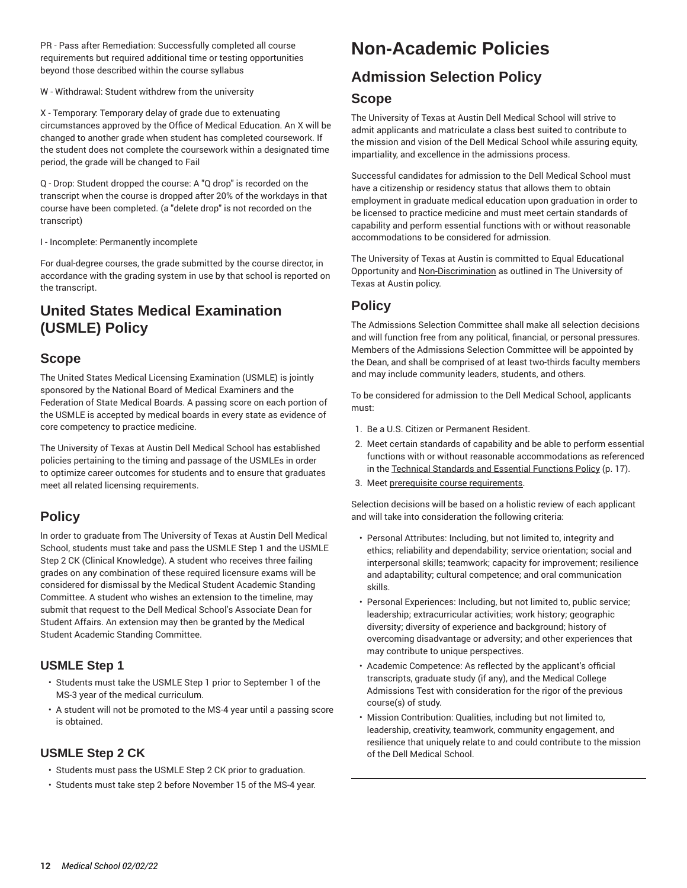PR - Pass after Remediation: Successfully completed all course requirements but required additional time or testing opportunities beyond those described within the course syllabus

W - Withdrawal: Student withdrew from the university

X - Temporary: Temporary delay of grade due to extenuating circumstances approved by the Office of Medical Education. An X will be changed to another grade when student has completed coursework. If the student does not complete the coursework within a designated time period, the grade will be changed to Fail

Q - Drop: Student dropped the course: A "Q drop" is recorded on the transcript when the course is dropped after 20% of the workdays in that course have been completed. (a "delete drop" is not recorded on the transcript)

I - Incomplete: Permanently incomplete

For dual-degree courses, the grade submitted by the course director, in accordance with the grading system in use by that school is reported on the transcript.

## United States Medical Examination (USMLE) Policy

### Scope

The United States Medical Licensing Examination (USMLE) is jointly sponsored by the National Board of Medical Examiners and the Federation of State Medical Boards. A passing score on each portion of the USMLE is accepted by medical boards in every state as evidence of core competency to practice medicine.

The University of Texas at Austin Dell Medical School has established policies pertaining to the timing and passage of the USMLEs in order to optimize career outcomes for students and to ensure that graduates meet all related licensing requirements.

### Policy

In order to graduate from The University of Texas at Austin Dell Medical School, students must take and pass the USMLE Step 1 and the USMLE Step 2 CK (Clinical Knowledge). A student who receives three failing grades on any combination of these required licensure exams will be considered for dismissal by the Medical Student Academic Standing Committee. A student who wishes an extension to the timeline, may submit that request to the Dell Medical School's Associate Dean for Student Affairs. An extension may then be granted by the Medical Student Academic Standing Committee.

#### USMLE Step 1

- Students must take the USMLE Step 1 prior to September 1 of the MS-3 year of the medical curriculum.
- A student will not be promoted to the MS-4 year until a passing score is obtained.

#### USMLE Step 2 CK

- Students must pass the USMLE Step 2 CK prior to graduation.
- Students must take step 2 before November 15 of the MS-4 year.

# Non-Academic Policies

## Admission Selection Policy

### Scope

The University of Texas at Austin Dell Medical School will strive to admit applicants and matriculate a class best suited to contribute to the mission and vision of the Dell Medical School while assuring equity, impartiality, and excellence in the admissions process.

Successful candidates for admission to the Dell Medical School must have a citizenship or residency status that allows them to obtain employment in graduate medical education upon graduation in order to be licensed to practice medicine and must meet certain standards of capability and perform essential functions with or without reasonable accommodations to be considered for admission.

The University of Texas at Austin is committed to Equal Educational Opportunity and Non-Discrimination as outlined in The University of Texas at Austin policy.

### Policy

The Admissions Selection Committee shall make all selection decisions and will function free from any political, financial, or personal pressures. Members of the Admissions Selection Committee will be appointed by the Dean, and shall be comprised of at least two-thirds faculty members and may include community leaders, students, and others.

To be considered for admission to the Dell Medical School, applicants must:

1. Be a U.S. Citizen or Permanent Resident.
2. Meet certain standards of capability and be able to perform essential functions with or without reasonable accommodations as referenced in the Technical Standards and Essential Functions Policy (p. 17).
3. Meet prerequisite course requirements.

Selection decisions will be based on a holistic review of each applicant and will take into consideration the following criteria:

- Personal Attributes: Including, but not limited to, integrity and ethics; reliability and dependability; service orientation; social and interpersonal skills; teamwork; capacity for improvement; resilience and adaptability; cultural competence; and oral communication skills.
- Personal Experiences: Including, but not limited to, public service; leadership; extracurricular activities; work history; geographic diversity; diversity of experience and background; history of overcoming disadvantage or adversity; and other experiences that may contribute to unique perspectives.
- Academic Competence: As reflected by the applicant's official transcripts, graduate study (if any), and the Medical College Admissions Test with consideration for the rigor of the previous course(s) of study.
- Mission Contribution: Qualities, including but not limited to, leadership, creativity, teamwork, community engagement, and resilience that uniquely relate to and could contribute to the mission of the Dell Medical School.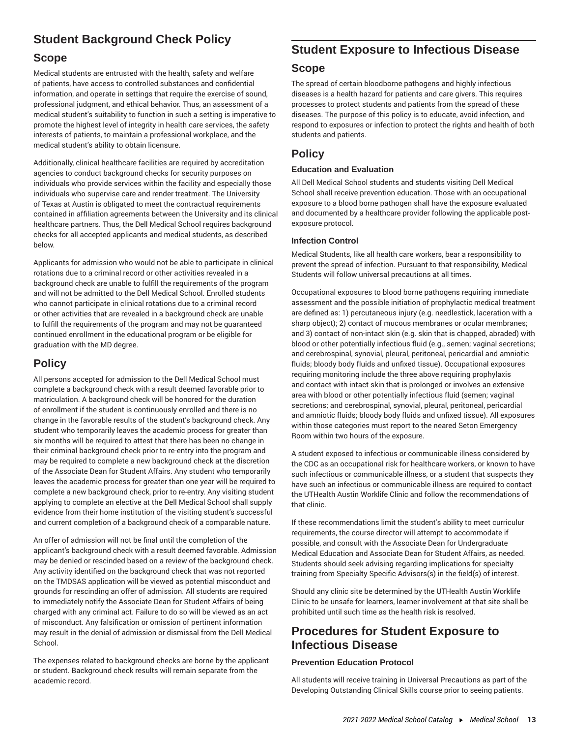## Student Background Check Policy

### Scope

Medical students are entrusted with the health, safety and welfare of patients, have access to controlled substances and confidential information, and operate in settings that require the exercise of sound, professional judgment, and ethical behavior. Thus, an assessment of a medical student's suitability to function in such a setting is imperative to promote the highest level of integrity in health care services, the safety interests of patients, to maintain a professional workplace, and the medical student's ability to obtain licensure.

Additionally, clinical healthcare facilities are required by accreditation agencies to conduct background checks for security purposes on individuals who provide services within the facility and especially those individuals who supervise care and render treatment. The University of Texas at Austin is obligated to meet the contractual requirements contained in affiliation agreements between the University and its clinical healthcare partners. Thus, the Dell Medical School requires background checks for all accepted applicants and medical students, as described below.

Applicants for admission who would not be able to participate in clinical rotations due to a criminal record or other activities revealed in a background check are unable to fulfill the requirements of the program and will not be admitted to the Dell Medical School. Enrolled students who cannot participate in clinical rotations due to a criminal record or other activities that are revealed in a background check are unable to fulfill the requirements of the program and may not be guaranteed continued enrollment in the educational program or be eligible for graduation with the MD degree.

### Policy

All persons accepted for admission to the Dell Medical School must complete a background check with a result deemed favorable prior to matriculation. A background check will be honored for the duration of enrollment if the student is continuously enrolled and there is no change in the favorable results of the student's background check. Any student who temporarily leaves the academic process for greater than six months will be required to attest that there has been no change in their criminal background check prior to re-entry into the program and may be required to complete a new background check at the discretion of the Associate Dean for Student Affairs. Any student who temporarily leaves the academic process for greater than one year will be required to complete a new background check, prior to re-entry. Any visiting student applying to complete an elective at the Dell Medical School shall supply evidence from their home institution of the visiting student's successful and current completion of a background check of a comparable nature.

An offer of admission will not be final until the completion of the applicant's background check with a result deemed favorable. Admission may be denied or rescinded based on a review of the background check. Any activity identified on the background check that was not reported on the TMDSAS application will be viewed as potential misconduct and grounds for rescinding an offer of admission. All students are required to immediately notify the Associate Dean for Student Affairs of being charged with any criminal act. Failure to do so will be viewed as an act of misconduct. Any falsification or omission of pertinent information may result in the denial of admission or dismissal from the Dell Medical School.

The expenses related to background checks are borne by the applicant or student. Background check results will remain separate from the academic record.

## Student Exposure to Infectious Disease

### Scope

The spread of certain bloodborne pathogens and highly infectious diseases is a health hazard for patients and care givers. This requires processes to protect students and patients from the spread of these diseases. The purpose of this policy is to educate, avoid infection, and respond to exposures or infection to protect the rights and health of both students and patients.

### Policy

#### Education and Evaluation

All Dell Medical School students and students visiting Dell Medical School shall receive prevention education. Those with an occupational exposure to a blood borne pathogen shall have the exposure evaluated and documented by a healthcare provider following the applicable post-exposure protocol.

#### Infection Control

Medical Students, like all health care workers, bear a responsibility to prevent the spread of infection. Pursuant to that responsibility, Medical Students will follow universal precautions at all times.

Occupational exposures to blood borne pathogens requiring immediate assessment and the possible initiation of prophylactic medical treatment are defined as: 1) percutaneous injury (e.g. needlestick, laceration with a sharp object); 2) contact of mucous membranes or ocular membranes; and 3) contact of non-intact skin (e.g. skin that is chapped, abraded) with blood or other potentially infectious fluid (e.g., semen; vaginal secretions; and cerebrospinal, synovial, pleural, peritoneal, pericardial and amniotic fluids; bloody body fluids and unfixed tissue). Occupational exposures requiring monitoring include the three above requiring prophylaxis and contact with intact skin that is prolonged or involves an extensive area with blood or other potentially infectious fluid (semen; vaginal secretions; and cerebrospinal, synovial, pleural, peritoneal, pericardial and amniotic fluids; bloody body fluids and unfixed tissue). All exposures within those categories must report to the neared Seton Emergency Room within two hours of the exposure.

A student exposed to infectious or communicable illness considered by the CDC as an occupational risk for healthcare workers, or known to have such infectious or communicable illness, or a student that suspects they have such an infectious or communicable illness are required to contact the UTHealth Austin Worklife Clinic and follow the recommendations of that clinic.

If these recommendations limit the student's ability to meet curriculur requirements, the course director will attempt to accommodate if possible, and consult with the Associate Dean for Undergraduate Medical Education and Associate Dean for Student Affairs, as needed. Students should seek advising regarding implications for specialty training from Specialty Specific Advisors(s) in the field(s) of interest.

Should any clinic site be determined by the UTHealth Austin Worklife Clinic to be unsafe for learners, learner involvement at that site shall be prohibited until such time as the health risk is resolved.

## Procedures for Student Exposure to Infectious Disease

#### Prevention Education Protocol

All students will receive training in Universal Precautions as part of the Developing Outstanding Clinical Skills course prior to seeing patients.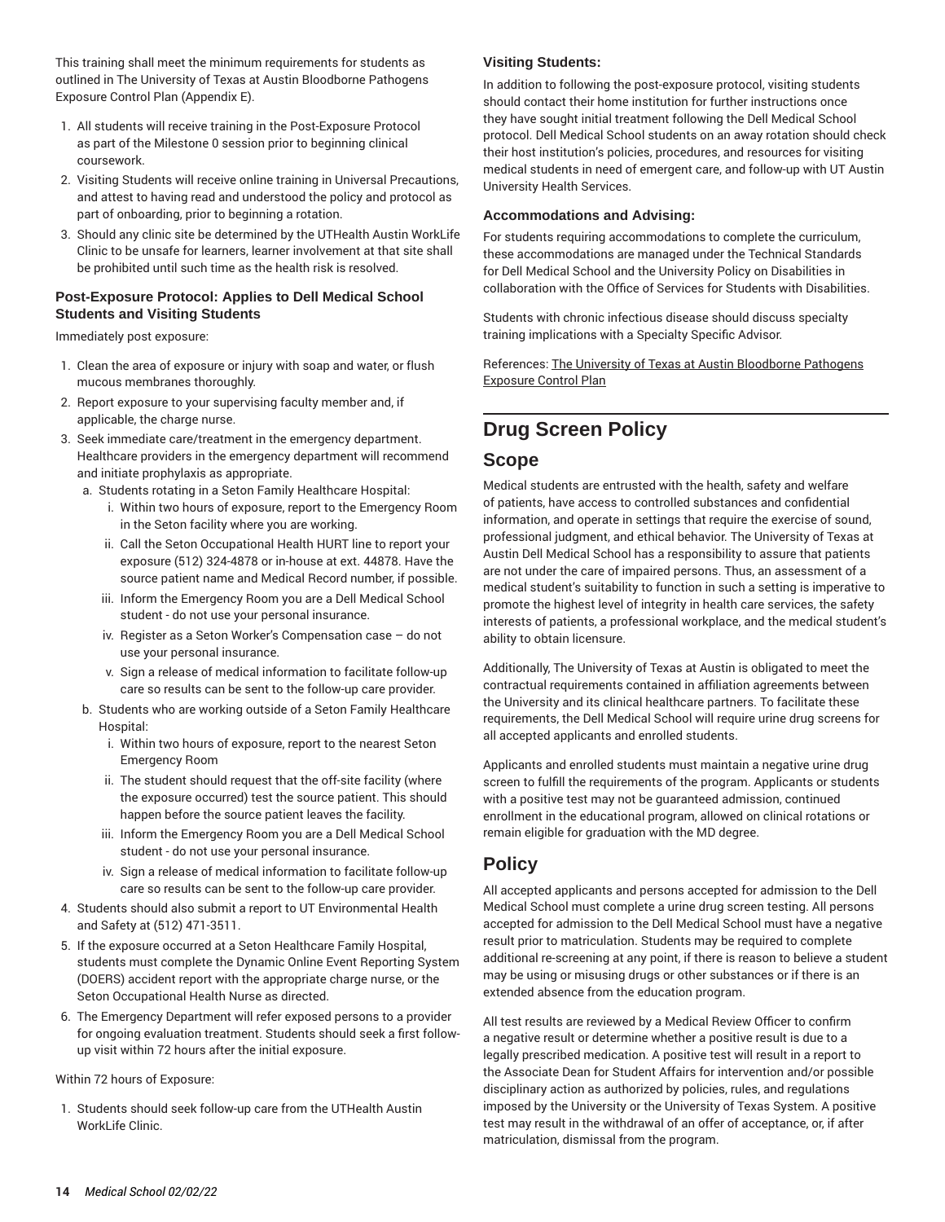This training shall meet the minimum requirements for students as outlined in The University of Texas at Austin Bloodborne Pathogens Exposure Control Plan (Appendix E).

1. All students will receive training in the Post-Exposure Protocol as part of the Milestone 0 session prior to beginning clinical coursework.
2. Visiting Students will receive online training in Universal Precautions, and attest to having read and understood the policy and protocol as part of onboarding, prior to beginning a rotation.
3. Should any clinic site be determined by the UTHealth Austin WorkLife Clinic to be unsafe for learners, learner involvement at that site shall be prohibited until such time as the health risk is resolved.

#### Post-Exposure Protocol: Applies to Dell Medical School Students and Visiting Students

Immediately post exposure:

1. Clean the area of exposure or injury with soap and water, or flush mucous membranes thoroughly.
2. Report exposure to your supervising faculty member and, if applicable, the charge nurse.
3. Seek immediate care/treatment in the emergency department. Healthcare providers in the emergency department will recommend and initiate prophylaxis as appropriate.
   a. Students rotating in a Seton Family Healthcare Hospital:
      i. Within two hours of exposure, report to the Emergency Room in the Seton facility where you are working.
      ii. Call the Seton Occupational Health HURT line to report your exposure (512) 324-4878 or in-house at ext. 44878. Have the source patient name and Medical Record number, if possible.
      iii. Inform the Emergency Room you are a Dell Medical School student - do not use your personal insurance.
      iv. Register as a Seton Worker's Compensation case – do not use your personal insurance.
      v. Sign a release of medical information to facilitate follow-up care so results can be sent to the follow-up care provider.
   b. Students who are working outside of a Seton Family Healthcare Hospital:
      i. Within two hours of exposure, report to the nearest Seton Emergency Room
      ii. The student should request that the off-site facility (where the exposure occurred) test the source patient. This should happen before the source patient leaves the facility.
      iii. Inform the Emergency Room you are a Dell Medical School student - do not use your personal insurance.
      iv. Sign a release of medical information to facilitate follow-up care so results can be sent to the follow-up care provider.
4. Students should also submit a report to UT Environmental Health and Safety at (512) 471-3511.
5. If the exposure occurred at a Seton Healthcare Family Hospital, students must complete the Dynamic Online Event Reporting System (DOERS) accident report with the appropriate charge nurse, or the Seton Occupational Health Nurse as directed.
6. The Emergency Department will refer exposed persons to a provider for ongoing evaluation treatment. Students should seek a first follow-up visit within 72 hours after the initial exposure.

Within 72 hours of Exposure:

1. Students should seek follow-up care from the UTHealth Austin WorkLife Clinic.

#### Visiting Students:

In addition to following the post-exposure protocol, visiting students should contact their home institution for further instructions once they have sought initial treatment following the Dell Medical School protocol. Dell Medical School students on an away rotation should check their host institution's policies, procedures, and resources for visiting medical students in need of emergent care, and follow-up with UT Austin University Health Services.

#### Accommodations and Advising:

For students requiring accommodations to complete the curriculum, these accommodations are managed under the Technical Standards for Dell Medical School and the University Policy on Disabilities in collaboration with the Office of Services for Students with Disabilities.

Students with chronic infectious disease should discuss specialty training implications with a Specialty Specific Advisor.

References: The University of Texas at Austin Bloodborne Pathogens Exposure Control Plan

## Drug Screen Policy

### Scope

Medical students are entrusted with the health, safety and welfare of patients, have access to controlled substances and confidential information, and operate in settings that require the exercise of sound, professional judgment, and ethical behavior. The University of Texas at Austin Dell Medical School has a responsibility to assure that patients are not under the care of impaired persons. Thus, an assessment of a medical student's suitability to function in such a setting is imperative to promote the highest level of integrity in health care services, the safety interests of patients, a professional workplace, and the medical student's ability to obtain licensure.

Additionally, The University of Texas at Austin is obligated to meet the contractual requirements contained in affiliation agreements between the University and its clinical healthcare partners. To facilitate these requirements, the Dell Medical School will require urine drug screens for all accepted applicants and enrolled students.

Applicants and enrolled students must maintain a negative urine drug screen to fulfill the requirements of the program. Applicants or students with a positive test may not be guaranteed admission, continued enrollment in the educational program, allowed on clinical rotations or remain eligible for graduation with the MD degree.

### Policy

All accepted applicants and persons accepted for admission to the Dell Medical School must complete a urine drug screen testing. All persons accepted for admission to the Dell Medical School must have a negative result prior to matriculation. Students may be required to complete additional re-screening at any point, if there is reason to believe a student may be using or misusing drugs or other substances or if there is an extended absence from the education program.

All test results are reviewed by a Medical Review Officer to confirm a negative result or determine whether a positive result is due to a legally prescribed medication. A positive test will result in a report to the Associate Dean for Student Affairs for intervention and/or possible disciplinary action as authorized by policies, rules, and regulations imposed by the University or the University of Texas System. A positive test may result in the withdrawal of an offer of acceptance, or, if after matriculation, dismissal from the program.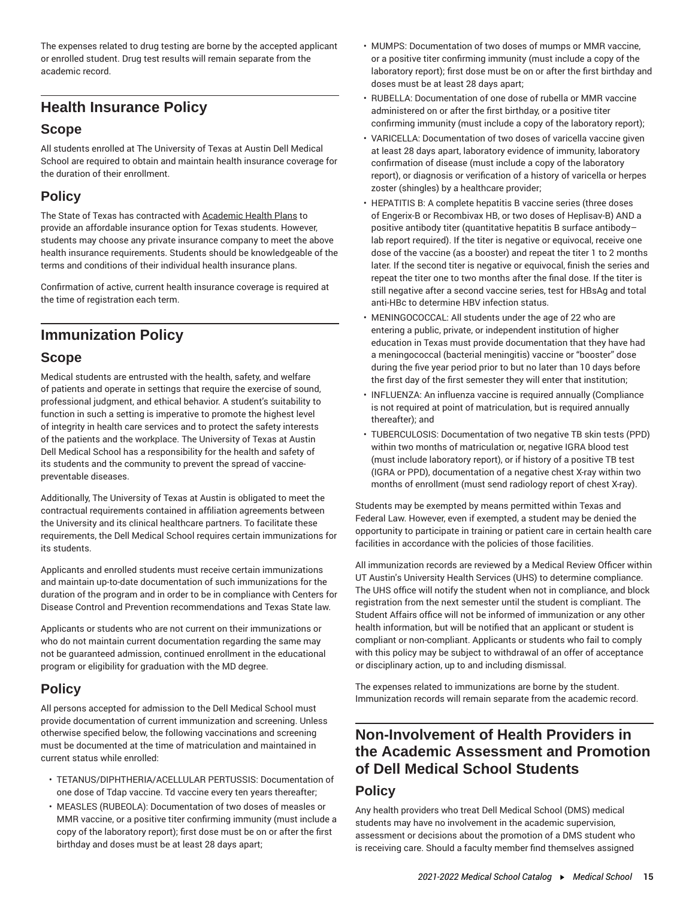The expenses related to drug testing are borne by the accepted applicant or enrolled student. Drug test results will remain separate from the academic record.

## Health Insurance Policy

### Scope

All students enrolled at The University of Texas at Austin Dell Medical School are required to obtain and maintain health insurance coverage for the duration of their enrollment.

### Policy

The State of Texas has contracted with Academic Health Plans to provide an affordable insurance option for Texas students. However, students may choose any private insurance company to meet the above health insurance requirements. Students should be knowledgeable of the terms and conditions of their individual health insurance plans.

Confirmation of active, current health insurance coverage is required at the time of registration each term.

## Immunization Policy

### Scope

Medical students are entrusted with the health, safety, and welfare of patients and operate in settings that require the exercise of sound, professional judgment, and ethical behavior. A student's suitability to function in such a setting is imperative to promote the highest level of integrity in health care services and to protect the safety interests of the patients and the workplace. The University of Texas at Austin Dell Medical School has a responsibility for the health and safety of its students and the community to prevent the spread of vaccine-preventable diseases.

Additionally, The University of Texas at Austin is obligated to meet the contractual requirements contained in affiliation agreements between the University and its clinical healthcare partners. To facilitate these requirements, the Dell Medical School requires certain immunizations for its students.

Applicants and enrolled students must receive certain immunizations and maintain up-to-date documentation of such immunizations for the duration of the program and in order to be in compliance with Centers for Disease Control and Prevention recommendations and Texas State law.

Applicants or students who are not current on their immunizations or who do not maintain current documentation regarding the same may not be guaranteed admission, continued enrollment in the educational program or eligibility for graduation with the MD degree.

### Policy

All persons accepted for admission to the Dell Medical School must provide documentation of current immunization and screening. Unless otherwise specified below, the following vaccinations and screening must be documented at the time of matriculation and maintained in current status while enrolled:

- TETANUS/DIPHTHERIA/ACELLULAR PERTUSSIS: Documentation of one dose of Tdap vaccine. Td vaccine every ten years thereafter;
- MEASLES (RUBEOLA): Documentation of two doses of measles or MMR vaccine, or a positive titer confirming immunity (must include a copy of the laboratory report); first dose must be on or after the first birthday and doses must be at least 28 days apart;
- MUMPS: Documentation of two doses of mumps or MMR vaccine, or a positive titer confirming immunity (must include a copy of the laboratory report); first dose must be on or after the first birthday and doses must be at least 28 days apart;
- RUBELLA: Documentation of one dose of rubella or MMR vaccine administered on or after the first birthday, or a positive titer confirming immunity (must include a copy of the laboratory report);
- VARICELLA: Documentation of two doses of varicella vaccine given at least 28 days apart, laboratory evidence of immunity, laboratory confirmation of disease (must include a copy of the laboratory report), or diagnosis or verification of a history of varicella or herpes zoster (shingles) by a healthcare provider;
- HEPATITIS B: A complete hepatitis B vaccine series (three doses of Engerix-B or Recombivax HB, or two doses of Heplisav-B) AND a positive antibody titer (quantitative hepatitis B surface antibody– lab report required). If the titer is negative or equivocal, receive one dose of the vaccine (as a booster) and repeat the titer 1 to 2 months later. If the second titer is negative or equivocal, finish the series and repeat the titer one to two months after the final dose. If the titer is still negative after a second vaccine series, test for HBsAg and total anti-HBc to determine HBV infection status.
- MENINGOCOCCAL: All students under the age of 22 who are entering a public, private, or independent institution of higher education in Texas must provide documentation that they have had a meningococcal (bacterial meningitis) vaccine or "booster" dose during the five year period prior to but no later than 10 days before the first day of the first semester they will enter that institution;
- INFLUENZA: An influenza vaccine is required annually (Compliance is not required at point of matriculation, but is required annually thereafter); and
- TUBERCULOSIS: Documentation of two negative TB skin tests (PPD) within two months of matriculation or, negative IGRA blood test (must include laboratory report), or if history of a positive TB test (IGRA or PPD), documentation of a negative chest X-ray within two months of enrollment (must send radiology report of chest X-ray).

Students may be exempted by means permitted within Texas and Federal Law. However, even if exempted, a student may be denied the opportunity to participate in training or patient care in certain health care facilities in accordance with the policies of those facilities.

All immunization records are reviewed by a Medical Review Officer within UT Austin's University Health Services (UHS) to determine compliance. The UHS office will notify the student when not in compliance, and block registration from the next semester until the student is compliant. The Student Affairs office will not be informed of immunization or any other health information, but will be notified that an applicant or student is compliant or non-compliant. Applicants or students who fail to comply with this policy may be subject to withdrawal of an offer of acceptance or disciplinary action, up to and including dismissal.

The expenses related to immunizations are borne by the student. Immunization records will remain separate from the academic record.

## Non-Involvement of Health Providers in the Academic Assessment and Promotion of Dell Medical School Students

### Policy

Any health providers who treat Dell Medical School (DMS) medical students may have no involvement in the academic supervision, assessment or decisions about the promotion of a DMS student who is receiving care. Should a faculty member find themselves assigned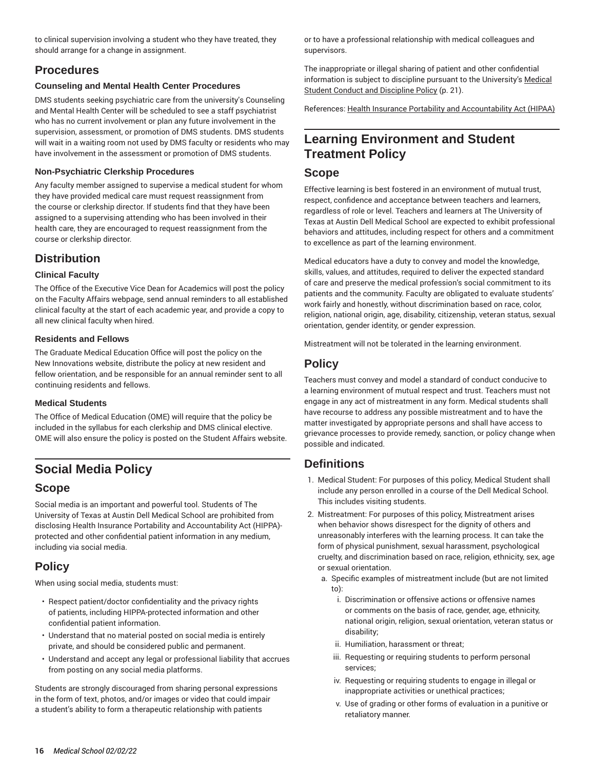to clinical supervision involving a student who they have treated, they should arrange for a change in assignment.

## Procedures

### Counseling and Mental Health Center Procedures

DMS students seeking psychiatric care from the university's Counseling and Mental Health Center will be scheduled to see a staff psychiatrist who has no current involvement or plan any future involvement in the supervision, assessment, or promotion of DMS students. DMS students will wait in a waiting room not used by DMS faculty or residents who may have involvement in the assessment or promotion of DMS students.

### Non-Psychiatric Clerkship Procedures

Any faculty member assigned to supervise a medical student for whom they have provided medical care must request reassignment from the course or clerkship director. If students find that they have been assigned to a supervising attending who has been involved in their health care, they are encouraged to request reassignment from the course or clerkship director.

## Distribution

### Clinical Faculty

The Office of the Executive Vice Dean for Academics will post the policy on the Faculty Affairs webpage, send annual reminders to all established clinical faculty at the start of each academic year, and provide a copy to all new clinical faculty when hired.

### Residents and Fellows

The Graduate Medical Education Office will post the policy on the New Innovations website, distribute the policy at new resident and fellow orientation, and be responsible for an annual reminder sent to all continuing residents and fellows.

### Medical Students

The Office of Medical Education (OME) will require that the policy be included in the syllabus for each clerkship and DMS clinical elective. OME will also ensure the policy is posted on the Student Affairs website.

# Social Media Policy

## Scope

Social media is an important and powerful tool. Students of The University of Texas at Austin Dell Medical School are prohibited from disclosing Health Insurance Portability and Accountability Act (HIPPA)-protected and other confidential patient information in any medium, including via social media.

## Policy

When using social media, students must:

- Respect patient/doctor confidentiality and the privacy rights of patients, including HIPPA-protected information and other confidential patient information.
- Understand that no material posted on social media is entirely private, and should be considered public and permanent.
- Understand and accept any legal or professional liability that accrues from posting on any social media platforms.

Students are strongly discouraged from sharing personal expressions in the form of text, photos, and/or images or video that could impair a student's ability to form a therapeutic relationship with patients or to have a professional relationship with medical colleagues and supervisors.

The inappropriate or illegal sharing of patient and other confidential information is subject to discipline pursuant to the University's Medical Student Conduct and Discipline Policy (p. 21).

References: Health Insurance Portability and Accountability Act (HIPAA)

# Learning Environment and Student Treatment Policy

## Scope

Effective learning is best fostered in an environment of mutual trust, respect, confidence and acceptance between teachers and learners, regardless of role or level. Teachers and learners at The University of Texas at Austin Dell Medical School are expected to exhibit professional behaviors and attitudes, including respect for others and a commitment to excellence as part of the learning environment.

Medical educators have a duty to convey and model the knowledge, skills, values, and attitudes, required to deliver the expected standard of care and preserve the medical profession's social commitment to its patients and the community. Faculty are obligated to evaluate students' work fairly and honestly, without discrimination based on race, color, religion, national origin, age, disability, citizenship, veteran status, sexual orientation, gender identity, or gender expression.

Mistreatment will not be tolerated in the learning environment.

## Policy

Teachers must convey and model a standard of conduct conducive to a learning environment of mutual respect and trust. Teachers must not engage in any act of mistreatment in any form. Medical students shall have recourse to address any possible mistreatment and to have the matter investigated by appropriate persons and shall have access to grievance processes to provide remedy, sanction, or policy change when possible and indicated.

## Definitions

1. Medical Student: For purposes of this policy, Medical Student shall include any person enrolled in a course of the Dell Medical School. This includes visiting students.
2. Mistreatment: For purposes of this policy, Mistreatment arises when behavior shows disrespect for the dignity of others and unreasonably interferes with the learning process. It can take the form of physical punishment, sexual harassment, psychological cruelty, and discrimination based on race, religion, ethnicity, sex, age or sexual orientation.
   a. Specific examples of mistreatment include (but are not limited to):
      i. Discrimination or offensive actions or offensive names or comments on the basis of race, gender, age, ethnicity, national origin, religion, sexual orientation, veteran status or disability;
      ii. Humiliation, harassment or threat;
      iii. Requesting or requiring students to perform personal services;
      iv. Requesting or requiring students to engage in illegal or inappropriate activities or unethical practices;
      v. Use of grading or other forms of evaluation in a punitive or retaliatory manner.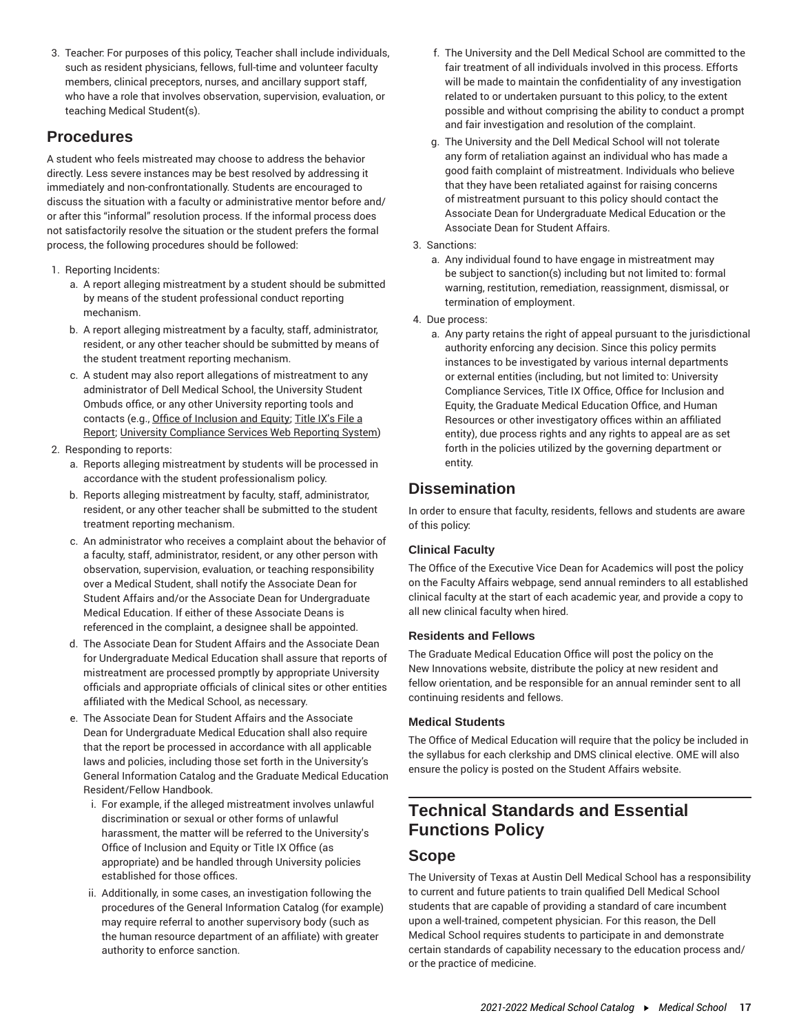3. Teacher: For purposes of this policy, Teacher shall include individuals, such as resident physicians, fellows, full-time and volunteer faculty members, clinical preceptors, nurses, and ancillary support staff, who have a role that involves observation, supervision, evaluation, or teaching Medical Student(s).

## Procedures

A student who feels mistreated may choose to address the behavior directly. Less severe instances may be best resolved by addressing it immediately and non-confrontationally. Students are encouraged to discuss the situation with a faculty or administrative mentor before and/or after this "informal" resolution process. If the informal process does not satisfactorily resolve the situation or the student prefers the formal process, the following procedures should be followed:

1. Reporting Incidents:
    a. A report alleging mistreatment by a student should be submitted by means of the student professional conduct reporting mechanism.
    b. A report alleging mistreatment by a faculty, staff, administrator, resident, or any other teacher should be submitted by means of the student treatment reporting mechanism.
    c. A student may also report allegations of mistreatment to any administrator of Dell Medical School, the University Student Ombuds office, or any other University reporting tools and contacts (e.g., Office of Inclusion and Equity; Title IX's File a Report; University Compliance Services Web Reporting System)
2. Responding to reports:
    a. Reports alleging mistreatment by students will be processed in accordance with the student professionalism policy.
    b. Reports alleging mistreatment by faculty, staff, administrator, resident, or any other teacher shall be submitted to the student treatment reporting mechanism.
    c. An administrator who receives a complaint about the behavior of a faculty, staff, administrator, resident, or any other person with observation, supervision, evaluation, or teaching responsibility over a Medical Student, shall notify the Associate Dean for Student Affairs and/or the Associate Dean for Undergraduate Medical Education. If either of these Associate Deans is referenced in the complaint, a designee shall be appointed.
    d. The Associate Dean for Student Affairs and the Associate Dean for Undergraduate Medical Education shall assure that reports of mistreatment are processed promptly by appropriate University officials and appropriate officials of clinical sites or other entities affiliated with the Medical School, as necessary.
    e. The Associate Dean for Student Affairs and the Associate Dean for Undergraduate Medical Education shall also require that the report be processed in accordance with all applicable laws and policies, including those set forth in the University's General Information Catalog and the Graduate Medical Education Resident/Fellow Handbook.
        i. For example, if the alleged mistreatment involves unlawful discrimination or sexual or other forms of unlawful harassment, the matter will be referred to the University's Office of Inclusion and Equity or Title IX Office (as appropriate) and be handled through University policies established for those offices.
        ii. Additionally, in some cases, an investigation following the procedures of the General Information Catalog (for example) may require referral to another supervisory body (such as the human resource department of an affiliate) with greater authority to enforce sanction.
    f. The University and the Dell Medical School are committed to the fair treatment of all individuals involved in this process. Efforts will be made to maintain the confidentiality of any investigation related to or undertaken pursuant to this policy, to the extent possible and without comprising the ability to conduct a prompt and fair investigation and resolution of the complaint.
    g. The University and the Dell Medical School will not tolerate any form of retaliation against an individual who has made a good faith complaint of mistreatment. Individuals who believe that they have been retaliated against for raising concerns of mistreatment pursuant to this policy should contact the Associate Dean for Undergraduate Medical Education or the Associate Dean for Student Affairs.
3. Sanctions:
    a. Any individual found to have engage in mistreatment may be subject to sanction(s) including but not limited to: formal warning, restitution, remediation, reassignment, dismissal, or termination of employment.
4. Due process:
    a. Any party retains the right of appeal pursuant to the jurisdictional authority enforcing any decision. Since this policy permits instances to be investigated by various internal departments or external entities (including, but not limited to: University Compliance Services, Title IX Office, Office for Inclusion and Equity, the Graduate Medical Education Office, and Human Resources or other investigatory offices within an affiliated entity), due process rights and any rights to appeal are as set forth in the policies utilized by the governing department or entity.

## Dissemination

In order to ensure that faculty, residents, fellows and students are aware of this policy:

### Clinical Faculty

The Office of the Executive Vice Dean for Academics will post the policy on the Faculty Affairs webpage, send annual reminders to all established clinical faculty at the start of each academic year, and provide a copy to all new clinical faculty when hired.

### Residents and Fellows

The Graduate Medical Education Office will post the policy on the New Innovations website, distribute the policy at new resident and fellow orientation, and be responsible for an annual reminder sent to all continuing residents and fellows.

### Medical Students

The Office of Medical Education will require that the policy be included in the syllabus for each clerkship and DMS clinical elective. OME will also ensure the policy is posted on the Student Affairs website.

# Technical Standards and Essential Functions Policy

## Scope

The University of Texas at Austin Dell Medical School has a responsibility to current and future patients to train qualified Dell Medical School students that are capable of providing a standard of care incumbent upon a well-trained, competent physician. For this reason, the Dell Medical School requires students to participate in and demonstrate certain standards of capability necessary to the education process and/or the practice of medicine.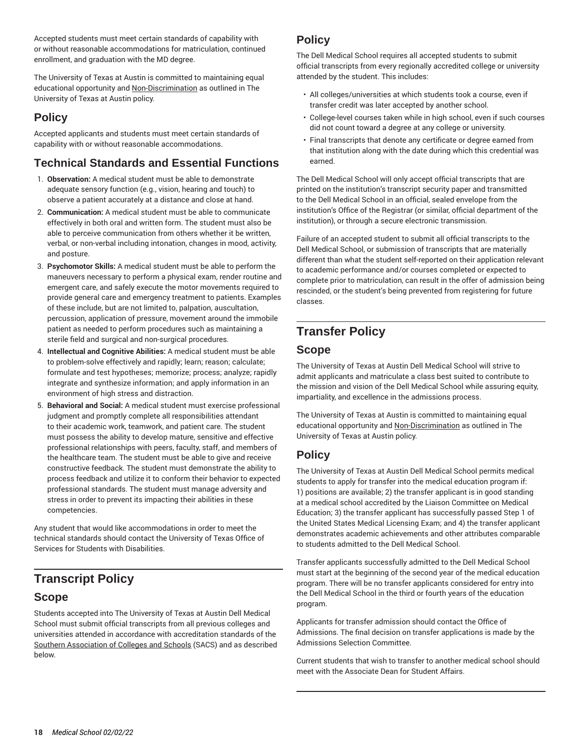Accepted students must meet certain standards of capability with or without reasonable accommodations for matriculation, continued enrollment, and graduation with the MD degree.

The University of Texas at Austin is committed to maintaining equal educational opportunity and Non-Discrimination as outlined in The University of Texas at Austin policy.

## Policy

Accepted applicants and students must meet certain standards of capability with or without reasonable accommodations.

## Technical Standards and Essential Functions

1. **Observation:** A medical student must be able to demonstrate adequate sensory function (e.g., vision, hearing and touch) to observe a patient accurately at a distance and close at hand.
2. **Communication:** A medical student must be able to communicate effectively in both oral and written form. The student must also be able to perceive communication from others whether it be written, verbal, or non-verbal including intonation, changes in mood, activity, and posture.
3. **Psychomotor Skills:** A medical student must be able to perform the maneuvers necessary to perform a physical exam, render routine and emergent care, and safely execute the motor movements required to provide general care and emergency treatment to patients. Examples of these include, but are not limited to, palpation, auscultation, percussion, application of pressure, movement around the immobile patient as needed to perform procedures such as maintaining a sterile field and surgical and non-surgical procedures.
4. **Intellectual and Cognitive Abilities:** A medical student must be able to problem-solve effectively and rapidly; learn; reason; calculate; formulate and test hypotheses; memorize; process; analyze; rapidly integrate and synthesize information; and apply information in an environment of high stress and distraction.
5. **Behavioral and Social:** A medical student must exercise professional judgment and promptly complete all responsibilities attendant to their academic work, teamwork, and patient care. The student must possess the ability to develop mature, sensitive and effective professional relationships with peers, faculty, staff, and members of the healthcare team. The student must be able to give and receive constructive feedback. The student must demonstrate the ability to process feedback and utilize it to conform their behavior to expected professional standards. The student must manage adversity and stress in order to prevent its impacting their abilities in these competencies.

Any student that would like accommodations in order to meet the technical standards should contact the University of Texas Office of Services for Students with Disabilities.

# Transcript Policy

## Scope

Students accepted into The University of Texas at Austin Dell Medical School must submit official transcripts from all previous colleges and universities attended in accordance with accreditation standards of the Southern Association of Colleges and Schools (SACS) and as described below.

## Policy

The Dell Medical School requires all accepted students to submit official transcripts from every regionally accredited college or university attended by the student. This includes:

- All colleges/universities at which students took a course, even if transfer credit was later accepted by another school.
- College-level courses taken while in high school, even if such courses did not count toward a degree at any college or university.
- Final transcripts that denote any certificate or degree earned from that institution along with the date during which this credential was earned.

The Dell Medical School will only accept official transcripts that are printed on the institution's transcript security paper and transmitted to the Dell Medical School in an official, sealed envelope from the institution's Office of the Registrar (or similar, official department of the institution), or through a secure electronic transmission.

Failure of an accepted student to submit all official transcripts to the Dell Medical School, or submission of transcripts that are materially different than what the student self-reported on their application relevant to academic performance and/or courses completed or expected to complete prior to matriculation, can result in the offer of admission being rescinded, or the student's being prevented from registering for future classes.

# Transfer Policy

## Scope

The University of Texas at Austin Dell Medical School will strive to admit applicants and matriculate a class best suited to contribute to the mission and vision of the Dell Medical School while assuring equity, impartiality, and excellence in the admissions process.

The University of Texas at Austin is committed to maintaining equal educational opportunity and Non-Discrimination as outlined in The University of Texas at Austin policy.

## Policy

The University of Texas at Austin Dell Medical School permits medical students to apply for transfer into the medical education program if: 1) positions are available; 2) the transfer applicant is in good standing at a medical school accredited by the Liaison Committee on Medical Education; 3) the transfer applicant has successfully passed Step 1 of the United States Medical Licensing Exam; and 4) the transfer applicant demonstrates academic achievements and other attributes comparable to students admitted to the Dell Medical School.

Transfer applicants successfully admitted to the Dell Medical School must start at the beginning of the second year of the medical education program. There will be no transfer applicants considered for entry into the Dell Medical School in the third or fourth years of the education program.

Applicants for transfer admission should contact the Office of Admissions. The final decision on transfer applications is made by the Admissions Selection Committee.

Current students that wish to transfer to another medical school should meet with the Associate Dean for Student Affairs.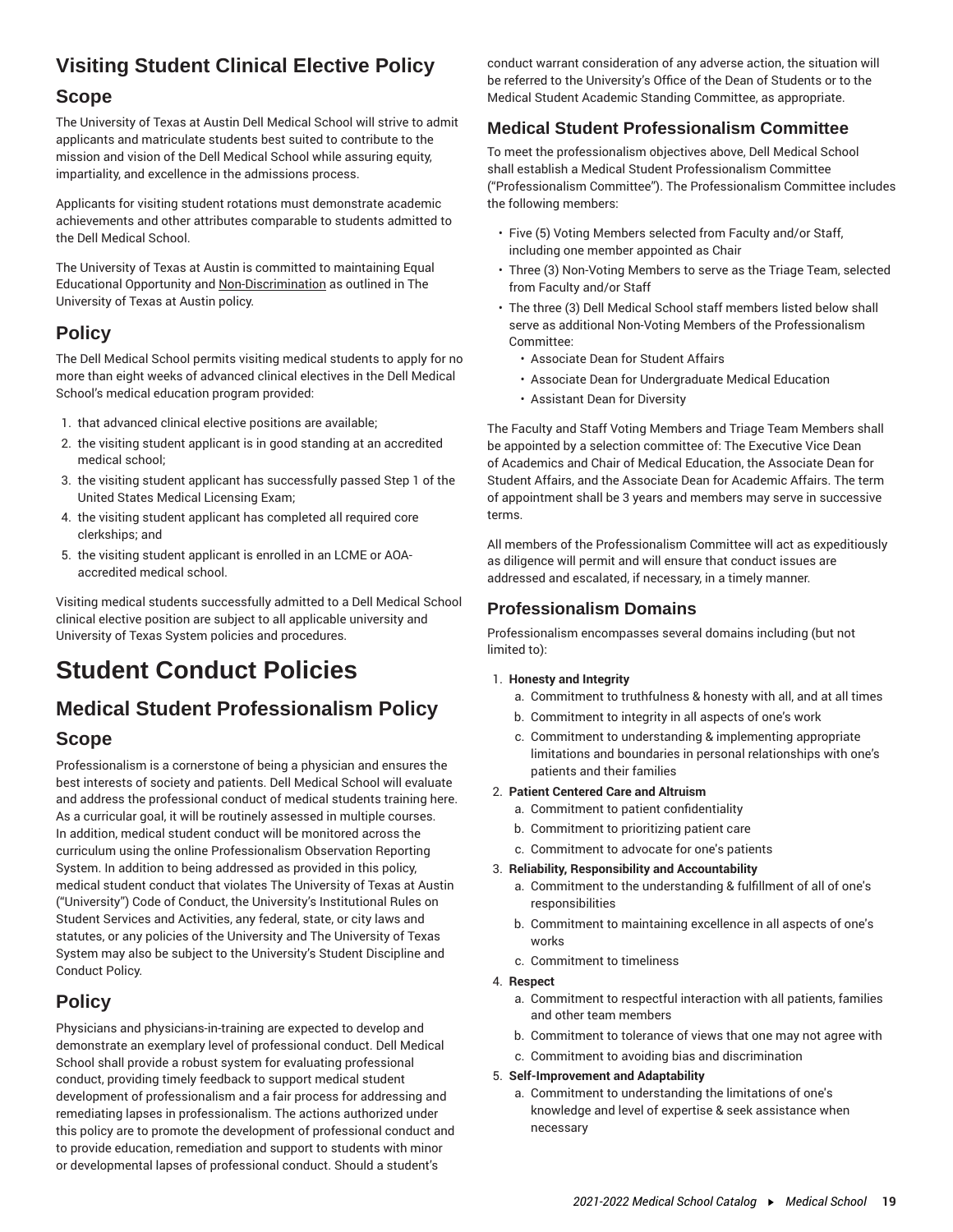## Visiting Student Clinical Elective Policy

### Scope

The University of Texas at Austin Dell Medical School will strive to admit applicants and matriculate students best suited to contribute to the mission and vision of the Dell Medical School while assuring equity, impartiality, and excellence in the admissions process.

Applicants for visiting student rotations must demonstrate academic achievements and other attributes comparable to students admitted to the Dell Medical School.

The University of Texas at Austin is committed to maintaining Equal Educational Opportunity and Non-Discrimination as outlined in The University of Texas at Austin policy.

### Policy

The Dell Medical School permits visiting medical students to apply for no more than eight weeks of advanced clinical electives in the Dell Medical School's medical education program provided:

1. that advanced clinical elective positions are available;
2. the visiting student applicant is in good standing at an accredited medical school;
3. the visiting student applicant has successfully passed Step 1 of the United States Medical Licensing Exam;
4. the visiting student applicant has completed all required core clerkships; and
5. the visiting student applicant is enrolled in an LCME or AOA-accredited medical school.

Visiting medical students successfully admitted to a Dell Medical School clinical elective position are subject to all applicable university and University of Texas System policies and procedures.

# Student Conduct Policies

## Medical Student Professionalism Policy

### Scope

Professionalism is a cornerstone of being a physician and ensures the best interests of society and patients. Dell Medical School will evaluate and address the professional conduct of medical students training here. As a curricular goal, it will be routinely assessed in multiple courses. In addition, medical student conduct will be monitored across the curriculum using the online Professionalism Observation Reporting System. In addition to being addressed as provided in this policy, medical student conduct that violates The University of Texas at Austin ("University") Code of Conduct, the University's Institutional Rules on Student Services and Activities, any federal, state, or city laws and statutes, or any policies of the University and The University of Texas System may also be subject to the University's Student Discipline and Conduct Policy.

### Policy

Physicians and physicians-in-training are expected to develop and demonstrate an exemplary level of professional conduct. Dell Medical School shall provide a robust system for evaluating professional conduct, providing timely feedback to support medical student development of professionalism and a fair process for addressing and remediating lapses in professionalism. The actions authorized under this policy are to promote the development of professional conduct and to provide education, remediation and support to students with minor or developmental lapses of professional conduct. Should a student's conduct warrant consideration of any adverse action, the situation will be referred to the University's Office of the Dean of Students or to the Medical Student Academic Standing Committee, as appropriate.

### Medical Student Professionalism Committee

To meet the professionalism objectives above, Dell Medical School shall establish a Medical Student Professionalism Committee ("Professionalism Committee"). The Professionalism Committee includes the following members:

- Five (5) Voting Members selected from Faculty and/or Staff, including one member appointed as Chair
- Three (3) Non-Voting Members to serve as the Triage Team, selected from Faculty and/or Staff
- The three (3) Dell Medical School staff members listed below shall serve as additional Non-Voting Members of the Professionalism Committee:
  - Associate Dean for Student Affairs
  - Associate Dean for Undergraduate Medical Education
  - Assistant Dean for Diversity

The Faculty and Staff Voting Members and Triage Team Members shall be appointed by a selection committee of: The Executive Vice Dean of Academics and Chair of Medical Education, the Associate Dean for Student Affairs, and the Associate Dean for Academic Affairs. The term of appointment shall be 3 years and members may serve in successive terms.

All members of the Professionalism Committee will act as expeditiously as diligence will permit and will ensure that conduct issues are addressed and escalated, if necessary, in a timely manner.

### Professionalism Domains

Professionalism encompasses several domains including (but not limited to):

1. **Honesty and Integrity**
   a. Commitment to truthfulness & honesty with all, and at all times
   b. Commitment to integrity in all aspects of one's work
   c. Commitment to understanding & implementing appropriate limitations and boundaries in personal relationships with one's patients and their families
2. **Patient Centered Care and Altruism**
   a. Commitment to patient confidentiality
   b. Commitment to prioritizing patient care
   c. Commitment to advocate for one's patients
3. **Reliability, Responsibility and Accountability**
   a. Commitment to the understanding & fulfillment of all of one's responsibilities
   b. Commitment to maintaining excellence in all aspects of one's works
   c. Commitment to timeliness
4. **Respect**
   a. Commitment to respectful interaction with all patients, families and other team members
   b. Commitment to tolerance of views that one may not agree with
   c. Commitment to avoiding bias and discrimination
5. **Self-Improvement and Adaptability**
   a. Commitment to understanding the limitations of one's knowledge and level of expertise & seek assistance when necessary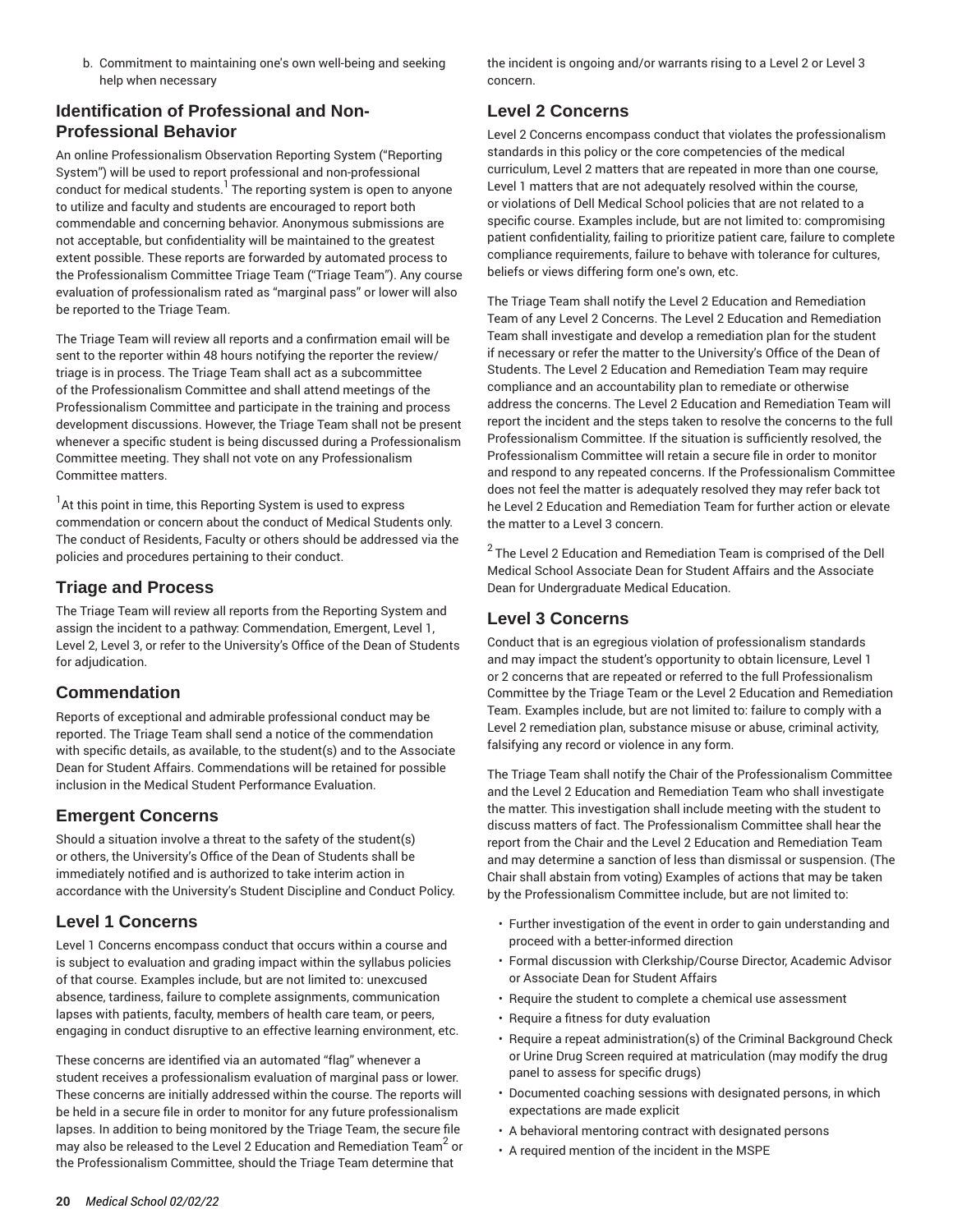b. Commitment to maintaining one's own well-being and seeking help when necessary

## Identification of Professional and Non-Professional Behavior

An online Professionalism Observation Reporting System ("Reporting System") will be used to report professional and non-professional conduct for medical students.[1] The reporting system is open to anyone to utilize and faculty and students are encouraged to report both commendable and concerning behavior. Anonymous submissions are not acceptable, but confidentiality will be maintained to the greatest extent possible. These reports are forwarded by automated process to the Professionalism Committee Triage Team ("Triage Team"). Any course evaluation of professionalism rated as "marginal pass" or lower will also be reported to the Triage Team.

The Triage Team will review all reports and a confirmation email will be sent to the reporter within 48 hours notifying the reporter the review/triage is in process. The Triage Team shall act as a subcommittee of the Professionalism Committee and shall attend meetings of the Professionalism Committee and participate in the training and process development discussions. However, the Triage Team shall not be present whenever a specific student is being discussed during a Professionalism Committee meeting. They shall not vote on any Professionalism Committee matters.

[1]At this point in time, this Reporting System is used to express commendation or concern about the conduct of Medical Students only. The conduct of Residents, Faculty or others should be addressed via the policies and procedures pertaining to their conduct.

## Triage and Process

The Triage Team will review all reports from the Reporting System and assign the incident to a pathway: Commendation, Emergent, Level 1, Level 2, Level 3, or refer to the University's Office of the Dean of Students for adjudication.

## Commendation

Reports of exceptional and admirable professional conduct may be reported. The Triage Team shall send a notice of the commendation with specific details, as available, to the student(s) and to the Associate Dean for Student Affairs. Commendations will be retained for possible inclusion in the Medical Student Performance Evaluation.

## Emergent Concerns

Should a situation involve a threat to the safety of the student(s) or others, the University's Office of the Dean of Students shall be immediately notified and is authorized to take interim action in accordance with the University's Student Discipline and Conduct Policy.

## Level 1 Concerns

Level 1 Concerns encompass conduct that occurs within a course and is subject to evaluation and grading impact within the syllabus policies of that course. Examples include, but are not limited to: unexcused absence, tardiness, failure to complete assignments, communication lapses with patients, faculty, members of health care team, or peers, engaging in conduct disruptive to an effective learning environment, etc.

These concerns are identified via an automated "flag" whenever a student receives a professionalism evaluation of marginal pass or lower. These concerns are initially addressed within the course. The reports will be held in a secure file in order to monitor for any future professionalism lapses. In addition to being monitored by the Triage Team, the secure file may also be released to the Level 2 Education and Remediation Team[2] or the Professionalism Committee, should the Triage Team determine that the incident is ongoing and/or warrants rising to a Level 2 or Level 3 concern.

## Level 2 Concerns

Level 2 Concerns encompass conduct that violates the professionalism standards in this policy or the core competencies of the medical curriculum, Level 2 matters that are repeated in more than one course, Level 1 matters that are not adequately resolved within the course, or violations of Dell Medical School policies that are not related to a specific course. Examples include, but are not limited to: compromising patient confidentiality, failing to prioritize patient care, failure to complete compliance requirements, failure to behave with tolerance for cultures, beliefs or views differing form one's own, etc.

The Triage Team shall notify the Level 2 Education and Remediation Team of any Level 2 Concerns. The Level 2 Education and Remediation Team shall investigate and develop a remediation plan for the student if necessary or refer the matter to the University's Office of the Dean of Students. The Level 2 Education and Remediation Team may require compliance and an accountability plan to remediate or otherwise address the concerns. The Level 2 Education and Remediation Team will report the incident and the steps taken to resolve the concerns to the full Professionalism Committee. If the situation is sufficiently resolved, the Professionalism Committee will retain a secure file in order to monitor and respond to any repeated concerns. If the Professionalism Committee does not feel the matter is adequately resolved they may refer back tot he Level 2 Education and Remediation Team for further action or elevate the matter to a Level 3 concern.

[2] The Level 2 Education and Remediation Team is comprised of the Dell Medical School Associate Dean for Student Affairs and the Associate Dean for Undergraduate Medical Education.

## Level 3 Concerns

Conduct that is an egregious violation of professionalism standards and may impact the student's opportunity to obtain licensure, Level 1 or 2 concerns that are repeated or referred to the full Professionalism Committee by the Triage Team or the Level 2 Education and Remediation Team. Examples include, but are not limited to: failure to comply with a Level 2 remediation plan, substance misuse or abuse, criminal activity, falsifying any record or violence in any form.

The Triage Team shall notify the Chair of the Professionalism Committee and the Level 2 Education and Remediation Team who shall investigate the matter. This investigation shall include meeting with the student to discuss matters of fact. The Professionalism Committee shall hear the report from the Chair and the Level 2 Education and Remediation Team and may determine a sanction of less than dismissal or suspension. (The Chair shall abstain from voting) Examples of actions that may be taken by the Professionalism Committee include, but are not limited to:

- Further investigation of the event in order to gain understanding and proceed with a better-informed direction
- Formal discussion with Clerkship/Course Director, Academic Advisor or Associate Dean for Student Affairs
- Require the student to complete a chemical use assessment
- Require a fitness for duty evaluation
- Require a repeat administration(s) of the Criminal Background Check or Urine Drug Screen required at matriculation (may modify the drug panel to assess for specific drugs)
- Documented coaching sessions with designated persons, in which expectations are made explicit
- A behavioral mentoring contract with designated persons
- A required mention of the incident in the MSPE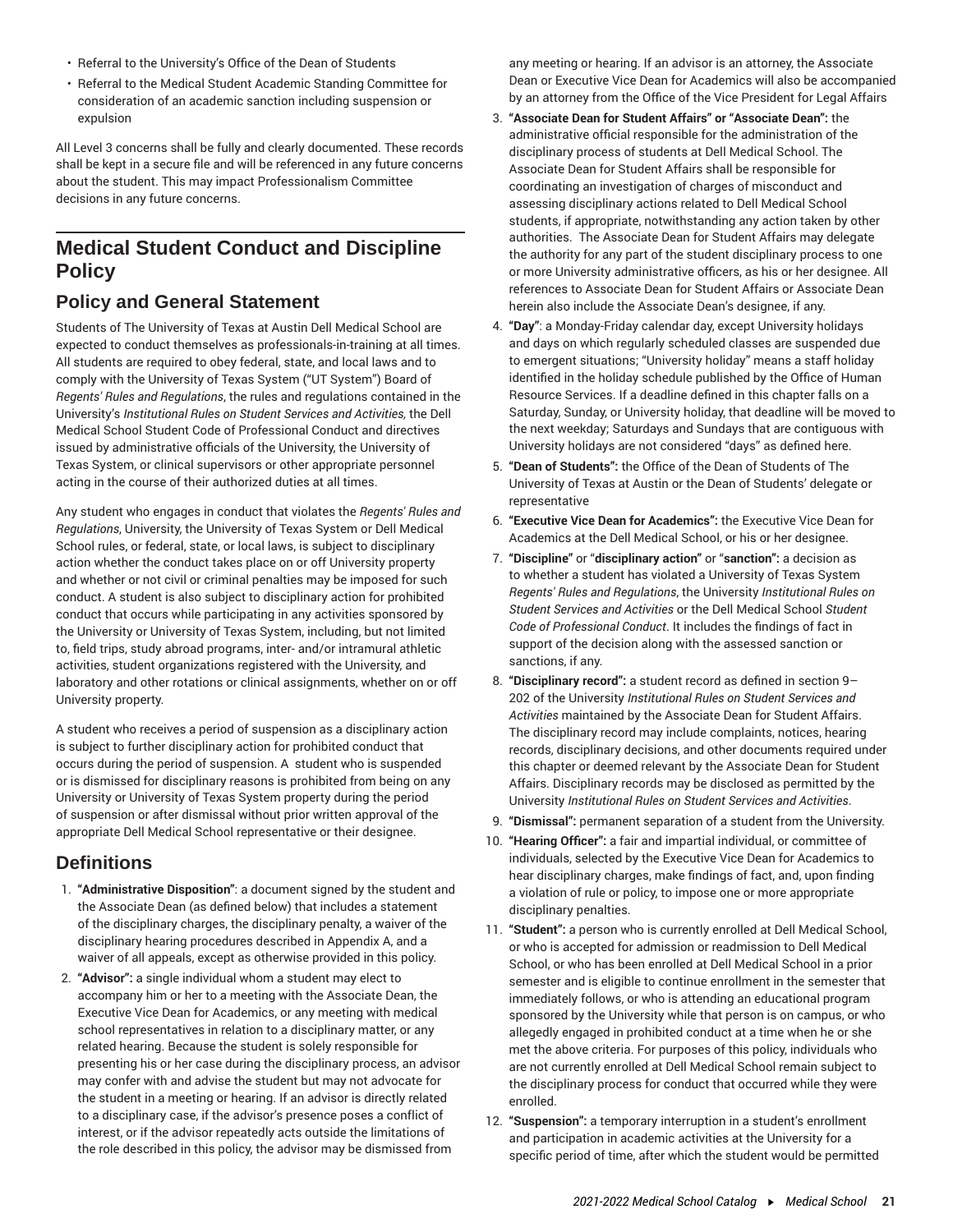- Referral to the University's Office of the Dean of Students
- Referral to the Medical Student Academic Standing Committee for consideration of an academic sanction including suspension or expulsion

All Level 3 concerns shall be fully and clearly documented. These records shall be kept in a secure file and will be referenced in any future concerns about the student. This may impact Professionalism Committee decisions in any future concerns.

## Medical Student Conduct and Discipline Policy

### Policy and General Statement

Students of The University of Texas at Austin Dell Medical School are expected to conduct themselves as professionals-in-training at all times. All students are required to obey federal, state, and local laws and to comply with the University of Texas System ("UT System") Board of *Regents' Rules and Regulations*, the rules and regulations contained in the University's *Institutional Rules on Student Services and Activities,* the Dell Medical School Student Code of Professional Conduct and directives issued by administrative officials of the University, the University of Texas System, or clinical supervisors or other appropriate personnel acting in the course of their authorized duties at all times.

Any student who engages in conduct that violates the *Regents' Rules and Regulations*, University, the University of Texas System or Dell Medical School rules, or federal, state, or local laws, is subject to disciplinary action whether the conduct takes place on or off University property and whether or not civil or criminal penalties may be imposed for such conduct. A student is also subject to disciplinary action for prohibited conduct that occurs while participating in any activities sponsored by the University or University of Texas System, including, but not limited to, field trips, study abroad programs, inter- and/or intramural athletic activities, student organizations registered with the University, and laboratory and other rotations or clinical assignments, whether on or off University property.

A student who receives a period of suspension as a disciplinary action is subject to further disciplinary action for prohibited conduct that occurs during the period of suspension. A student who is suspended or is dismissed for disciplinary reasons is prohibited from being on any University or University of Texas System property during the period of suspension or after dismissal without prior written approval of the appropriate Dell Medical School representative or their designee.

### Definitions

1. **"Administrative Disposition"**: a document signed by the student and the Associate Dean (as defined below) that includes a statement of the disciplinary charges, the disciplinary penalty, a waiver of the disciplinary hearing procedures described in Appendix A, and a waiver of all appeals, except as otherwise provided in this policy.
2. **"Advisor":** a single individual whom a student may elect to accompany him or her to a meeting with the Associate Dean, the Executive Vice Dean for Academics, or any meeting with medical school representatives in relation to a disciplinary matter, or any related hearing. Because the student is solely responsible for presenting his or her case during the disciplinary process, an advisor may confer with and advise the student but may not advocate for the student in a meeting or hearing. If an advisor is directly related to a disciplinary case, if the advisor's presence poses a conflict of interest, or if the advisor repeatedly acts outside the limitations of the role described in this policy, the advisor may be dismissed from any meeting or hearing. If an advisor is an attorney, the Associate Dean or Executive Vice Dean for Academics will also be accompanied by an attorney from the Office of the Vice President for Legal Affairs
3. **"Associate Dean for Student Affairs" or "Associate Dean":** the administrative official responsible for the administration of the disciplinary process of students at Dell Medical School. The Associate Dean for Student Affairs shall be responsible for coordinating an investigation of charges of misconduct and assessing disciplinary actions related to Dell Medical School students, if appropriate, notwithstanding any action taken by other authorities. The Associate Dean for Student Affairs may delegate the authority for any part of the student disciplinary process to one or more University administrative officers, as his or her designee. All references to Associate Dean for Student Affairs or Associate Dean herein also include the Associate Dean's designee, if any.
4. **"Day"**: a Monday-Friday calendar day, except University holidays and days on which regularly scheduled classes are suspended due to emergent situations; "University holiday" means a staff holiday identified in the holiday schedule published by the Office of Human Resource Services. If a deadline defined in this chapter falls on a Saturday, Sunday, or University holiday, that deadline will be moved to the next weekday; Saturdays and Sundays that are contiguous with University holidays are not considered "days" as defined here.
5. **"Dean of Students":** the Office of the Dean of Students of The University of Texas at Austin or the Dean of Students' delegate or representative
6. **"Executive Vice Dean for Academics":** the Executive Vice Dean for Academics at the Dell Medical School, or his or her designee.
7. **"Discipline"** or "**disciplinary action"** or "**sanction":** a decision as to whether a student has violated a University of Texas System *Regents' Rules and Regulations*, the University *Institutional Rules on Student Services and Activities* or the Dell Medical School *Student Code of Professional Conduct*. It includes the findings of fact in support of the decision along with the assessed sanction or sanctions, if any.
8. **"Disciplinary record":** a student record as defined in section 9–202 of the University *Institutional Rules on Student Services and Activities* maintained by the Associate Dean for Student Affairs. The disciplinary record may include complaints, notices, hearing records, disciplinary decisions, and other documents required under this chapter or deemed relevant by the Associate Dean for Student Affairs. Disciplinary records may be disclosed as permitted by the University *Institutional Rules on Student Services and Activities*.
9. **"Dismissal":** permanent separation of a student from the University.
10. **"Hearing Officer":** a fair and impartial individual, or committee of individuals, selected by the Executive Vice Dean for Academics to hear disciplinary charges, make findings of fact, and, upon finding a violation of rule or policy, to impose one or more appropriate disciplinary penalties.
11. **"Student":** a person who is currently enrolled at Dell Medical School, or who is accepted for admission or readmission to Dell Medical School, or who has been enrolled at Dell Medical School in a prior semester and is eligible to continue enrollment in the semester that immediately follows, or who is attending an educational program sponsored by the University while that person is on campus, or who allegedly engaged in prohibited conduct at a time when he or she met the above criteria. For purposes of this policy, individuals who are not currently enrolled at Dell Medical School remain subject to the disciplinary process for conduct that occurred while they were enrolled.
12. **"Suspension":** a temporary interruption in a student's enrollment and participation in academic activities at the University for a specific period of time, after which the student would be permitted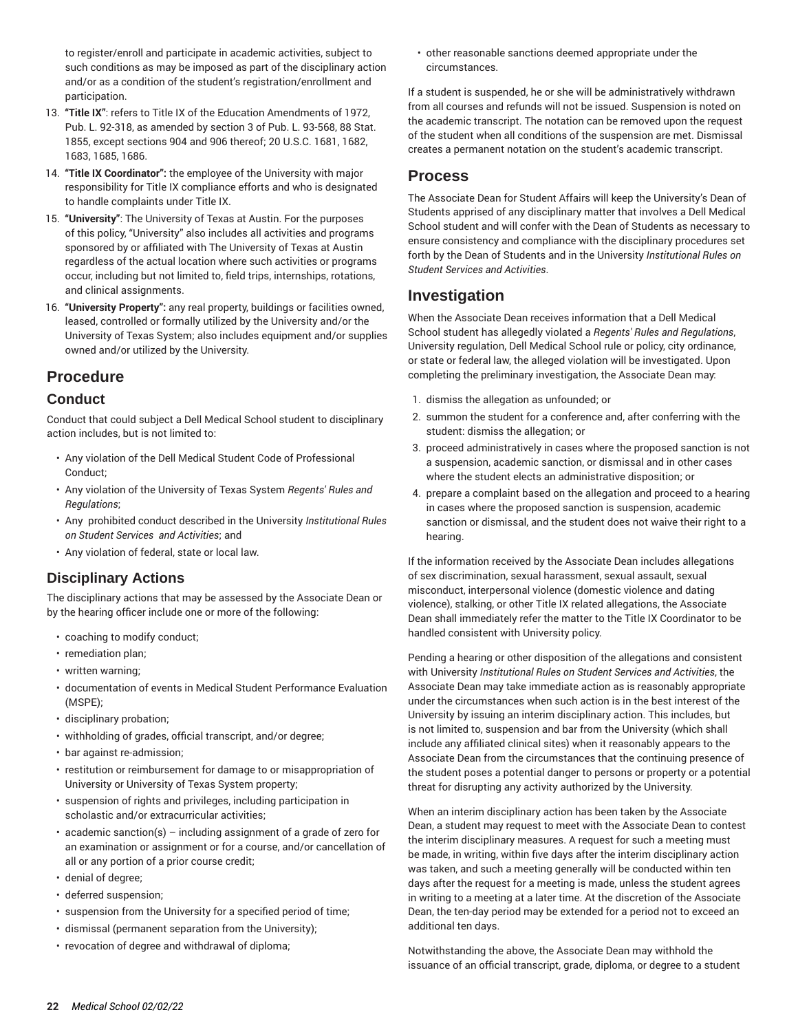to register/enroll and participate in academic activities, subject to such conditions as may be imposed as part of the disciplinary action and/or as a condition of the student's registration/enrollment and participation.

13. **"Title IX"**: refers to Title IX of the Education Amendments of 1972, Pub. L. 92-318, as amended by section 3 of Pub. L. 93-568, 88 Stat. 1855, except sections 904 and 906 thereof; 20 U.S.C. 1681, 1682, 1683, 1685, 1686.
14. **"Title IX Coordinator":** the employee of the University with major responsibility for Title IX compliance efforts and who is designated to handle complaints under Title IX.
15. **"University"**: The University of Texas at Austin. For the purposes of this policy, "University" also includes all activities and programs sponsored by or affiliated with The University of Texas at Austin regardless of the actual location where such activities or programs occur, including but not limited to, field trips, internships, rotations, and clinical assignments.
16. **"University Property":** any real property, buildings or facilities owned, leased, controlled or formally utilized by the University and/or the University of Texas System; also includes equipment and/or supplies owned and/or utilized by the University.

## Procedure

### Conduct

Conduct that could subject a Dell Medical School student to disciplinary action includes, but is not limited to:

- Any violation of the Dell Medical Student Code of Professional Conduct;
- Any violation of the University of Texas System *Regents' Rules and Regulations*;
- Any prohibited conduct described in the University *Institutional Rules on Student Services and Activities*; and
- Any violation of federal, state or local law.

### Disciplinary Actions

The disciplinary actions that may be assessed by the Associate Dean or by the hearing officer include one or more of the following:

- coaching to modify conduct;
- remediation plan;
- written warning;
- documentation of events in Medical Student Performance Evaluation (MSPE);
- disciplinary probation;
- withholding of grades, official transcript, and/or degree;
- bar against re-admission;
- restitution or reimbursement for damage to or misappropriation of University or University of Texas System property;
- suspension of rights and privileges, including participation in scholastic and/or extracurricular activities;
- academic sanction(s) – including assignment of a grade of zero for an examination or assignment or for a course, and/or cancellation of all or any portion of a prior course credit;
- denial of degree;
- deferred suspension;
- suspension from the University for a specified period of time;
- dismissal (permanent separation from the University);
- revocation of degree and withdrawal of diploma;
- other reasonable sanctions deemed appropriate under the circumstances.

If a student is suspended, he or she will be administratively withdrawn from all courses and refunds will not be issued. Suspension is noted on the academic transcript. The notation can be removed upon the request of the student when all conditions of the suspension are met. Dismissal creates a permanent notation on the student's academic transcript.

## Process

The Associate Dean for Student Affairs will keep the University's Dean of Students apprised of any disciplinary matter that involves a Dell Medical School student and will confer with the Dean of Students as necessary to ensure consistency and compliance with the disciplinary procedures set forth by the Dean of Students and in the University *Institutional Rules on Student Services and Activities*.

## Investigation

When the Associate Dean receives information that a Dell Medical School student has allegedly violated a *Regents' Rules and Regulations*, University regulation, Dell Medical School rule or policy, city ordinance, or state or federal law, the alleged violation will be investigated. Upon completing the preliminary investigation, the Associate Dean may:

1. dismiss the allegation as unfounded; or
2. summon the student for a conference and, after conferring with the student: dismiss the allegation; or
3. proceed administratively in cases where the proposed sanction is not a suspension, academic sanction, or dismissal and in other cases where the student elects an administrative disposition; or
4. prepare a complaint based on the allegation and proceed to a hearing in cases where the proposed sanction is suspension, academic sanction or dismissal, and the student does not waive their right to a hearing.

If the information received by the Associate Dean includes allegations of sex discrimination, sexual harassment, sexual assault, sexual misconduct, interpersonal violence (domestic violence and dating violence), stalking, or other Title IX related allegations, the Associate Dean shall immediately refer the matter to the Title IX Coordinator to be handled consistent with University policy.

Pending a hearing or other disposition of the allegations and consistent with University *Institutional Rules on Student Services and Activities*, the Associate Dean may take immediate action as is reasonably appropriate under the circumstances when such action is in the best interest of the University by issuing an interim disciplinary action. This includes, but is not limited to, suspension and bar from the University (which shall include any affiliated clinical sites) when it reasonably appears to the Associate Dean from the circumstances that the continuing presence of the student poses a potential danger to persons or property or a potential threat for disrupting any activity authorized by the University.

When an interim disciplinary action has been taken by the Associate Dean, a student may request to meet with the Associate Dean to contest the interim disciplinary measures. A request for such a meeting must be made, in writing, within five days after the interim disciplinary action was taken, and such a meeting generally will be conducted within ten days after the request for a meeting is made, unless the student agrees in writing to a meeting at a later time. At the discretion of the Associate Dean, the ten-day period may be extended for a period not to exceed an additional ten days.

Notwithstanding the above, the Associate Dean may withhold the issuance of an official transcript, grade, diploma, or degree to a student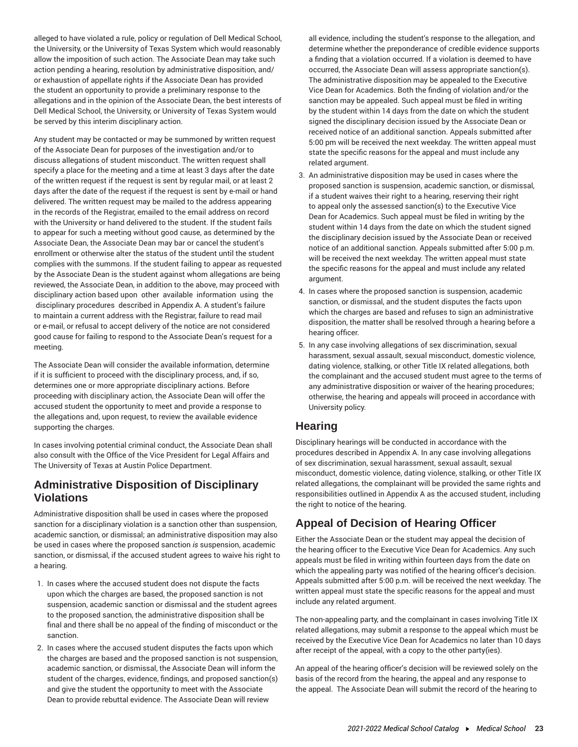alleged to have violated a rule, policy or regulation of Dell Medical School, the University, or the University of Texas System which would reasonably allow the imposition of such action. The Associate Dean may take such action pending a hearing, resolution by administrative disposition, and/or exhaustion of appellate rights if the Associate Dean has provided the student an opportunity to provide a preliminary response to the allegations and in the opinion of the Associate Dean, the best interests of Dell Medical School, the University, or University of Texas System would be served by this interim disciplinary action.

Any student may be contacted or may be summoned by written request of the Associate Dean for purposes of the investigation and/or to discuss allegations of student misconduct. The written request shall specify a place for the meeting and a time at least 3 days after the date of the written request if the request is sent by regular mail, or at least 2 days after the date of the request if the request is sent by e-mail or hand delivered. The written request may be mailed to the address appearing in the records of the Registrar, emailed to the email address on record with the University or hand delivered to the student. If the student fails to appear for such a meeting without good cause, as determined by the Associate Dean, the Associate Dean may bar or cancel the student's enrollment or otherwise alter the status of the student until the student complies with the summons. If the student failing to appear as requested by the Associate Dean is the student against whom allegations are being reviewed, the Associate Dean, in addition to the above, may proceed with disciplinary action based upon other available information using the disciplinary procedures described in Appendix A. A student's failure to maintain a current address with the Registrar, failure to read mail or e-mail, or refusal to accept delivery of the notice are not considered good cause for failing to respond to the Associate Dean's request for a meeting.

The Associate Dean will consider the available information, determine if it is sufficient to proceed with the disciplinary process, and, if so, determines one or more appropriate disciplinary actions. Before proceeding with disciplinary action, the Associate Dean will offer the accused student the opportunity to meet and provide a response to the allegations and, upon request, to review the available evidence supporting the charges.

In cases involving potential criminal conduct, the Associate Dean shall also consult with the Office of the Vice President for Legal Affairs and The University of Texas at Austin Police Department.

## Administrative Disposition of Disciplinary Violations

Administrative disposition shall be used in cases where the proposed sanction for a disciplinary violation is a sanction other than suspension, academic sanction, or dismissal; an administrative disposition may also be used in cases where the proposed sanction *is* suspension, academic sanction, or dismissal, if the accused student agrees to waive his right to a hearing.

1. In cases where the accused student does not dispute the facts upon which the charges are based, the proposed sanction is not suspension, academic sanction or dismissal and the student agrees to the proposed sanction, the administrative disposition shall be final and there shall be no appeal of the finding of misconduct or the sanction.
2. In cases where the accused student disputes the facts upon which the charges are based and the proposed sanction is not suspension, academic sanction, or dismissal, the Associate Dean will inform the student of the charges, evidence, findings, and proposed sanction(s) and give the student the opportunity to meet with the Associate Dean to provide rebuttal evidence. The Associate Dean will review all evidence, including the student's response to the allegation, and determine whether the preponderance of credible evidence supports a finding that a violation occurred. If a violation is deemed to have occurred, the Associate Dean will assess appropriate sanction(s). The administrative disposition may be appealed to the Executive Vice Dean for Academics. Both the finding of violation and/or the sanction may be appealed. Such appeal must be filed in writing by the student within 14 days from the date on which the student signed the disciplinary decision issued by the Associate Dean or received notice of an additional sanction. Appeals submitted after 5:00 pm will be received the next weekday. The written appeal must state the specific reasons for the appeal and must include any related argument.
3. An administrative disposition may be used in cases where the proposed sanction is suspension, academic sanction, or dismissal, if a student waives their right to a hearing, reserving their right to appeal only the assessed sanction(s) to the Executive Vice Dean for Academics. Such appeal must be filed in writing by the student within 14 days from the date on which the student signed the disciplinary decision issued by the Associate Dean or received notice of an additional sanction. Appeals submitted after 5:00 p.m. will be received the next weekday. The written appeal must state the specific reasons for the appeal and must include any related argument.
4. In cases where the proposed sanction is suspension, academic sanction, or dismissal, and the student disputes the facts upon which the charges are based and refuses to sign an administrative disposition, the matter shall be resolved through a hearing before a hearing officer.
5. In any case involving allegations of sex discrimination, sexual harassment, sexual assault, sexual misconduct, domestic violence, dating violence, stalking, or other Title IX related allegations, both the complainant and the accused student must agree to the terms of any administrative disposition or waiver of the hearing procedures; otherwise, the hearing and appeals will proceed in accordance with University policy.

## Hearing

Disciplinary hearings will be conducted in accordance with the procedures described in Appendix A. In any case involving allegations of sex discrimination, sexual harassment, sexual assault, sexual misconduct, domestic violence, dating violence, stalking, or other Title IX related allegations, the complainant will be provided the same rights and responsibilities outlined in Appendix A as the accused student, including the right to notice of the hearing.

## Appeal of Decision of Hearing Officer

Either the Associate Dean or the student may appeal the decision of the hearing officer to the Executive Vice Dean for Academics. Any such appeals must be filed in writing within fourteen days from the date on which the appealing party was notified of the hearing officer's decision. Appeals submitted after 5:00 p.m. will be received the next weekday. The written appeal must state the specific reasons for the appeal and must include any related argument.

The non-appealing party, and the complainant in cases involving Title IX related allegations, may submit a response to the appeal which must be received by the Executive Vice Dean for Academics no later than 10 days after receipt of the appeal, with a copy to the other party(ies).

An appeal of the hearing officer's decision will be reviewed solely on the basis of the record from the hearing, the appeal and any response to the appeal. The Associate Dean will submit the record of the hearing to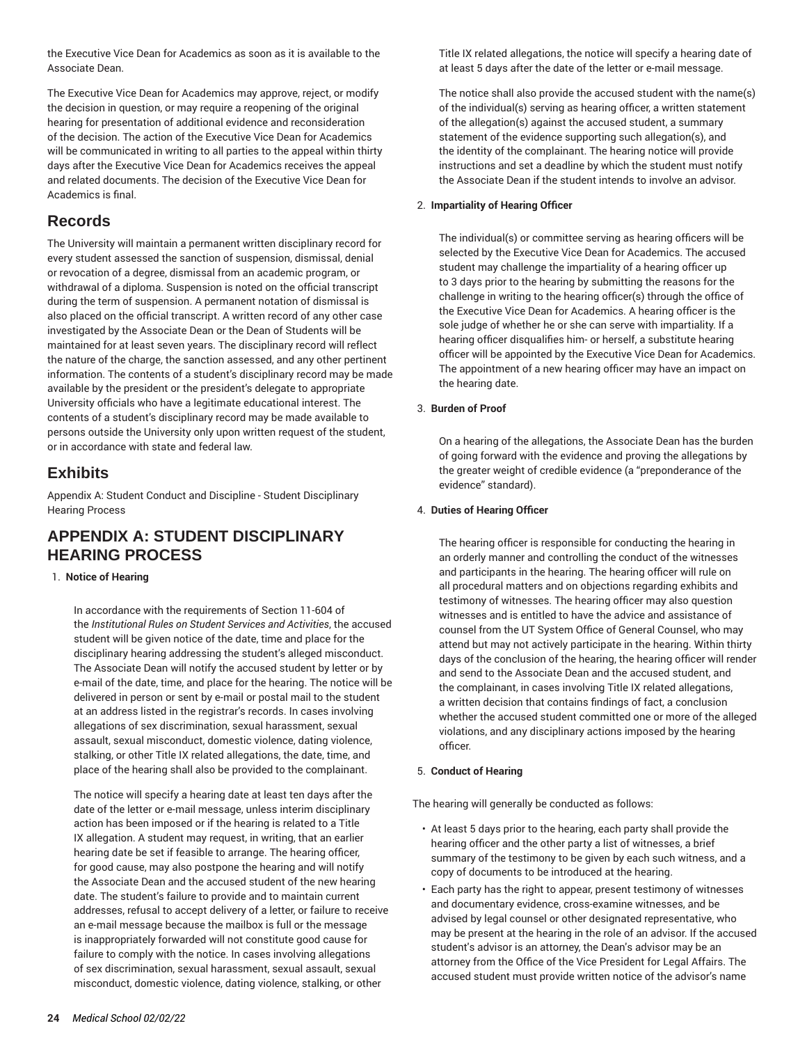the Executive Vice Dean for Academics as soon as it is available to the Associate Dean.

The Executive Vice Dean for Academics may approve, reject, or modify the decision in question, or may require a reopening of the original hearing for presentation of additional evidence and reconsideration of the decision. The action of the Executive Vice Dean for Academics will be communicated in writing to all parties to the appeal within thirty days after the Executive Vice Dean for Academics receives the appeal and related documents. The decision of the Executive Vice Dean for Academics is final.

## Records

The University will maintain a permanent written disciplinary record for every student assessed the sanction of suspension, dismissal, denial or revocation of a degree, dismissal from an academic program, or withdrawal of a diploma. Suspension is noted on the official transcript during the term of suspension. A permanent notation of dismissal is also placed on the official transcript. A written record of any other case investigated by the Associate Dean or the Dean of Students will be maintained for at least seven years. The disciplinary record will reflect the nature of the charge, the sanction assessed, and any other pertinent information. The contents of a student's disciplinary record may be made available by the president or the president's delegate to appropriate University officials who have a legitimate educational interest. The contents of a student's disciplinary record may be made available to persons outside the University only upon written request of the student, or in accordance with state and federal law.

## Exhibits

Appendix A: Student Conduct and Discipline - Student Disciplinary Hearing Process

## APPENDIX A: STUDENT DISCIPLINARY HEARING PROCESS

1. **Notice of Hearing**

   In accordance with the requirements of Section 11-604 of the *Institutional Rules on Student Services and Activities*, the accused student will be given notice of the date, time and place for the disciplinary hearing addressing the student's alleged misconduct. The Associate Dean will notify the accused student by letter or by e-mail of the date, time, and place for the hearing. The notice will be delivered in person or sent by e-mail or postal mail to the student at an address listed in the registrar's records. In cases involving allegations of sex discrimination, sexual harassment, sexual assault, sexual misconduct, domestic violence, dating violence, stalking, or other Title IX related allegations, the date, time, and place of the hearing shall also be provided to the complainant.

   The notice will specify a hearing date at least ten days after the date of the letter or e-mail message, unless interim disciplinary action has been imposed or if the hearing is related to a Title IX allegation. A student may request, in writing, that an earlier hearing date be set if feasible to arrange. The hearing officer, for good cause, may also postpone the hearing and will notify the Associate Dean and the accused student of the new hearing date. The student's failure to provide and to maintain current addresses, refusal to accept delivery of a letter, or failure to receive an e-mail message because the mailbox is full or the message is inappropriately forwarded will not constitute good cause for failure to comply with the notice. In cases involving allegations of sex discrimination, sexual harassment, sexual assault, sexual misconduct, domestic violence, dating violence, stalking, or other Title IX related allegations, the notice will specify a hearing date of at least 5 days after the date of the letter or e-mail message.

   The notice shall also provide the accused student with the name(s) of the individual(s) serving as hearing officer, a written statement of the allegation(s) against the accused student, a summary statement of the evidence supporting such allegation(s), and the identity of the complainant. The hearing notice will provide instructions and set a deadline by which the student must notify the Associate Dean if the student intends to involve an advisor.

2. **Impartiality of Hearing Officer**

   The individual(s) or committee serving as hearing officers will be selected by the Executive Vice Dean for Academics. The accused student may challenge the impartiality of a hearing officer up to 3 days prior to the hearing by submitting the reasons for the challenge in writing to the hearing officer(s) through the office of the Executive Vice Dean for Academics. A hearing officer is the sole judge of whether he or she can serve with impartiality. If a hearing officer disqualifies him- or herself, a substitute hearing officer will be appointed by the Executive Vice Dean for Academics. The appointment of a new hearing officer may have an impact on the hearing date.

3. **Burden of Proof**

   On a hearing of the allegations, the Associate Dean has the burden of going forward with the evidence and proving the allegations by the greater weight of credible evidence (a "preponderance of the evidence" standard).

4. **Duties of Hearing Officer**

   The hearing officer is responsible for conducting the hearing in an orderly manner and controlling the conduct of the witnesses and participants in the hearing. The hearing officer will rule on all procedural matters and on objections regarding exhibits and testimony of witnesses. The hearing officer may also question witnesses and is entitled to have the advice and assistance of counsel from the UT System Office of General Counsel, who may attend but may not actively participate in the hearing. Within thirty days of the conclusion of the hearing, the hearing officer will render and send to the Associate Dean and the accused student, and the complainant, in cases involving Title IX related allegations, a written decision that contains findings of fact, a conclusion whether the accused student committed one or more of the alleged violations, and any disciplinary actions imposed by the hearing officer.

5. **Conduct of Hearing**

The hearing will generally be conducted as follows:

- At least 5 days prior to the hearing, each party shall provide the hearing officer and the other party a list of witnesses, a brief summary of the testimony to be given by each such witness, and a copy of documents to be introduced at the hearing.
- Each party has the right to appear, present testimony of witnesses and documentary evidence, cross-examine witnesses, and be advised by legal counsel or other designated representative, who may be present at the hearing in the role of an advisor. If the accused student's advisor is an attorney, the Dean's advisor may be an attorney from the Office of the Vice President for Legal Affairs. The accused student must provide written notice of the advisor's name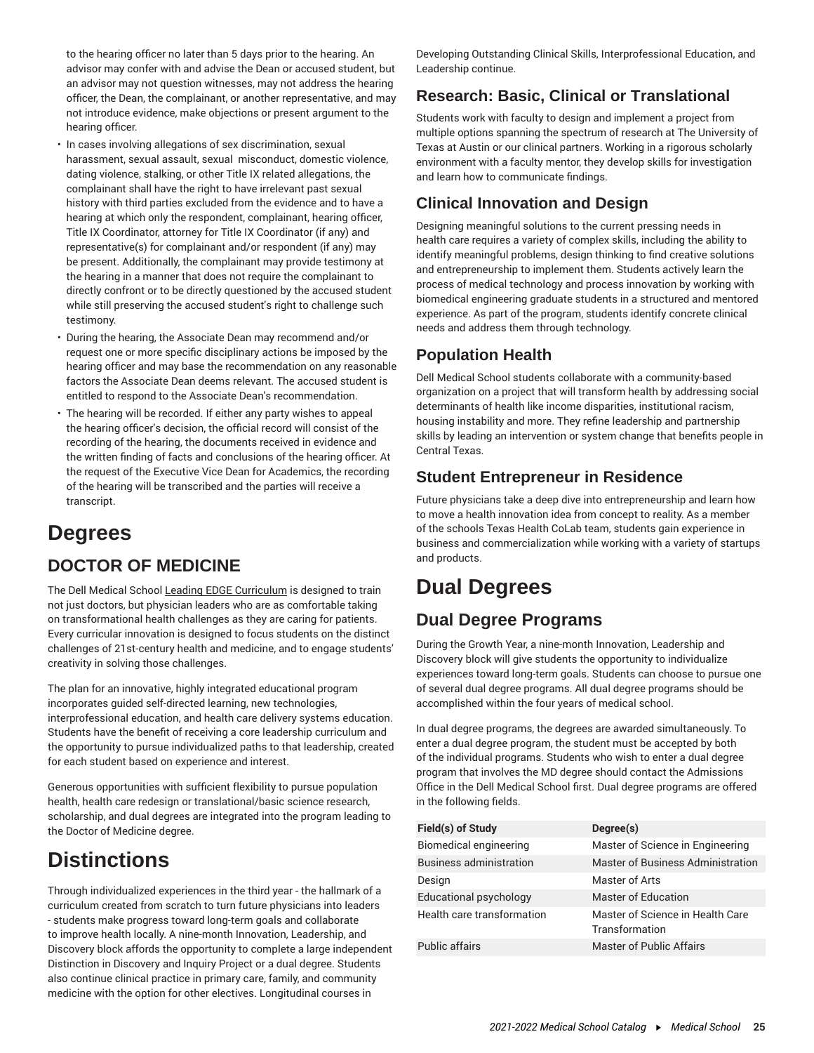to the hearing officer no later than 5 days prior to the hearing. An advisor may confer with and advise the Dean or accused student, but an advisor may not question witnesses, may not address the hearing officer, the Dean, the complainant, or another representative, and may not introduce evidence, make objections or present argument to the hearing officer.

- In cases involving allegations of sex discrimination, sexual harassment, sexual assault, sexual misconduct, domestic violence, dating violence, stalking, or other Title IX related allegations, the complainant shall have the right to have irrelevant past sexual history with third parties excluded from the evidence and to have a hearing at which only the respondent, complainant, hearing officer, Title IX Coordinator, attorney for Title IX Coordinator (if any) and representative(s) for complainant and/or respondent (if any) may be present. Additionally, the complainant may provide testimony at the hearing in a manner that does not require the complainant to directly confront or to be directly questioned by the accused student while still preserving the accused student's right to challenge such testimony.
- During the hearing, the Associate Dean may recommend and/or request one or more specific disciplinary actions be imposed by the hearing officer and may base the recommendation on any reasonable factors the Associate Dean deems relevant. The accused student is entitled to respond to the Associate Dean's recommendation.
- The hearing will be recorded. If either any party wishes to appeal the hearing officer's decision, the official record will consist of the recording of the hearing, the documents received in evidence and the written finding of facts and conclusions of the hearing officer. At the request of the Executive Vice Dean for Academics, the recording of the hearing will be transcribed and the parties will receive a transcript.

# Degrees

## DOCTOR OF MEDICINE

The Dell Medical School Leading EDGE Curriculum is designed to train not just doctors, but physician leaders who are as comfortable taking on transformational health challenges as they are caring for patients. Every curricular innovation is designed to focus students on the distinct challenges of 21st-century health and medicine, and to engage students' creativity in solving those challenges.

The plan for an innovative, highly integrated educational program incorporates guided self-directed learning, new technologies, interprofessional education, and health care delivery systems education. Students have the benefit of receiving a core leadership curriculum and the opportunity to pursue individualized paths to that leadership, created for each student based on experience and interest.

Generous opportunities with sufficient flexibility to pursue population health, health care redesign or translational/basic science research, scholarship, and dual degrees are integrated into the program leading to the Doctor of Medicine degree.

# Distinctions

Through individualized experiences in the third year - the hallmark of a curriculum created from scratch to turn future physicians into leaders - students make progress toward long-term goals and collaborate to improve health locally. A nine-month Innovation, Leadership, and Discovery block affords the opportunity to complete a large independent Distinction in Discovery and Inquiry Project or a dual degree. Students also continue clinical practice in primary care, family, and community medicine with the option for other electives. Longitudinal courses in Developing Outstanding Clinical Skills, Interprofessional Education, and Leadership continue.

## Research: Basic, Clinical or Translational

Students work with faculty to design and implement a project from multiple options spanning the spectrum of research at The University of Texas at Austin or our clinical partners. Working in a rigorous scholarly environment with a faculty mentor, they develop skills for investigation and learn how to communicate findings.

## Clinical Innovation and Design

Designing meaningful solutions to the current pressing needs in health care requires a variety of complex skills, including the ability to identify meaningful problems, design thinking to find creative solutions and entrepreneurship to implement them. Students actively learn the process of medical technology and process innovation by working with biomedical engineering graduate students in a structured and mentored experience. As part of the program, students identify concrete clinical needs and address them through technology.

## Population Health

Dell Medical School students collaborate with a community-based organization on a project that will transform health by addressing social determinants of health like income disparities, institutional racism, housing instability and more. They refine leadership and partnership skills by leading an intervention or system change that benefits people in Central Texas.

## Student Entrepreneur in Residence

Future physicians take a deep dive into entrepreneurship and learn how to move a health innovation idea from concept to reality. As a member of the schools Texas Health CoLab team, students gain experience in business and commercialization while working with a variety of startups and products.

# Dual Degrees

## Dual Degree Programs

During the Growth Year, a nine-month Innovation, Leadership and Discovery block will give students the opportunity to individualize experiences toward long-term goals. Students can choose to pursue one of several dual degree programs. All dual degree programs should be accomplished within the four years of medical school.

In dual degree programs, the degrees are awarded simultaneously. To enter a dual degree program, the student must be accepted by both of the individual programs. Students who wish to enter a dual degree program that involves the MD degree should contact the Admissions Office in the Dell Medical School first. Dual degree programs are offered in the following fields.

| Field(s) of Study | Degree(s) |
|---|---|
| Biomedical engineering | Master of Science in Engineering |
| Business administration | Master of Business Administration |
| Design | Master of Arts |
| Educational psychology | Master of Education |
| Health care transformation | Master of Science in Health Care Transformation |
| Public affairs | Master of Public Affairs |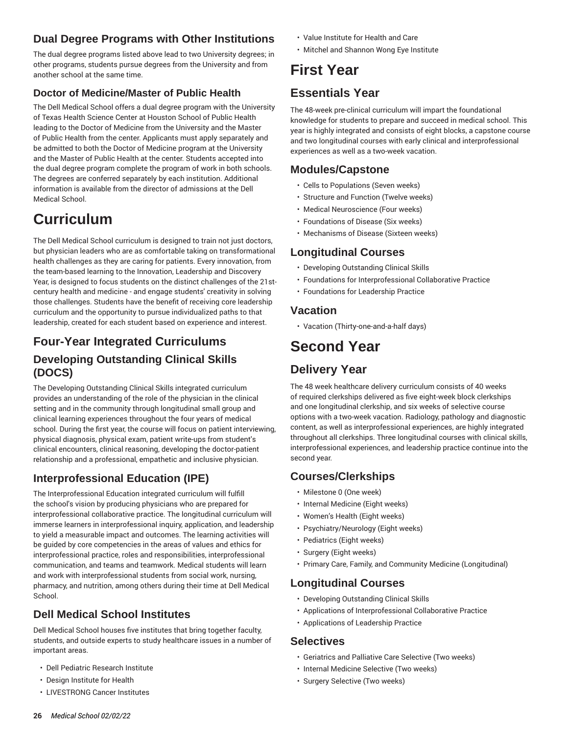### Dual Degree Programs with Other Institutions

The dual degree programs listed above lead to two University degrees; in other programs, students pursue degrees from the University and from another school at the same time.

### Doctor of Medicine/Master of Public Health

The Dell Medical School offers a dual degree program with the University of Texas Health Science Center at Houston School of Public Health leading to the Doctor of Medicine from the University and the Master of Public Health from the center. Applicants must apply separately and be admitted to both the Doctor of Medicine program at the University and the Master of Public Health at the center. Students accepted into the dual degree program complete the program of work in both schools. The degrees are conferred separately by each institution. Additional information is available from the director of admissions at the Dell Medical School.

# Curriculum

The Dell Medical School curriculum is designed to train not just doctors, but physician leaders who are as comfortable taking on transformational health challenges as they are caring for patients. Every innovation, from the team-based learning to the Innovation, Leadership and Discovery Year, is designed to focus students on the distinct challenges of the 21st-century health and medicine - and engage students' creativity in solving those challenges. Students have the benefit of receiving core leadership curriculum and the opportunity to pursue individualized paths to that leadership, created for each student based on experience and interest.

### Four-Year Integrated Curriculums

### Developing Outstanding Clinical Skills (DOCS)

The Developing Outstanding Clinical Skills integrated curriculum provides an understanding of the role of the physician in the clinical setting and in the community through longitudinal small group and clinical learning experiences throughout the four years of medical school. During the first year, the course will focus on patient interviewing, physical diagnosis, physical exam, patient write-ups from student's clinical encounters, clinical reasoning, developing the doctor-patient relationship and a professional, empathetic and inclusive physician.

### Interprofessional Education (IPE)

The Interprofessional Education integrated curriculum will fulfill the school's vision by producing physicians who are prepared for interprofessional collaborative practice. The longitudinal curriculum will immerse learners in interprofessional inquiry, application, and leadership to yield a measurable impact and outcomes. The learning activities will be guided by core competencies in the areas of values and ethics for interprofessional practice, roles and responsibilities, interprofessional communication, and teams and teamwork. Medical students will learn and work with interprofessional students from social work, nursing, pharmacy, and nutrition, among others during their time at Dell Medical School.

### Dell Medical School Institutes

Dell Medical School houses five institutes that bring together faculty, students, and outside experts to study healthcare issues in a number of important areas.

- Dell Pediatric Research Institute
- Design Institute for Health
- LIVESTRONG Cancer Institutes
- Value Institute for Health and Care
- Mitchel and Shannon Wong Eye Institute

# First Year

## Essentials Year

The 48-week pre-clinical curriculum will impart the foundational knowledge for students to prepare and succeed in medical school. This year is highly integrated and consists of eight blocks, a capstone course and two longitudinal courses with early clinical and interprofessional experiences as well as a two-week vacation.

### Modules/Capstone

- Cells to Populations (Seven weeks)
- Structure and Function (Twelve weeks)
- Medical Neuroscience (Four weeks)
- Foundations of Disease (Six weeks)
- Mechanisms of Disease (Sixteen weeks)

### Longitudinal Courses

- Developing Outstanding Clinical Skills
- Foundations for Interprofessional Collaborative Practice
- Foundations for Leadership Practice

### Vacation

- Vacation (Thirty-one-and-a-half days)

# Second Year

## Delivery Year

The 48 week healthcare delivery curriculum consists of 40 weeks of required clerkships delivered as five eight-week block clerkships and one longitudinal clerkship, and six weeks of selective course options with a two-week vacation. Radiology, pathology and diagnostic content, as well as interprofessional experiences, are highly integrated throughout all clerkships. Three longitudinal courses with clinical skills, interprofessional experiences, and leadership practice continue into the second year.

### Courses/Clerkships

- Milestone 0 (One week)
- Internal Medicine (Eight weeks)
- Women's Health (Eight weeks)
- Psychiatry/Neurology (Eight weeks)
- Pediatrics (Eight weeks)
- Surgery (Eight weeks)
- Primary Care, Family, and Community Medicine (Longitudinal)

### Longitudinal Courses

- Developing Outstanding Clinical Skills
- Applications of Interprofessional Collaborative Practice
- Applications of Leadership Practice

### Selectives

- Geriatrics and Palliative Care Selective (Two weeks)
- Internal Medicine Selective (Two weeks)
- Surgery Selective (Two weeks)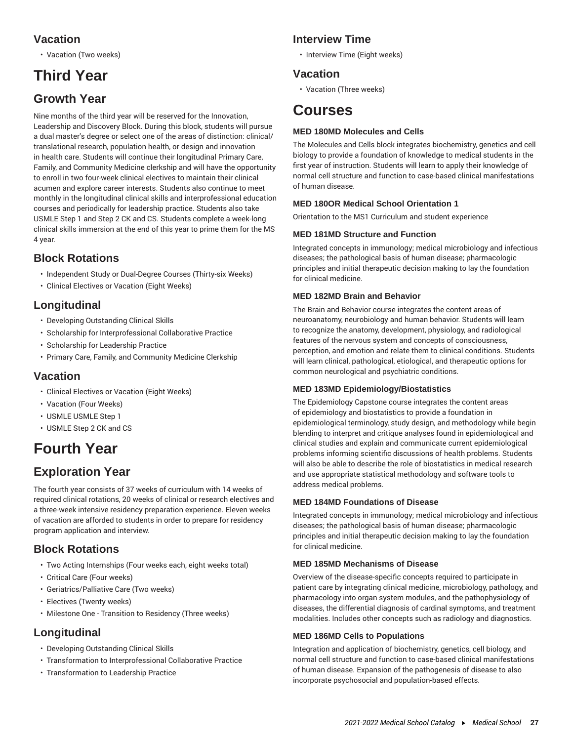### Vacation

- Vacation (Two weeks)

# Third Year

## Growth Year

Nine months of the third year will be reserved for the Innovation, Leadership and Discovery Block. During this block, students will pursue a dual master's degree or select one of the areas of distinction: clinical/translational research, population health, or design and innovation in health care. Students will continue their longitudinal Primary Care, Family, and Community Medicine clerkship and will have the opportunity to enroll in two four-week clinical electives to maintain their clinical acumen and explore career interests. Students also continue to meet monthly in the longitudinal clinical skills and interprofessional education courses and periodically for leadership practice. Students also take USMLE Step 1 and Step 2 CK and CS. Students complete a week-long clinical skills immersion at the end of this year to prime them for the MS 4 year.

### Block Rotations

- Independent Study or Dual-Degree Courses (Thirty-six Weeks)
- Clinical Electives or Vacation (Eight Weeks)

### Longitudinal

- Developing Outstanding Clinical Skills
- Scholarship for Interprofessional Collaborative Practice
- Scholarship for Leadership Practice
- Primary Care, Family, and Community Medicine Clerkship

### Vacation

- Clinical Electives or Vacation (Eight Weeks)
- Vacation (Four Weeks)
- USMLE USMLE Step 1
- USMLE Step 2 CK and CS

# Fourth Year

## Exploration Year

The fourth year consists of 37 weeks of curriculum with 14 weeks of required clinical rotations, 20 weeks of clinical or research electives and a three-week intensive residency preparation experience. Eleven weeks of vacation are afforded to students in order to prepare for residency program application and interview.

### Block Rotations

- Two Acting Internships (Four weeks each, eight weeks total)
- Critical Care (Four weeks)
- Geriatrics/Palliative Care (Two weeks)
- Electives (Twenty weeks)
- Milestone One - Transition to Residency (Three weeks)

### Longitudinal

- Developing Outstanding Clinical Skills
- Transformation to Interprofessional Collaborative Practice
- Transformation to Leadership Practice

### Interview Time

- Interview Time (Eight weeks)

### Vacation

- Vacation (Three weeks)

# Courses

#### MED 180MD Molecules and Cells

The Molecules and Cells block integrates biochemistry, genetics and cell biology to provide a foundation of knowledge to medical students in the first year of instruction. Students will learn to apply their knowledge of normal cell structure and function to case-based clinical manifestations of human disease.

#### MED 180OR Medical School Orientation 1

Orientation to the MS1 Curriculum and student experience

#### MED 181MD Structure and Function

Integrated concepts in immunology; medical microbiology and infectious diseases; the pathological basis of human disease; pharmacologic principles and initial therapeutic decision making to lay the foundation for clinical medicine.

#### MED 182MD Brain and Behavior

The Brain and Behavior course integrates the content areas of neuroanatomy, neurobiology and human behavior. Students will learn to recognize the anatomy, development, physiology, and radiological features of the nervous system and concepts of consciousness, perception, and emotion and relate them to clinical conditions. Students will learn clinical, pathological, etiological, and therapeutic options for common neurological and psychiatric conditions.

#### MED 183MD Epidemiology/Biostatistics

The Epidemiology Capstone course integrates the content areas of epidemiology and biostatistics to provide a foundation in epidemiological terminology, study design, and methodology while begin blending to interpret and critique analyses found in epidemiological and clinical studies and explain and communicate current epidemiological problems informing scientific discussions of health problems. Students will also be able to describe the role of biostatistics in medical research and use appropriate statistical methodology and software tools to address medical problems.

#### MED 184MD Foundations of Disease

Integrated concepts in immunology; medical microbiology and infectious diseases; the pathological basis of human disease; pharmacologic principles and initial therapeutic decision making to lay the foundation for clinical medicine.

#### MED 185MD Mechanisms of Disease

Overview of the disease-specific concepts required to participate in patient care by integrating clinical medicine, microbiology, pathology, and pharmacology into organ system modules, and the pathophysiology of diseases, the differential diagnosis of cardinal symptoms, and treatment modalities. Includes other concepts such as radiology and diagnostics.

#### MED 186MD Cells to Populations

Integration and application of biochemistry, genetics, cell biology, and normal cell structure and function to case-based clinical manifestations of human disease. Expansion of the pathogenesis of disease to also incorporate psychosocial and population-based effects.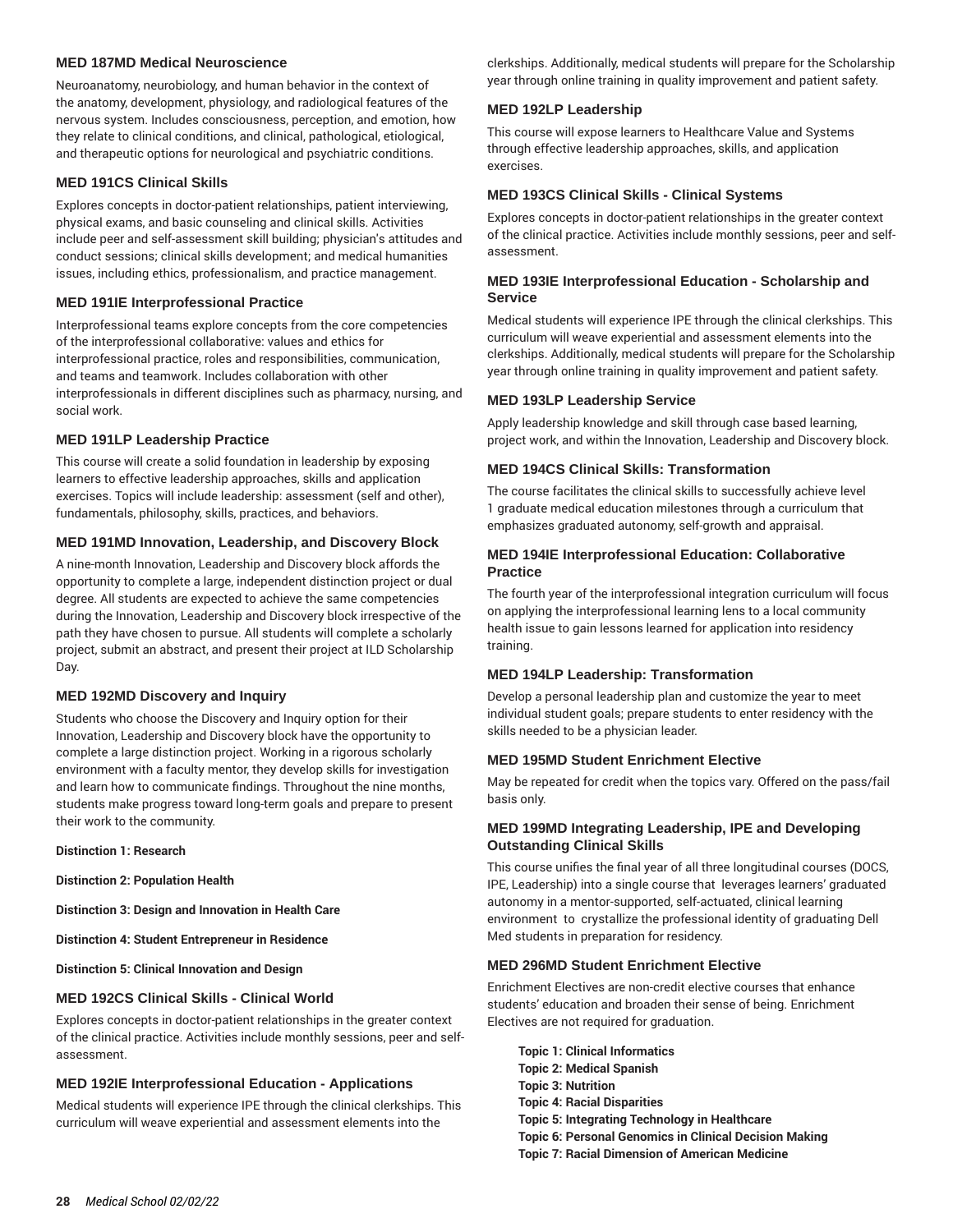### MED 187MD Medical Neuroscience

Neuroanatomy, neurobiology, and human behavior in the context of the anatomy, development, physiology, and radiological features of the nervous system. Includes consciousness, perception, and emotion, how they relate to clinical conditions, and clinical, pathological, etiological, and therapeutic options for neurological and psychiatric conditions.

### MED 191CS Clinical Skills

Explores concepts in doctor-patient relationships, patient interviewing, physical exams, and basic counseling and clinical skills. Activities include peer and self-assessment skill building; physician's attitudes and conduct sessions; clinical skills development; and medical humanities issues, including ethics, professionalism, and practice management.

### MED 191IE Interprofessional Practice

Interprofessional teams explore concepts from the core competencies of the interprofessional collaborative: values and ethics for interprofessional practice, roles and responsibilities, communication, and teams and teamwork. Includes collaboration with other interprofessionals in different disciplines such as pharmacy, nursing, and social work.

### MED 191LP Leadership Practice

This course will create a solid foundation in leadership by exposing learners to effective leadership approaches, skills and application exercises. Topics will include leadership: assessment (self and other), fundamentals, philosophy, skills, practices, and behaviors.

### MED 191MD Innovation, Leadership, and Discovery Block

A nine-month Innovation, Leadership and Discovery block affords the opportunity to complete a large, independent distinction project or dual degree. All students are expected to achieve the same competencies during the Innovation, Leadership and Discovery block irrespective of the path they have chosen to pursue. All students will complete a scholarly project, submit an abstract, and present their project at ILD Scholarship Day.

### MED 192MD Discovery and Inquiry

Students who choose the Discovery and Inquiry option for their Innovation, Leadership and Discovery block have the opportunity to complete a large distinction project. Working in a rigorous scholarly environment with a faculty mentor, they develop skills for investigation and learn how to communicate findings. Throughout the nine months, students make progress toward long-term goals and prepare to present their work to the community.

**Distinction 1: Research**

**Distinction 2: Population Health**

**Distinction 3: Design and Innovation in Health Care**

**Distinction 4: Student Entrepreneur in Residence**

**Distinction 5: Clinical Innovation and Design**

### MED 192CS Clinical Skills - Clinical World

Explores concepts in doctor-patient relationships in the greater context of the clinical practice. Activities include monthly sessions, peer and self-assessment.

### MED 192IE Interprofessional Education - Applications

Medical students will experience IPE through the clinical clerkships. This curriculum will weave experiential and assessment elements into the clerkships. Additionally, medical students will prepare for the Scholarship year through online training in quality improvement and patient safety.

### MED 192LP Leadership

This course will expose learners to Healthcare Value and Systems through effective leadership approaches, skills, and application exercises.

### MED 193CS Clinical Skills - Clinical Systems

Explores concepts in doctor-patient relationships in the greater context of the clinical practice. Activities include monthly sessions, peer and self-assessment.

### MED 193IE Interprofessional Education - Scholarship and Service

Medical students will experience IPE through the clinical clerkships. This curriculum will weave experiential and assessment elements into the clerkships. Additionally, medical students will prepare for the Scholarship year through online training in quality improvement and patient safety.

### MED 193LP Leadership Service

Apply leadership knowledge and skill through case based learning, project work, and within the Innovation, Leadership and Discovery block.

### MED 194CS Clinical Skills: Transformation

The course facilitates the clinical skills to successfully achieve level 1 graduate medical education milestones through a curriculum that emphasizes graduated autonomy, self-growth and appraisal.

### MED 194IE Interprofessional Education: Collaborative Practice

The fourth year of the interprofessional integration curriculum will focus on applying the interprofessional learning lens to a local community health issue to gain lessons learned for application into residency training.

### MED 194LP Leadership: Transformation

Develop a personal leadership plan and customize the year to meet individual student goals; prepare students to enter residency with the skills needed to be a physician leader.

### MED 195MD Student Enrichment Elective

May be repeated for credit when the topics vary. Offered on the pass/fail basis only.

### MED 199MD Integrating Leadership, IPE and Developing Outstanding Clinical Skills

This course unifies the final year of all three longitudinal courses (DOCS, IPE, Leadership) into a single course that leverages learners' graduated autonomy in a mentor-supported, self-actuated, clinical learning environment to crystallize the professional identity of graduating Dell Med students in preparation for residency.

### MED 296MD Student Enrichment Elective

Enrichment Electives are non-credit elective courses that enhance students' education and broaden their sense of being. Enrichment Electives are not required for graduation.

**Topic 1: Clinical Informatics**
**Topic 2: Medical Spanish**
**Topic 3: Nutrition**
**Topic 4: Racial Disparities**
**Topic 5: Integrating Technology in Healthcare**
**Topic 6: Personal Genomics in Clinical Decision Making**
**Topic 7: Racial Dimension of American Medicine**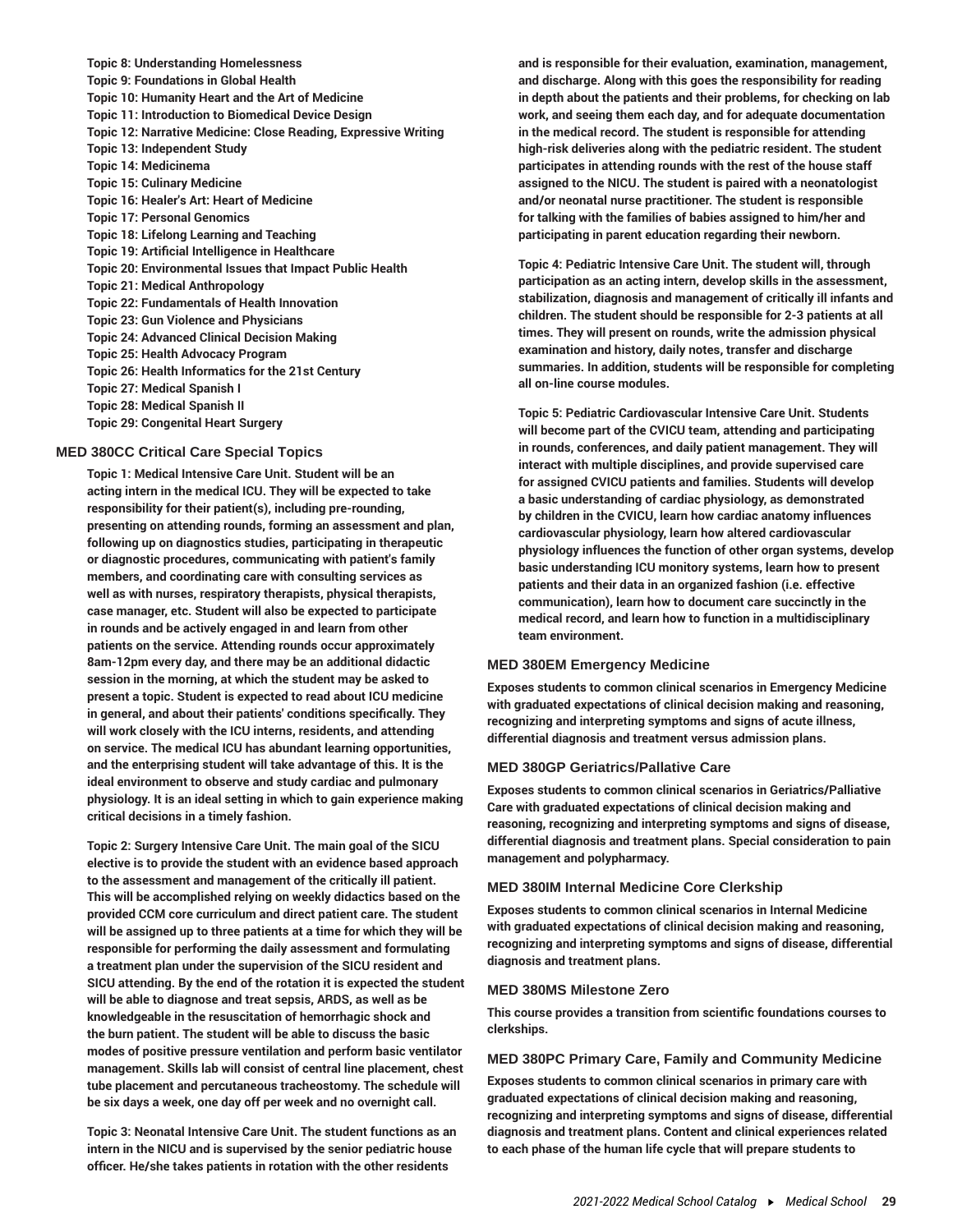**Topic 8: Understanding Homelessness**
**Topic 9: Foundations in Global Health**
**Topic 10: Humanity Heart and the Art of Medicine**
**Topic 11: Introduction to Biomedical Device Design**
**Topic 12: Narrative Medicine: Close Reading, Expressive Writing**
**Topic 13: Independent Study**
**Topic 14: Medicinema**
**Topic 15: Culinary Medicine**
**Topic 16: Healer's Art: Heart of Medicine**
**Topic 17: Personal Genomics**
**Topic 18: Lifelong Learning and Teaching**
**Topic 19: Artificial Intelligence in Healthcare**
**Topic 20: Environmental Issues that Impact Public Health**
**Topic 21: Medical Anthropology**
**Topic 22: Fundamentals of Health Innovation**
**Topic 23: Gun Violence and Physicians**
**Topic 24: Advanced Clinical Decision Making**
**Topic 25: Health Advocacy Program**
**Topic 26: Health Informatics for the 21st Century**
**Topic 27: Medical Spanish I**
**Topic 28: Medical Spanish II**
**Topic 29: Congenital Heart Surgery**

### MED 380CC Critical Care Special Topics

**Topic 1: Medical Intensive Care Unit. Student will be an acting intern in the medical ICU. They will be expected to take responsibility for their patient(s), including pre-rounding, presenting on attending rounds, forming an assessment and plan, following up on diagnostics studies, participating in therapeutic or diagnostic procedures, communicating with patient's family members, and coordinating care with consulting services as well as with nurses, respiratory therapists, physical therapists, case manager, etc. Student will also be expected to participate in rounds and be actively engaged in and learn from other patients on the service. Attending rounds occur approximately 8am-12pm every day, and there may be an additional didactic session in the morning, at which the student may be asked to present a topic. Student is expected to read about ICU medicine in general, and about their patients' conditions specifically. They will work closely with the ICU interns, residents, and attending on service. The medical ICU has abundant learning opportunities, and the enterprising student will take advantage of this. It is the ideal environment to observe and study cardiac and pulmonary physiology. It is an ideal setting in which to gain experience making critical decisions in a timely fashion.**

**Topic 2: Surgery Intensive Care Unit. The main goal of the SICU elective is to provide the student with an evidence based approach to the assessment and management of the critically ill patient. This will be accomplished relying on weekly didactics based on the provided CCM core curriculum and direct patient care. The student will be assigned up to three patients at a time for which they will be responsible for performing the daily assessment and formulating a treatment plan under the supervision of the SICU resident and SICU attending. By the end of the rotation it is expected the student will be able to diagnose and treat sepsis, ARDS, as well as be knowledgeable in the resuscitation of hemorrhagic shock and the burn patient. The student will be able to discuss the basic modes of positive pressure ventilation and perform basic ventilator management. Skills lab will consist of central line placement, chest tube placement and percutaneous tracheostomy. The schedule will be six days a week, one day off per week and no overnight call.**

**Topic 3: Neonatal Intensive Care Unit. The student functions as an intern in the NICU and is supervised by the senior pediatric house officer. He/she takes patients in rotation with the other residents and is responsible for their evaluation, examination, management, and discharge. Along with this goes the responsibility for reading in depth about the patients and their problems, for checking on lab work, and seeing them each day, and for adequate documentation in the medical record. The student is responsible for attending high-risk deliveries along with the pediatric resident. The student participates in attending rounds with the rest of the house staff assigned to the NICU. The student is paired with a neonatologist and/or neonatal nurse practitioner. The student is responsible for talking with the families of babies assigned to him/her and participating in parent education regarding their newborn.**

**Topic 4: Pediatric Intensive Care Unit. The student will, through participation as an acting intern, develop skills in the assessment, stabilization, diagnosis and management of critically ill infants and children. The student should be responsible for 2-3 patients at all times. They will present on rounds, write the admission physical examination and history, daily notes, transfer and discharge summaries. In addition, students will be responsible for completing all on-line course modules.**

**Topic 5: Pediatric Cardiovascular Intensive Care Unit. Students will become part of the CVICU team, attending and participating in rounds, conferences, and daily patient management. They will interact with multiple disciplines, and provide supervised care for assigned CVICU patients and families. Students will develop a basic understanding of cardiac physiology, as demonstrated by children in the CVICU, learn how cardiac anatomy influences cardiovascular physiology, learn how altered cardiovascular physiology influences the function of other organ systems, develop basic understanding ICU monitory systems, learn how to present patients and their data in an organized fashion (i.e. effective communication), learn how to document care succinctly in the medical record, and learn how to function in a multidisciplinary team environment.**

### MED 380EM Emergency Medicine

**Exposes students to common clinical scenarios in Emergency Medicine with graduated expectations of clinical decision making and reasoning, recognizing and interpreting symptoms and signs of acute illness, differential diagnosis and treatment versus admission plans.**

### MED 380GP Geriatrics/Pallative Care

**Exposes students to common clinical scenarios in Geriatrics/Palliative Care with graduated expectations of clinical decision making and reasoning, recognizing and interpreting symptoms and signs of disease, differential diagnosis and treatment plans. Special consideration to pain management and polypharmacy.**

### MED 380IM Internal Medicine Core Clerkship

**Exposes students to common clinical scenarios in Internal Medicine with graduated expectations of clinical decision making and reasoning, recognizing and interpreting symptoms and signs of disease, differential diagnosis and treatment plans.**

### MED 380MS Milestone Zero

**This course provides a transition from scientific foundations courses to clerkships.**

### MED 380PC Primary Care, Family and Community Medicine

**Exposes students to common clinical scenarios in primary care with graduated expectations of clinical decision making and reasoning, recognizing and interpreting symptoms and signs of disease, differential diagnosis and treatment plans. Content and clinical experiences related to each phase of the human life cycle that will prepare students to**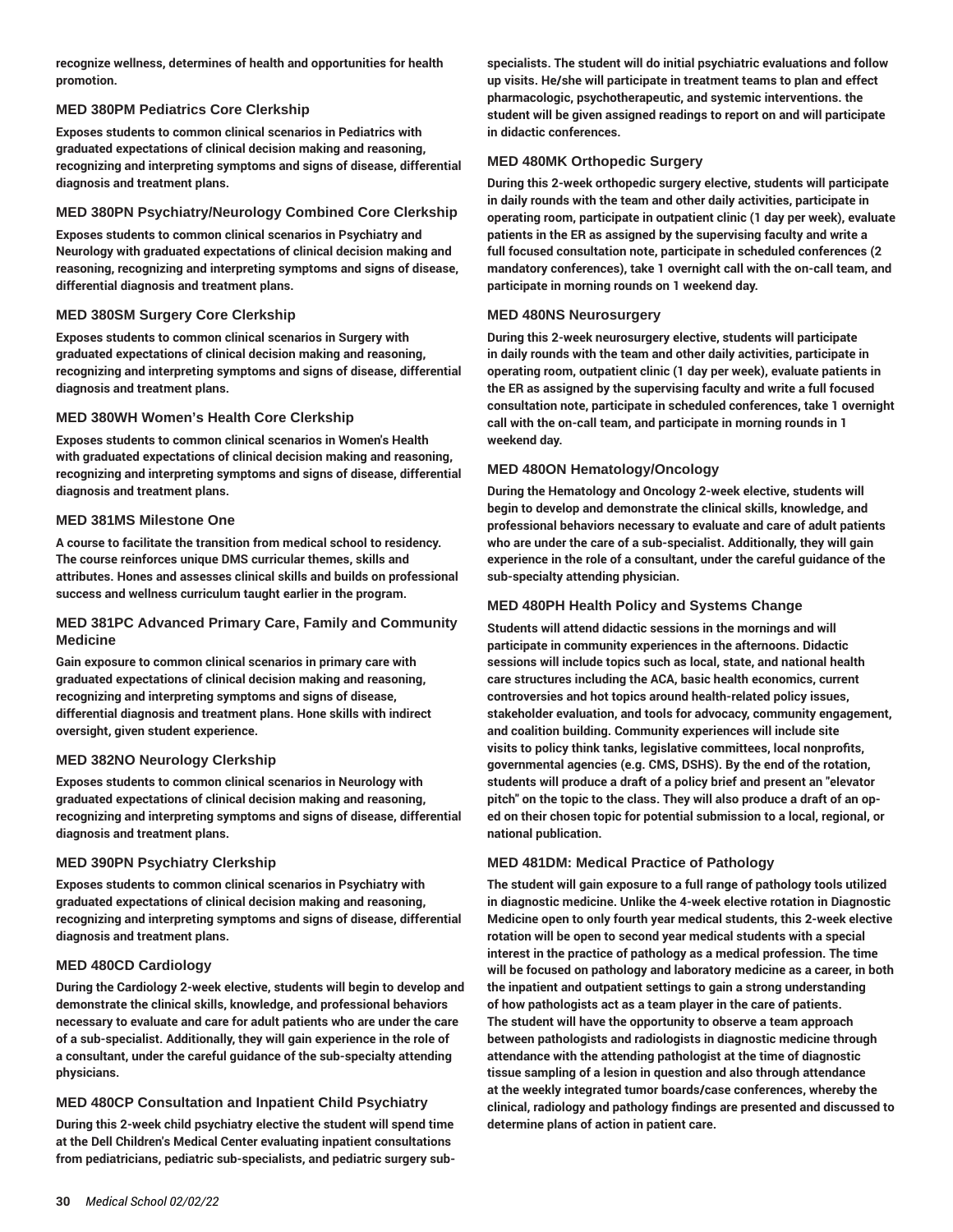recognize wellness, determines of health and opportunities for health promotion.

### MED 380PM Pediatrics Core Clerkship

Exposes students to common clinical scenarios in Pediatrics with graduated expectations of clinical decision making and reasoning, recognizing and interpreting symptoms and signs of disease, differential diagnosis and treatment plans.

### MED 380PN Psychiatry/Neurology Combined Core Clerkship

Exposes students to common clinical scenarios in Psychiatry and Neurology with graduated expectations of clinical decision making and reasoning, recognizing and interpreting symptoms and signs of disease, differential diagnosis and treatment plans.

### MED 380SM Surgery Core Clerkship

Exposes students to common clinical scenarios in Surgery with graduated expectations of clinical decision making and reasoning, recognizing and interpreting symptoms and signs of disease, differential diagnosis and treatment plans.

### MED 380WH Women's Health Core Clerkship

Exposes students to common clinical scenarios in Women's Health with graduated expectations of clinical decision making and reasoning, recognizing and interpreting symptoms and signs of disease, differential diagnosis and treatment plans.

### MED 381MS Milestone One

A course to facilitate the transition from medical school to residency. The course reinforces unique DMS curricular themes, skills and attributes. Hones and assesses clinical skills and builds on professional success and wellness curriculum taught earlier in the program.

### MED 381PC Advanced Primary Care, Family and Community Medicine

Gain exposure to common clinical scenarios in primary care with graduated expectations of clinical decision making and reasoning, recognizing and interpreting symptoms and signs of disease, differential diagnosis and treatment plans. Hone skills with indirect oversight, given student experience.

### MED 382NO Neurology Clerkship

Exposes students to common clinical scenarios in Neurology with graduated expectations of clinical decision making and reasoning, recognizing and interpreting symptoms and signs of disease, differential diagnosis and treatment plans.

### MED 390PN Psychiatry Clerkship

Exposes students to common clinical scenarios in Psychiatry with graduated expectations of clinical decision making and reasoning, recognizing and interpreting symptoms and signs of disease, differential diagnosis and treatment plans.

### MED 480CD Cardiology

During the Cardiology 2-week elective, students will begin to develop and demonstrate the clinical skills, knowledge, and professional behaviors necessary to evaluate and care for adult patients who are under the care of a sub-specialist. Additionally, they will gain experience in the role of a consultant, under the careful guidance of the sub-specialty attending physicians.

### MED 480CP Consultation and Inpatient Child Psychiatry

During this 2-week child psychiatry elective the student will spend time at the Dell Children's Medical Center evaluating inpatient consultations from pediatricians, pediatric sub-specialists, and pediatric surgery sub-specialists. The student will do initial psychiatric evaluations and follow up visits. He/she will participate in treatment teams to plan and effect pharmacologic, psychotherapeutic, and systemic interventions. the student will be given assigned readings to report on and will participate in didactic conferences.

### MED 480MK Orthopedic Surgery

During this 2-week orthopedic surgery elective, students will participate in daily rounds with the team and other daily activities, participate in operating room, participate in outpatient clinic (1 day per week), evaluate patients in the ER as assigned by the supervising faculty and write a full focused consultation note, participate in scheduled conferences (2 mandatory conferences), take 1 overnight call with the on-call team, and participate in morning rounds on 1 weekend day.

### MED 480NS Neurosurgery

During this 2-week neurosurgery elective, students will participate in daily rounds with the team and other daily activities, participate in operating room, outpatient clinic (1 day per week), evaluate patients in the ER as assigned by the supervising faculty and write a full focused consultation note, participate in scheduled conferences, take 1 overnight call with the on-call team, and participate in morning rounds in 1 weekend day.

### MED 480ON Hematology/Oncology

During the Hematology and Oncology 2-week elective, students will begin to develop and demonstrate the clinical skills, knowledge, and professional behaviors necessary to evaluate and care of adult patients who are under the care of a sub-specialist. Additionally, they will gain experience in the role of a consultant, under the careful guidance of the sub-specialty attending physician.

### MED 480PH Health Policy and Systems Change

Students will attend didactic sessions in the mornings and will participate in community experiences in the afternoons. Didactic sessions will include topics such as local, state, and national health care structures including the ACA, basic health economics, current controversies and hot topics around health-related policy issues, stakeholder evaluation, and tools for advocacy, community engagement, and coalition building. Community experiences will include site visits to policy think tanks, legislative committees, local nonprofits, governmental agencies (e.g. CMS, DSHS). By the end of the rotation, students will produce a draft of a policy brief and present an "elevator pitch" on the topic to the class. They will also produce a draft of an op-ed on their chosen topic for potential submission to a local, regional, or national publication.

### MED 481DM: Medical Practice of Pathology

The student will gain exposure to a full range of pathology tools utilized in diagnostic medicine. Unlike the 4-week elective rotation in Diagnostic Medicine open to only fourth year medical students, this 2-week elective rotation will be open to second year medical students with a special interest in the practice of pathology as a medical profession. The time will be focused on pathology and laboratory medicine as a career, in both the inpatient and outpatient settings to gain a strong understanding of how pathologists act as a team player in the care of patients. The student will have the opportunity to observe a team approach between pathologists and radiologists in diagnostic medicine through attendance with the attending pathologist at the time of diagnostic tissue sampling of a lesion in question and also through attendance at the weekly integrated tumor boards/case conferences, whereby the clinical, radiology and pathology findings are presented and discussed to determine plans of action in patient care.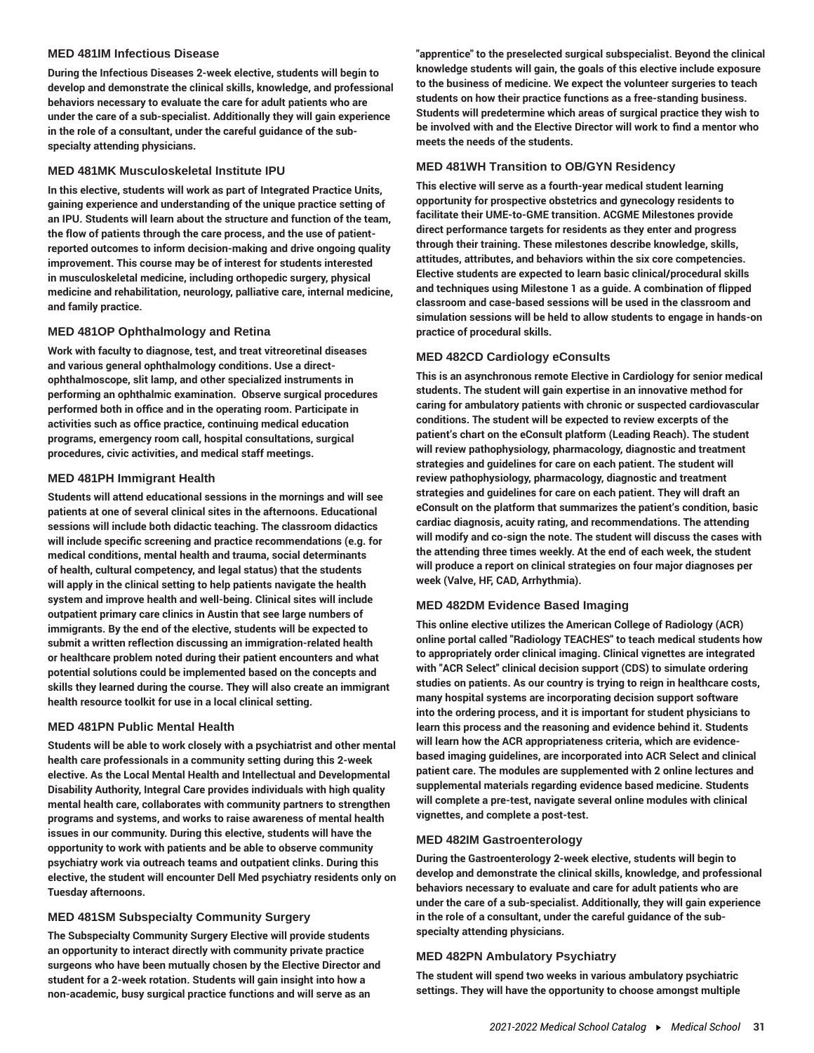### MED 481IM Infectious Disease

**During the Infectious Diseases 2-week elective, students will begin to develop and demonstrate the clinical skills, knowledge, and professional behaviors necessary to evaluate the care for adult patients who are under the care of a sub-specialist. Additionally they will gain experience in the role of a consultant, under the careful guidance of the sub-specialty attending physicians.**

### MED 481MK Musculoskeletal Institute IPU

**In this elective, students will work as part of Integrated Practice Units, gaining experience and understanding of the unique practice setting of an IPU. Students will learn about the structure and function of the team, the flow of patients through the care process, and the use of patient-reported outcomes to inform decision-making and drive ongoing quality improvement. This course may be of interest for students interested in musculoskeletal medicine, including orthopedic surgery, physical medicine and rehabilitation, neurology, palliative care, internal medicine, and family practice.**

### MED 481OP Ophthalmology and Retina

**Work with faculty to diagnose, test, and treat vitreoretinal diseases and various general ophthalmology conditions. Use a direct-ophthalmoscope, slit lamp, and other specialized instruments in performing an ophthalmic examination.  Observe surgical procedures performed both in office and in the operating room. Participate in activities such as office practice, continuing medical education programs, emergency room call, hospital consultations, surgical procedures, civic activities, and medical staff meetings.**

### MED 481PH Immigrant Health

**Students will attend educational sessions in the mornings and will see patients at one of several clinical sites in the afternoons. Educational sessions will include both didactic teaching. The classroom didactics will include specific screening and practice recommendations (e.g. for medical conditions, mental health and trauma, social determinants of health, cultural competency, and legal status) that the students will apply in the clinical setting to help patients navigate the health system and improve health and well-being. Clinical sites will include outpatient primary care clinics in Austin that see large numbers of immigrants. By the end of the elective, students will be expected to submit a written reflection discussing an immigration-related health or healthcare problem noted during their patient encounters and what potential solutions could be implemented based on the concepts and skills they learned during the course. They will also create an immigrant health resource toolkit for use in a local clinical setting.**

### MED 481PN Public Mental Health

**Students will be able to work closely with a psychiatrist and other mental health care professionals in a community setting during this 2-week elective. As the Local Mental Health and Intellectual and Developmental Disability Authority, Integral Care provides individuals with high quality mental health care, collaborates with community partners to strengthen programs and systems, and works to raise awareness of mental health issues in our community. During this elective, students will have the opportunity to work with patients and be able to observe community psychiatry work via outreach teams and outpatient clinks. During this elective, the student will encounter Dell Med psychiatry residents only on Tuesday afternoons.**

### MED 481SM Subspecialty Community Surgery

**The Subspecialty Community Surgery Elective will provide students an opportunity to interact directly with community private practice surgeons who have been mutually chosen by the Elective Director and student for a 2-week rotation. Students will gain insight into how a non-academic, busy surgical practice functions and will serve as an "apprentice" to the preselected surgical subspecialist. Beyond the clinical knowledge students will gain, the goals of this elective include exposure to the business of medicine. We expect the volunteer surgeries to teach students on how their practice functions as a free-standing business. Students will predetermine which areas of surgical practice they wish to be involved with and the Elective Director will work to find a mentor who meets the needs of the students.**

### MED 481WH Transition to OB/GYN Residency

**This elective will serve as a fourth-year medical student learning opportunity for prospective obstetrics and gynecology residents to facilitate their UME-to-GME transition. ACGME Milestones provide direct performance targets for residents as they enter and progress through their training. These milestones describe knowledge, skills, attitudes, attributes, and behaviors within the six core competencies. Elective students are expected to learn basic clinical/procedural skills and techniques using Milestone 1 as a guide. A combination of flipped classroom and case-based sessions will be used in the classroom and simulation sessions will be held to allow students to engage in hands-on practice of procedural skills.**

### MED 482CD Cardiology eConsults

**This is an asynchronous remote Elective in Cardiology for senior medical students. The student will gain expertise in an innovative method for caring for ambulatory patients with chronic or suspected cardiovascular conditions. The student will be expected to review excerpts of the patient's chart on the eConsult platform (Leading Reach). The student will review pathophysiology, pharmacology, diagnostic and treatment strategies and guidelines for care on each patient. The student will review pathophysiology, pharmacology, diagnostic and treatment strategies and guidelines for care on each patient. They will draft an eConsult on the platform that summarizes the patient's condition, basic cardiac diagnosis, acuity rating, and recommendations. The attending will modify and co-sign the note. The student will discuss the cases with the attending three times weekly. At the end of each week, the student will produce a report on clinical strategies on four major diagnoses per week (Valve, HF, CAD, Arrhythmia).**

### MED 482DM Evidence Based Imaging

**This online elective utilizes the American College of Radiology (ACR) online portal called "Radiology TEACHES" to teach medical students how to appropriately order clinical imaging. Clinical vignettes are integrated with "ACR Select" clinical decision support (CDS) to simulate ordering studies on patients. As our country is trying to reign in healthcare costs, many hospital systems are incorporating decision support software into the ordering process, and it is important for student physicians to learn this process and the reasoning and evidence behind it. Students will learn how the ACR appropriateness criteria, which are evidence-based imaging guidelines, are incorporated into ACR Select and clinical patient care. The modules are supplemented with 2 online lectures and supplemental materials regarding evidence based medicine. Students will complete a pre-test, navigate several online modules with clinical vignettes, and complete a post-test.**

### MED 482IM Gastroenterology

**During the Gastroenterology 2-week elective, students will begin to develop and demonstrate the clinical skills, knowledge, and professional behaviors necessary to evaluate and care for adult patients who are under the care of a sub-specialist. Additionally, they will gain experience in the role of a consultant, under the careful guidance of the sub-specialty attending physicians.**

### MED 482PN Ambulatory Psychiatry

**The student will spend two weeks in various ambulatory psychiatric settings. They will have the opportunity to choose amongst multiple**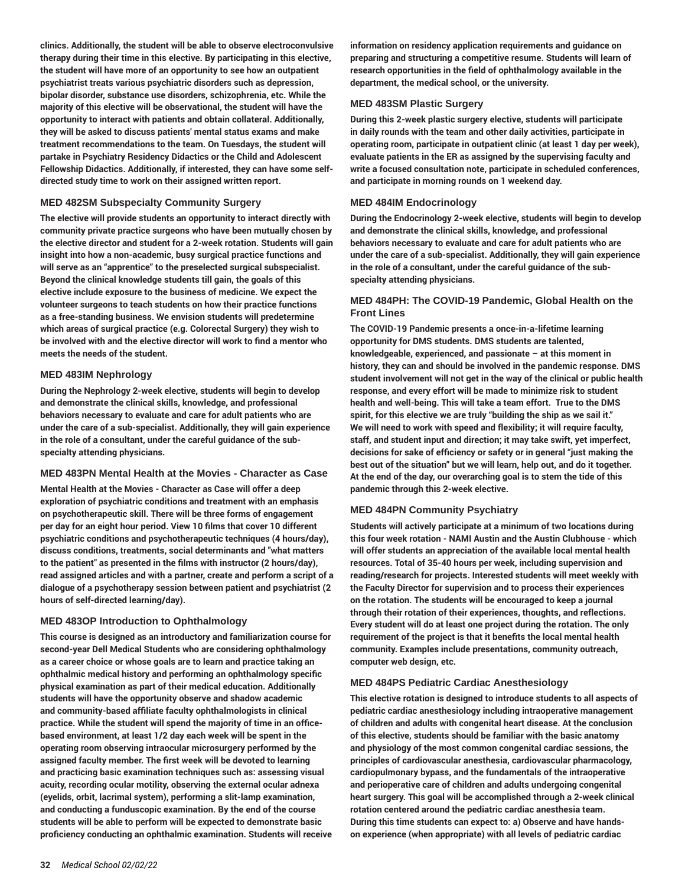**clinics. Additionally, the student will be able to observe electroconvulsive therapy during their time in this elective. By participating in this elective, the student will have more of an opportunity to see how an outpatient psychiatrist treats various psychiatric disorders such as depression, bipolar disorder, substance use disorders, schizophrenia, etc. While the majority of this elective will be observational, the student will have the opportunity to interact with patients and obtain collateral. Additionally, they will be asked to discuss patients' mental status exams and make treatment recommendations to the team. On Tuesdays, the student will partake in Psychiatry Residency Didactics or the Child and Adolescent Fellowship Didactics. Additionally, if interested, they can have some self-directed study time to work on their assigned written report.**

### MED 482SM Subspecialty Community Surgery

**The elective will provide students an opportunity to interact directly with community private practice surgeons who have been mutually chosen by the elective director and student for a 2-week rotation. Students will gain insight into how a non-academic, busy surgical practice functions and will serve as an "apprentice" to the preselected surgical subspecialist. Beyond the clinical knowledge students till gain, the goals of this elective include exposure to the business of medicine. We expect the volunteer surgeons to teach students on how their practice functions as a free-standing business. We envision students will predetermine which areas of surgical practice (e.g. Colorectal Surgery) they wish to be involved with and the elective director will work to find a mentor who meets the needs of the student.**

### MED 483IM Nephrology

**During the Nephrology 2-week elective, students will begin to develop and demonstrate the clinical skills, knowledge, and professional behaviors necessary to evaluate and care for adult patients who are under the care of a sub-specialist. Additionally, they will gain experience in the role of a consultant, under the careful guidance of the sub-specialty attending physicians.**

### MED 483PN Mental Health at the Movies - Character as Case

**Mental Health at the Movies - Character as Case will offer a deep exploration of psychiatric conditions and treatment with an emphasis on psychotherapeutic skill. There will be three forms of engagement per day for an eight hour period. View 10 films that cover 10 different psychiatric conditions and psychotherapeutic techniques (4 hours/day), discuss conditions, treatments, social determinants and "what matters to the patient" as presented in the films with instructor (2 hours/day), read assigned articles and with a partner, create and perform a script of a dialogue of a psychotherapy session between patient and psychiatrist (2 hours of self-directed learning/day).**

### MED 483OP Introduction to Ophthalmology

**This course is designed as an introductory and familiarization course for second-year Dell Medical Students who are considering ophthalmology as a career choice or whose goals are to learn and practice taking an ophthalmic medical history and performing an ophthalmology specific physical examination as part of their medical education. Additionally students will have the opportunity observe and shadow academic and community-based affiliate faculty ophthalmologists in clinical practice. While the student will spend the majority of time in an office-based environment, at least 1/2 day each week will be spent in the operating room observing intraocular microsurgery performed by the assigned faculty member. The first week will be devoted to learning and practicing basic examination techniques such as: assessing visual acuity, recording ocular motility, observing the external ocular adnexa (eyelids, orbit, lacrimal system), performing a slit-lamp examination, and conducting a funduscopic examination. By the end of the course students will be able to perform will be expected to demonstrate basic proficiency conducting an ophthalmic examination. Students will receive information on residency application requirements and guidance on preparing and structuring a competitive resume. Students will learn of research opportunities in the field of ophthalmology available in the department, the medical school, or the university.**

### MED 483SM Plastic Surgery

**During this 2-week plastic surgery elective, students will participate in daily rounds with the team and other daily activities, participate in operating room, participate in outpatient clinic (at least 1 day per week), evaluate patients in the ER as assigned by the supervising faculty and write a focused consultation note, participate in scheduled conferences, and participate in morning rounds on 1 weekend day.**

### MED 484IM Endocrinology

**During the Endocrinology 2-week elective, students will begin to develop and demonstrate the clinical skills, knowledge, and professional behaviors necessary to evaluate and care for adult patients who are under the care of a sub-specialist. Additionally, they will gain experience in the role of a consultant, under the careful guidance of the sub-specialty attending physicians.**

### MED 484PH: The COVID-19 Pandemic, Global Health on the Front Lines

**The COVID-19 Pandemic presents a once-in-a-lifetime learning opportunity for DMS students. DMS students are talented, knowledgeable, experienced, and passionate – at this moment in history, they can and should be involved in the pandemic response. DMS student involvement will not get in the way of the clinical or public health response, and every effort will be made to minimize risk to student health and well-being. This will take a team effort. True to the DMS spirit, for this elective we are truly "building the ship as we sail it." We will need to work with speed and flexibility; it will require faculty, staff, and student input and direction; it may take swift, yet imperfect, decisions for sake of efficiency or safety or in general "just making the best out of the situation" but we will learn, help out, and do it together. At the end of the day, our overarching goal is to stem the tide of this pandemic through this 2-week elective.**

### MED 484PN Community Psychiatry

**Students will actively participate at a minimum of two locations during this four week rotation - NAMI Austin and the Austin Clubhouse - which will offer students an appreciation of the available local mental health resources. Total of 35-40 hours per week, including supervision and reading/research for projects. Interested students will meet weekly with the Faculty Director for supervision and to process their experiences on the rotation. The students will be encouraged to keep a journal through their rotation of their experiences, thoughts, and reflections. Every student will do at least one project during the rotation. The only requirement of the project is that it benefits the local mental health community. Examples include presentations, community outreach, computer web design, etc.**

### MED 484PS Pediatric Cardiac Anesthesiology

**This elective rotation is designed to introduce students to all aspects of pediatric cardiac anesthesiology including intraoperative management of children and adults with congenital heart disease. At the conclusion of this elective, students should be familiar with the basic anatomy and physiology of the most common congenital cardiac sessions, the principles of cardiovascular anesthesia, cardiovascular pharmacology, cardiopulmonary bypass, and the fundamentals of the intraoperative and perioperative care of children and adults undergoing congenital heart surgery. This goal will be accomplished through a 2-week clinical rotation centered around the pediatric cardiac anesthesia team. During this time students can expect to: a) Observe and have hands-on experience (when appropriate) with all levels of pediatric cardiac**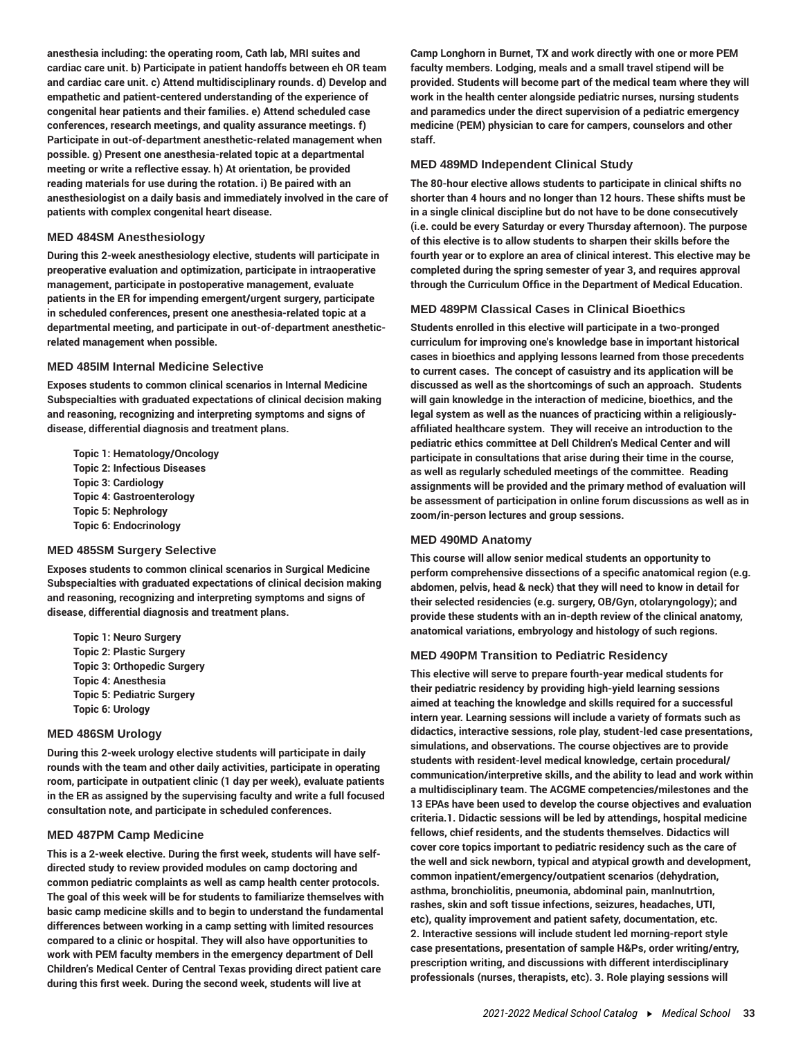anesthesia including: the operating room, Cath lab, MRI suites and cardiac care unit. b) Participate in patient handoffs between eh OR team and cardiac care unit. c) Attend multidisciplinary rounds. d) Develop and empathetic and patient-centered understanding of the experience of congenital hear patients and their families. e) Attend scheduled case conferences, research meetings, and quality assurance meetings. f) Participate in out-of-department anesthetic-related management when possible. g) Present one anesthesia-related topic at a departmental meeting or write a reflective essay. h) At orientation, be provided reading materials for use during the rotation. i) Be paired with an anesthesiologist on a daily basis and immediately involved in the care of patients with complex congenital heart disease.

### MED 484SM Anesthesiology

During this 2-week anesthesiology elective, students will participate in preoperative evaluation and optimization, participate in intraoperative management, participate in postoperative management, evaluate patients in the ER for impending emergent/urgent surgery, participate in scheduled conferences, present one anesthesia-related topic at a departmental meeting, and participate in out-of-department anesthetic-related management when possible.

### MED 485IM Internal Medicine Selective

Exposes students to common clinical scenarios in Internal Medicine Subspecialties with graduated expectations of clinical decision making and reasoning, recognizing and interpreting symptoms and signs of disease, differential diagnosis and treatment plans.

Topic 1: Hematology/Oncology
Topic 2: Infectious Diseases
Topic 3: Cardiology
Topic 4: Gastroenterology
Topic 5: Nephrology
Topic 6: Endocrinology

### MED 485SM Surgery Selective

Exposes students to common clinical scenarios in Surgical Medicine Subspecialties with graduated expectations of clinical decision making and reasoning, recognizing and interpreting symptoms and signs of disease, differential diagnosis and treatment plans.

Topic 1: Neuro Surgery
Topic 2: Plastic Surgery
Topic 3: Orthopedic Surgery
Topic 4: Anesthesia
Topic 5: Pediatric Surgery
Topic 6: Urology

### MED 486SM Urology

During this 2-week urology elective students will participate in daily rounds with the team and other daily activities, participate in operating room, participate in outpatient clinic (1 day per week), evaluate patients in the ER as assigned by the supervising faculty and write a full focused consultation note, and participate in scheduled conferences.

### MED 487PM Camp Medicine

This is a 2-week elective. During the first week, students will have self-directed study to review provided modules on camp doctoring and common pediatric complaints as well as camp health center protocols. The goal of this week will be for students to familiarize themselves with basic camp medicine skills and to begin to understand the fundamental differences between working in a camp setting with limited resources compared to a clinic or hospital. They will also have opportunities to work with PEM faculty members in the emergency department of Dell Children's Medical Center of Central Texas providing direct patient care during this first week. During the second week, students will live at Camp Longhorn in Burnet, TX and work directly with one or more PEM faculty members. Lodging, meals and a small travel stipend will be provided. Students will become part of the medical team where they will work in the health center alongside pediatric nurses, nursing students and paramedics under the direct supervision of a pediatric emergency medicine (PEM) physician to care for campers, counselors and other staff.

### MED 489MD Independent Clinical Study

The 80-hour elective allows students to participate in clinical shifts no shorter than 4 hours and no longer than 12 hours. These shifts must be in a single clinical discipline but do not have to be done consecutively (i.e. could be every Saturday or every Thursday afternoon). The purpose of this elective is to allow students to sharpen their skills before the fourth year or to explore an area of clinical interest. This elective may be completed during the spring semester of year 3, and requires approval through the Curriculum Office in the Department of Medical Education.

### MED 489PM Classical Cases in Clinical Bioethics

Students enrolled in this elective will participate in a two-pronged curriculum for improving one's knowledge base in important historical cases in bioethics and applying lessons learned from those precedents to current cases. The concept of casuistry and its application will be discussed as well as the shortcomings of such an approach. Students will gain knowledge in the interaction of medicine, bioethics, and the legal system as well as the nuances of practicing within a religiously-affiliated healthcare system. They will receive an introduction to the pediatric ethics committee at Dell Children's Medical Center and will participate in consultations that arise during their time in the course, as well as regularly scheduled meetings of the committee. Reading assignments will be provided and the primary method of evaluation will be assessment of participation in online forum discussions as well as in zoom/in-person lectures and group sessions.

### MED 490MD Anatomy

This course will allow senior medical students an opportunity to perform comprehensive dissections of a specific anatomical region (e.g. abdomen, pelvis, head & neck) that they will need to know in detail for their selected residencies (e.g. surgery, OB/Gyn, otolaryngology); and provide these students with an in-depth review of the clinical anatomy, anatomical variations, embryology and histology of such regions.

### MED 490PM Transition to Pediatric Residency

This elective will serve to prepare fourth-year medical students for their pediatric residency by providing high-yield learning sessions aimed at teaching the knowledge and skills required for a successful intern year. Learning sessions will include a variety of formats such as didactics, interactive sessions, role play, student-led case presentations, simulations, and observations. The course objectives are to provide students with resident-level medical knowledge, certain procedural/communication/interpretive skills, and the ability to lead and work within a multidisciplinary team. The ACGME competencies/milestones and the 13 EPAs have been used to develop the course objectives and evaluation criteria.1. Didactic sessions will be led by attendings, hospital medicine fellows, chief residents, and the students themselves. Didactics will cover core topics important to pediatric residency such as the care of the well and sick newborn, typical and atypical growth and development, common inpatient/emergency/outpatient scenarios (dehydration, asthma, bronchiolitis, pneumonia, abdominal pain, manlnutrtion, rashes, skin and soft tissue infections, seizures, headaches, UTI, etc), quality improvement and patient safety, documentation, etc. 2. Interactive sessions will include student led morning-report style case presentations, presentation of sample H&Ps, order writing/entry, prescription writing, and discussions with different interdisciplinary professionals (nurses, therapists, etc). 3. Role playing sessions will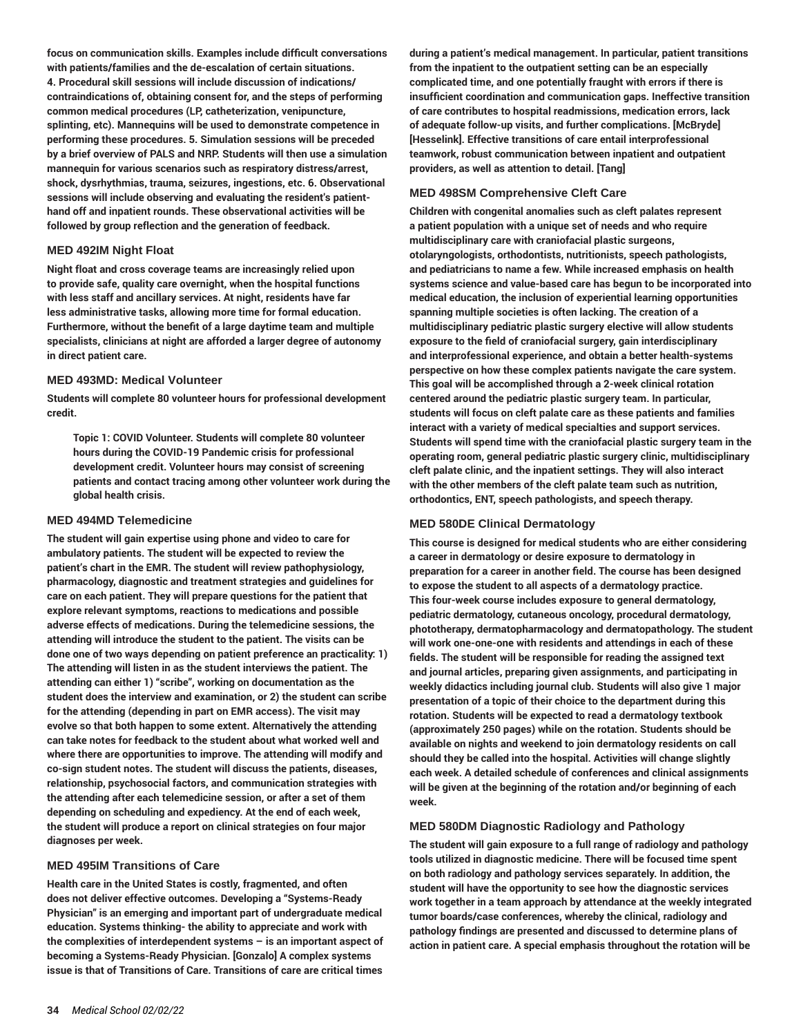focus on communication skills. Examples include difficult conversations with patients/families and the de-escalation of certain situations. 4. Procedural skill sessions will include discussion of indications/contraindications of, obtaining consent for, and the steps of performing common medical procedures (LP, catheterization, venipuncture, splinting, etc). Mannequins will be used to demonstrate competence in performing these procedures. 5. Simulation sessions will be preceded by a brief overview of PALS and NRP. Students will then use a simulation mannequin for various scenarios such as respiratory distress/arrest, shock, dysrhythmias, trauma, seizures, ingestions, etc. 6. Observational sessions will include observing and evaluating the resident's patient-hand off and inpatient rounds. These observational activities will be followed by group reflection and the generation of feedback.

### MED 492IM Night Float

Night float and cross coverage teams are increasingly relied upon to provide safe, quality care overnight, when the hospital functions with less staff and ancillary services. At night, residents have far less administrative tasks, allowing more time for formal education. Furthermore, without the benefit of a large daytime team and multiple specialists, clinicians at night are afforded a larger degree of autonomy in direct patient care.

### MED 493MD: Medical Volunteer

Students will complete 80 volunteer hours for professional development credit.

> Topic 1: COVID Volunteer. Students will complete 80 volunteer hours during the COVID-19 Pandemic crisis for professional development credit. Volunteer hours may consist of screening patients and contact tracing among other volunteer work during the global health crisis.

### MED 494MD Telemedicine

The student will gain expertise using phone and video to care for ambulatory patients. The student will be expected to review the patient's chart in the EMR. The student will review pathophysiology, pharmacology, diagnostic and treatment strategies and guidelines for care on each patient. They will prepare questions for the patient that explore relevant symptoms, reactions to medications and possible adverse effects of medications. During the telemedicine sessions, the attending will introduce the student to the patient. The visits can be done one of two ways depending on patient preference an practicality: 1) The attending will listen in as the student interviews the patient. The attending can either 1) "scribe", working on documentation as the student does the interview and examination, or 2) the student can scribe for the attending (depending in part on EMR access). The visit may evolve so that both happen to some extent. Alternatively the attending can take notes for feedback to the student about what worked well and where there are opportunities to improve. The attending will modify and co-sign student notes. The student will discuss the patients, diseases, relationship, psychosocial factors, and communication strategies with the attending after each telemedicine session, or after a set of them depending on scheduling and expediency. At the end of each week, the student will produce a report on clinical strategies on four major diagnoses per week.

### MED 495IM Transitions of Care

Health care in the United States is costly, fragmented, and often does not deliver effective outcomes. Developing a "Systems-Ready Physician" is an emerging and important part of undergraduate medical education. Systems thinking- the ability to appreciate and work with the complexities of interdependent systems – is an important aspect of becoming a Systems-Ready Physician. [Gonzalo] A complex systems issue is that of Transitions of Care. Transitions of care are critical times during a patient's medical management. In particular, patient transitions from the inpatient to the outpatient setting can be an especially complicated time, and one potentially fraught with errors if there is insufficient coordination and communication gaps. Ineffective transition of care contributes to hospital readmissions, medication errors, lack of adequate follow-up visits, and further complications. [McBryde] [Hesselink]. Effective transitions of care entail interprofessional teamwork, robust communication between inpatient and outpatient providers, as well as attention to detail. [Tang]

### MED 498SM Comprehensive Cleft Care

Children with congenital anomalies such as cleft palates represent a patient population with a unique set of needs and who require multidisciplinary care with craniofacial plastic surgeons, otolaryngologists, orthodontists, nutritionists, speech pathologists, and pediatricians to name a few. While increased emphasis on health systems science and value-based care has begun to be incorporated into medical education, the inclusion of experiential learning opportunities spanning multiple societies is often lacking. The creation of a multidisciplinary pediatric plastic surgery elective will allow students exposure to the field of craniofacial surgery, gain interdisciplinary and interprofessional experience, and obtain a better health-systems perspective on how these complex patients navigate the care system. This goal will be accomplished through a 2-week clinical rotation centered around the pediatric plastic surgery team. In particular, students will focus on cleft palate care as these patients and families interact with a variety of medical specialties and support services. Students will spend time with the craniofacial plastic surgery team in the operating room, general pediatric plastic surgery clinic, multidisciplinary cleft palate clinic, and the inpatient settings. They will also interact with the other members of the cleft palate team such as nutrition, orthodontics, ENT, speech pathologists, and speech therapy.

### MED 580DE Clinical Dermatology

This course is designed for medical students who are either considering a career in dermatology or desire exposure to dermatology in preparation for a career in another field. The course has been designed to expose the student to all aspects of a dermatology practice. This four-week course includes exposure to general dermatology, pediatric dermatology, cutaneous oncology, procedural dermatology, phototherapy, dermatopharmacology and dermatopathology. The student will work one-one-one with residents and attendings in each of these fields. The student will be responsible for reading the assigned text and journal articles, preparing given assignments, and participating in weekly didactics including journal club. Students will also give 1 major presentation of a topic of their choice to the department during this rotation. Students will be expected to read a dermatology textbook (approximately 250 pages) while on the rotation. Students should be available on nights and weekend to join dermatology residents on call should they be called into the hospital. Activities will change slightly each week. A detailed schedule of conferences and clinical assignments will be given at the beginning of the rotation and/or beginning of each week.

### MED 580DM Diagnostic Radiology and Pathology

The student will gain exposure to a full range of radiology and pathology tools utilized in diagnostic medicine. There will be focused time spent on both radiology and pathology services separately. In addition, the student will have the opportunity to see how the diagnostic services work together in a team approach by attendance at the weekly integrated tumor boards/case conferences, whereby the clinical, radiology and pathology findings are presented and discussed to determine plans of action in patient care. A special emphasis throughout the rotation will be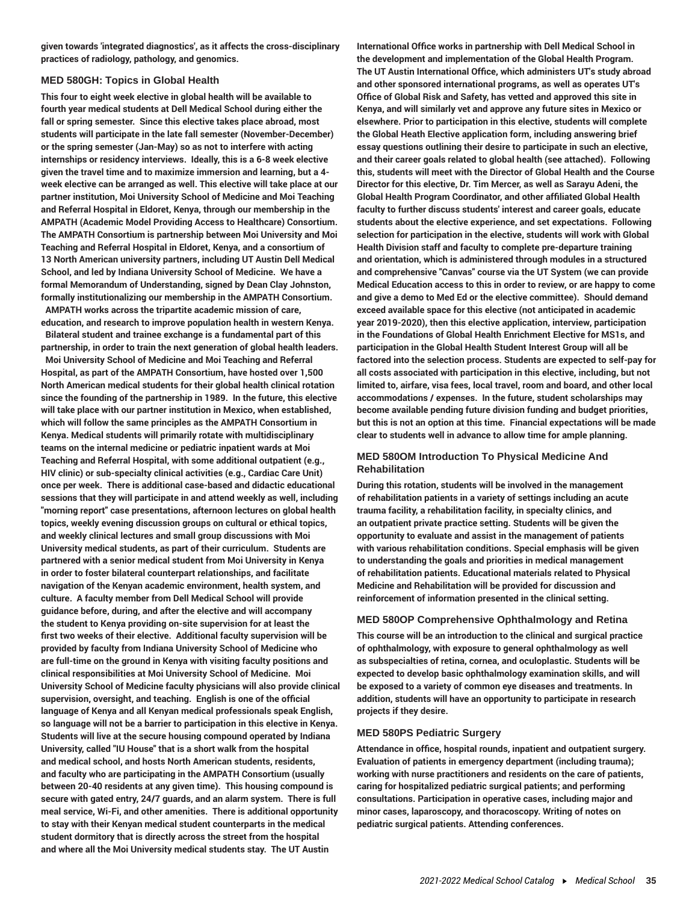**given towards 'integrated diagnostics', as it affects the cross-disciplinary practices of radiology, pathology, and genomics.**

### MED 580GH: Topics in Global Health

**This four to eight week elective in global health will be available to fourth year medical students at Dell Medical School during either the fall or spring semester.  Since this elective takes place abroad, most students will participate in the late fall semester (November-December) or the spring semester (Jan-May) so as not to interfere with acting internships or residency interviews.  Ideally, this is a 6-8 week elective given the travel time and to maximize immersion and learning, but a 4-week elective can be arranged as well. This elective will take place at our partner institution, Moi University School of Medicine and Moi Teaching and Referral Hospital in Eldoret, Kenya, through our membership in the AMPATH (Academic Model Providing Access to Healthcare) Consortium.  The AMPATH Consortium is partnership between Moi University and Moi Teaching and Referral Hospital in Eldoret, Kenya, and a consortium of 13 North American university partners, including UT Austin Dell Medical School, and led by Indiana University School of Medicine.  We have a formal Memorandum of Understanding, signed by Dean Clay Johnston, formally institutionalizing our membership in the AMPATH Consortium.  AMPATH works across the tripartite academic mission of care, education, and research to improve population health in western Kenya.  Bilateral student and trainee exchange is a fundamental part of this partnership, in order to train the next generation of global health leaders.  Moi University School of Medicine and Moi Teaching and Referral Hospital, as part of the AMPATH Consortium, have hosted over 1,500 North American medical students for their global health clinical rotation since the founding of the partnership in 1989.  In the future, this elective will take place with our partner institution in Mexico, when established, which will follow the same principles as the AMPATH Consortium in Kenya. Medical students will primarily rotate with multidisciplinary teams on the internal medicine or pediatric inpatient wards at Moi Teaching and Referral Hospital, with some additional outpatient (e.g., HIV clinic) or sub-specialty clinical activities (e.g., Cardiac Care Unit) once per week.  There is additional case-based and didactic educational sessions that they will participate in and attend weekly as well, including "morning report" case presentations, afternoon lectures on global health topics, weekly evening discussion groups on cultural or ethical topics, and weekly clinical lectures and small group discussions with Moi University medical students, as part of their curriculum.  Students are partnered with a senior medical student from Moi University in Kenya in order to foster bilateral counterpart relationships, and facilitate navigation of the Kenyan academic environment, health system, and culture.  A faculty member from Dell Medical School will provide guidance before, during, and after the elective and will accompany the student to Kenya providing on-site supervision for at least the first two weeks of their elective.  Additional faculty supervision will be provided by faculty from Indiana University School of Medicine who are full-time on the ground in Kenya with visiting faculty positions and clinical responsibilities at Moi University School of Medicine.  Moi University School of Medicine faculty physicians will also provide clinical supervision, oversight, and teaching.  English is one of the official language of Kenya and all Kenyan medical professionals speak English, so language will not be a barrier to participation in this elective in Kenya.  Students will live at the secure housing compound operated by Indiana University, called "IU House" that is a short walk from the hospital and medical school, and hosts North American students, residents, and faculty who are participating in the AMPATH Consortium (usually between 20-40 residents at any given time).  This housing compound is secure with gated entry, 24/7 guards, and an alarm system.  There is full meal service, Wi-Fi, and other amenities.  There is additional opportunity to stay with their Kenyan medical student counterparts in the medical student dormitory that is directly across the street from the hospital and where all the Moi University medical students stay.  The UT Austin International Office works in partnership with Dell Medical School in the development and implementation of the Global Health Program.  The UT Austin International Office, which administers UT's study abroad and other sponsored international programs, as well as operates UT's Office of Global Risk and Safety, has vetted and approved this site in Kenya, and will similarly vet and approve any future sites in Mexico or elsewhere. Prior to participation in this elective, students will complete the Global Heath Elective application form, including answering brief essay questions outlining their desire to participate in such an elective, and their career goals related to global health (see attached).  Following this, students will meet with the Director of Global Health and the Course Director for this elective, Dr. Tim Mercer, as well as Sarayu Adeni, the Global Health Program Coordinator, and other affiliated Global Health faculty to further discuss students' interest and career goals, educate students about the elective experience, and set expectations.  Following selection for participation in the elective, students will work with Global Health Division staff and faculty to complete pre-departure training and orientation, which is administered through modules in a structured and comprehensive "Canvas" course via the UT System (we can provide Medical Education access to this in order to review, or are happy to come and give a demo to Med Ed or the elective committee).  Should demand exceed available space for this elective (not anticipated in academic year 2019-2020), then this elective application, interview, participation in the Foundations of Global Health Enrichment Elective for MS1s, and participation in the Global Health Student Interest Group will all be factored into the selection process. Students are expected to self-pay for all costs associated with participation in this elective, including, but not limited to, airfare, visa fees, local travel, room and board, and other local accommodations / expenses.  In the future, student scholarships may become available pending future division funding and budget priorities, but this is not an option at this time.  Financial expectations will be made clear to students well in advance to allow time for ample planning.**

### MED 580OM Introduction To Physical Medicine And Rehabilitation

**During this rotation, students will be involved in the management of rehabilitation patients in a variety of settings including an acute trauma facility, a rehabilitation facility, in specialty clinics, and an outpatient private practice setting. Students will be given the opportunity to evaluate and assist in the management of patients with various rehabilitation conditions. Special emphasis will be given to understanding the goals and priorities in medical management of rehabilitation patients. Educational materials related to Physical Medicine and Rehabilitation will be provided for discussion and reinforcement of information presented in the clinical setting.**

### MED 580OP Comprehensive Ophthalmology and Retina

**This course will be an introduction to the clinical and surgical practice of ophthalmology, with exposure to general ophthalmology as well as subspecialties of retina, cornea, and oculoplastic. Students will be expected to develop basic ophthalmology examination skills, and will be exposed to a variety of common eye diseases and treatments. In addition, students will have an opportunity to participate in research projects if they desire.**

### MED 580PS Pediatric Surgery

**Attendance in office, hospital rounds, inpatient and outpatient surgery. Evaluation of patients in emergency department (including trauma); working with nurse practitioners and residents on the care of patients, caring for hospitalized pediatric surgical patients; and performing consultations. Participation in operative cases, including major and minor cases, laparoscopy, and thoracoscopy. Writing of notes on pediatric surgical patients. Attending conferences.**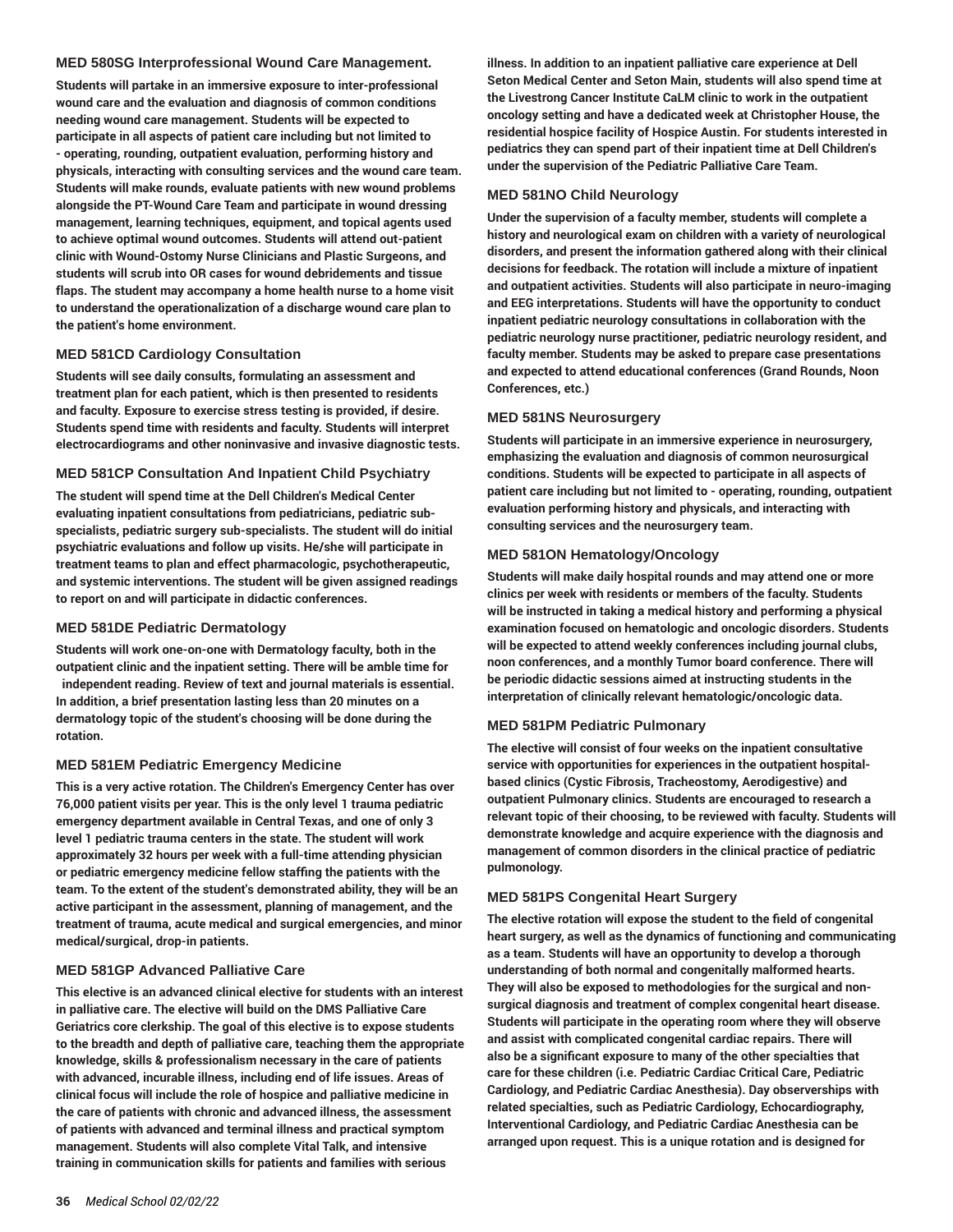### MED 580SG Interprofessional Wound Care Management.

**Students will partake in an immersive exposure to inter-professional wound care and the evaluation and diagnosis of common conditions needing wound care management. Students will be expected to participate in all aspects of patient care including but not limited to - operating, rounding, outpatient evaluation, performing history and physicals, interacting with consulting services and the wound care team. Students will make rounds, evaluate patients with new wound problems alongside the PT-Wound Care Team and participate in wound dressing management, learning techniques, equipment, and topical agents used to achieve optimal wound outcomes. Students will attend out-patient clinic with Wound-Ostomy Nurse Clinicians and Plastic Surgeons, and students will scrub into OR cases for wound debridements and tissue flaps. The student may accompany a home health nurse to a home visit to understand the operationalization of a discharge wound care plan to the patient's home environment.**

### MED 581CD Cardiology Consultation

**Students will see daily consults, formulating an assessment and treatment plan for each patient, which is then presented to residents and faculty. Exposure to exercise stress testing is provided, if desire. Students spend time with residents and faculty. Students will interpret electrocardiograms and other noninvasive and invasive diagnostic tests.**

### MED 581CP Consultation And Inpatient Child Psychiatry

**The student will spend time at the Dell Children's Medical Center evaluating inpatient consultations from pediatricians, pediatric sub-specialists, pediatric surgery sub-specialists. The student will do initial psychiatric evaluations and follow up visits. He/she will participate in treatment teams to plan and effect pharmacologic, psychotherapeutic, and systemic interventions. The student will be given assigned readings to report on and will participate in didactic conferences.**

### MED 581DE Pediatric Dermatology

**Students will work one-on-one with Dermatology faculty, both in the outpatient clinic and the inpatient setting. There will be amble time for independent reading. Review of text and journal materials is essential. In addition, a brief presentation lasting less than 20 minutes on a dermatology topic of the student's choosing will be done during the rotation.**

### MED 581EM Pediatric Emergency Medicine

**This is a very active rotation. The Children's Emergency Center has over 76,000 patient visits per year. This is the only level 1 trauma pediatric emergency department available in Central Texas, and one of only 3 level 1 pediatric trauma centers in the state. The student will work approximately 32 hours per week with a full-time attending physician or pediatric emergency medicine fellow staffing the patients with the team. To the extent of the student's demonstrated ability, they will be an active participant in the assessment, planning of management, and the treatment of trauma, acute medical and surgical emergencies, and minor medical/surgical, drop-in patients.**

### MED 581GP Advanced Palliative Care

**This elective is an advanced clinical elective for students with an interest in palliative care. The elective will build on the DMS Palliative Care Geriatrics core clerkship. The goal of this elective is to expose students to the breadth and depth of palliative care, teaching them the appropriate knowledge, skills & professionalism necessary in the care of patients with advanced, incurable illness, including end of life issues. Areas of clinical focus will include the role of hospice and palliative medicine in the care of patients with chronic and advanced illness, the assessment of patients with advanced and terminal illness and practical symptom management. Students will also complete Vital Talk, and intensive training in communication skills for patients and families with serious illness. In addition to an inpatient palliative care experience at Dell Seton Medical Center and Seton Main, students will also spend time at the Livestrong Cancer Institute CaLM clinic to work in the outpatient oncology setting and have a dedicated week at Christopher House, the residential hospice facility of Hospice Austin. For students interested in pediatrics they can spend part of their inpatient time at Dell Children's under the supervision of the Pediatric Palliative Care Team.**

### MED 581NO Child Neurology

**Under the supervision of a faculty member, students will complete a history and neurological exam on children with a variety of neurological disorders, and present the information gathered along with their clinical decisions for feedback. The rotation will include a mixture of inpatient and outpatient activities. Students will also participate in neuro-imaging and EEG interpretations. Students will have the opportunity to conduct inpatient pediatric neurology consultations in collaboration with the pediatric neurology nurse practitioner, pediatric neurology resident, and faculty member. Students may be asked to prepare case presentations and expected to attend educational conferences (Grand Rounds, Noon Conferences, etc.)**

### MED 581NS Neurosurgery

**Students will participate in an immersive experience in neurosurgery, emphasizing the evaluation and diagnosis of common neurosurgical conditions. Students will be expected to participate in all aspects of patient care including but not limited to - operating, rounding, outpatient evaluation performing history and physicals, and interacting with consulting services and the neurosurgery team.**

### MED 581ON Hematology/Oncology

**Students will make daily hospital rounds and may attend one or more clinics per week with residents or members of the faculty. Students will be instructed in taking a medical history and performing a physical examination focused on hematologic and oncologic disorders. Students will be expected to attend weekly conferences including journal clubs, noon conferences, and a monthly Tumor board conference. There will be periodic didactic sessions aimed at instructing students in the interpretation of clinically relevant hematologic/oncologic data.**

### MED 581PM Pediatric Pulmonary

**The elective will consist of four weeks on the inpatient consultative service with opportunities for experiences in the outpatient hospital-based clinics (Cystic Fibrosis, Tracheostomy, Aerodigestive) and outpatient Pulmonary clinics. Students are encouraged to research a relevant topic of their choosing, to be reviewed with faculty. Students will demonstrate knowledge and acquire experience with the diagnosis and management of common disorders in the clinical practice of pediatric pulmonology.**

### MED 581PS Congenital Heart Surgery

**The elective rotation will expose the student to the field of congenital heart surgery, as well as the dynamics of functioning and communicating as a team. Students will have an opportunity to develop a thorough understanding of both normal and congenitally malformed hearts. They will also be exposed to methodologies for the surgical and non-surgical diagnosis and treatment of complex congenital heart disease. Students will participate in the operating room where they will observe and assist with complicated congenital cardiac repairs. There will also be a significant exposure to many of the other specialties that care for these children (i.e. Pediatric Cardiac Critical Care, Pediatric Cardiology, and Pediatric Cardiac Anesthesia). Day observerships with related specialties, such as Pediatric Cardiology, Echocardiography, Interventional Cardiology, and Pediatric Cardiac Anesthesia can be arranged upon request. This is a unique rotation and is designed for**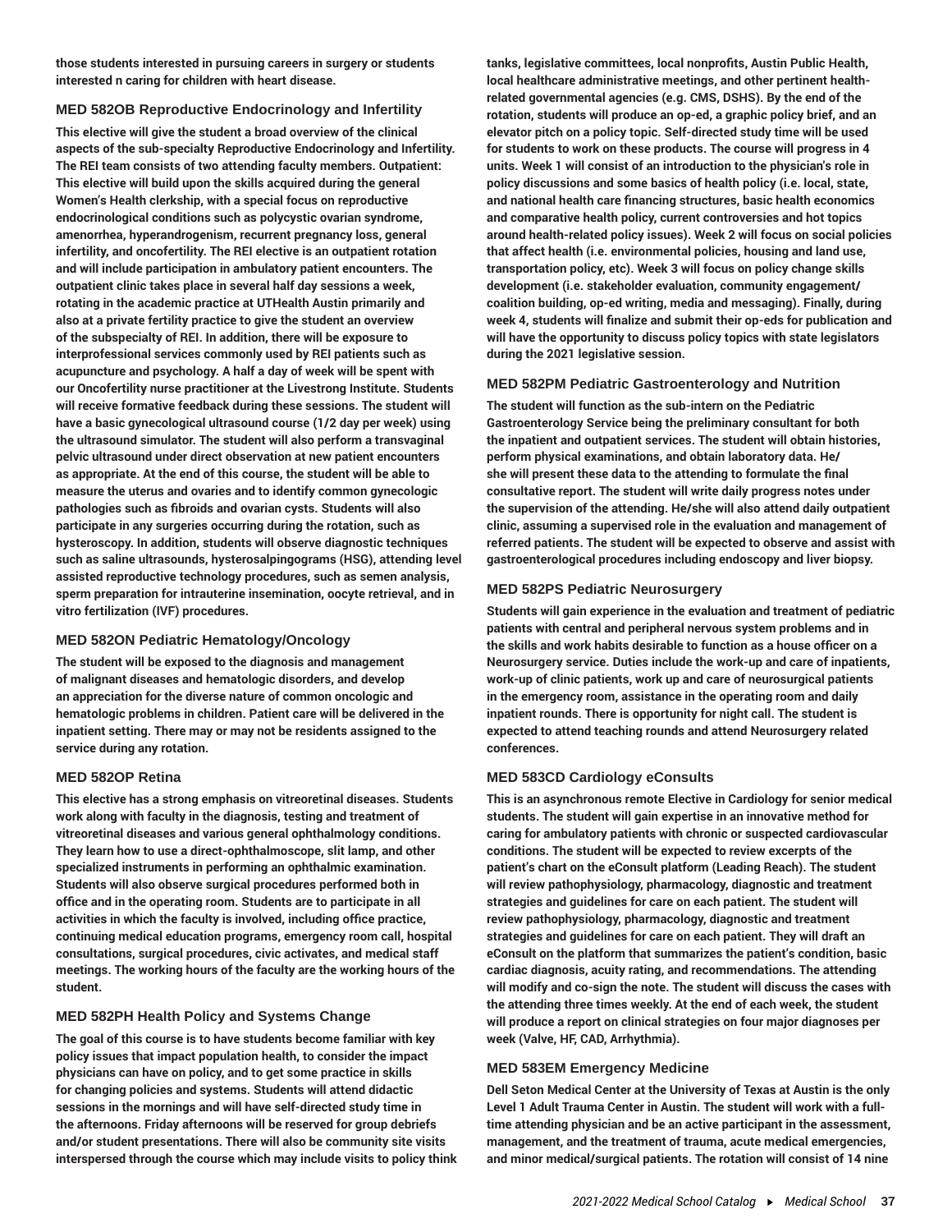those students interested in pursuing careers in surgery or students interested n caring for children with heart disease.

### MED 582OB Reproductive Endocrinology and Infertility

This elective will give the student a broad overview of the clinical aspects of the sub-specialty Reproductive Endocrinology and Infertility. The REI team consists of two attending faculty members. Outpatient: This elective will build upon the skills acquired during the general Women's Health clerkship, with a special focus on reproductive endocrinological conditions such as polycystic ovarian syndrome, amenorrhea, hyperandrogenism, recurrent pregnancy loss, general infertility, and oncofertility. The REI elective is an outpatient rotation and will include participation in ambulatory patient encounters. The outpatient clinic takes place in several half day sessions a week, rotating in the academic practice at UTHealth Austin primarily and also at a private fertility practice to give the student an overview of the subspecialty of REI. In addition, there will be exposure to interprofessional services commonly used by REI patients such as acupuncture and psychology. A half a day of week will be spent with our Oncofertility nurse practitioner at the Livestrong Institute. Students will receive formative feedback during these sessions. The student will have a basic gynecological ultrasound course (1/2 day per week) using the ultrasound simulator. The student will also perform a transvaginal pelvic ultrasound under direct observation at new patient encounters as appropriate. At the end of this course, the student will be able to measure the uterus and ovaries and to identify common gynecologic pathologies such as fibroids and ovarian cysts. Students will also participate in any surgeries occurring during the rotation, such as hysteroscopy. In addition, students will observe diagnostic techniques such as saline ultrasounds, hysterosalpingograms (HSG), attending level assisted reproductive technology procedures, such as semen analysis, sperm preparation for intrauterine insemination, oocyte retrieval, and in vitro fertilization (IVF) procedures.

### MED 582ON Pediatric Hematology/Oncology

The student will be exposed to the diagnosis and management of malignant diseases and hematologic disorders, and develop an appreciation for the diverse nature of common oncologic and hematologic problems in children. Patient care will be delivered in the inpatient setting. There may or may not be residents assigned to the service during any rotation.

### MED 582OP Retina

This elective has a strong emphasis on vitreoretinal diseases. Students work along with faculty in the diagnosis, testing and treatment of vitreoretinal diseases and various general ophthalmology conditions. They learn how to use a direct-ophthalmoscope, slit lamp, and other specialized instruments in performing an ophthalmic examination. Students will also observe surgical procedures performed both in office and in the operating room. Students are to participate in all activities in which the faculty is involved, including office practice, continuing medical education programs, emergency room call, hospital consultations, surgical procedures, civic activates, and medical staff meetings. The working hours of the faculty are the working hours of the student.

### MED 582PH Health Policy and Systems Change

The goal of this course is to have students become familiar with key policy issues that impact population health, to consider the impact physicians can have on policy, and to get some practice in skills for changing policies and systems. Students will attend didactic sessions in the mornings and will have self-directed study time in the afternoons. Friday afternoons will be reserved for group debriefs and/or student presentations. There will also be community site visits interspersed through the course which may include visits to policy think tanks, legislative committees, local nonprofits, Austin Public Health, local healthcare administrative meetings, and other pertinent health-related governmental agencies (e.g. CMS, DSHS). By the end of the rotation, students will produce an op-ed, a graphic policy brief, and an elevator pitch on a policy topic. Self-directed study time will be used for students to work on these products. The course will progress in 4 units. Week 1 will consist of an introduction to the physician's role in policy discussions and some basics of health policy (i.e. local, state, and national health care financing structures, basic health economics and comparative health policy, current controversies and hot topics around health-related policy issues). Week 2 will focus on social policies that affect health (i.e. environmental policies, housing and land use, transportation policy, etc). Week 3 will focus on policy change skills development (i.e. stakeholder evaluation, community engagement/coalition building, op-ed writing, media and messaging). Finally, during week 4, students will finalize and submit their op-eds for publication and will have the opportunity to discuss policy topics with state legislators during the 2021 legislative session.

### MED 582PM Pediatric Gastroenterology and Nutrition

The student will function as the sub-intern on the Pediatric Gastroenterology Service being the preliminary consultant for both the inpatient and outpatient services. The student will obtain histories, perform physical examinations, and obtain laboratory data. He/she will present these data to the attending to formulate the final consultative report. The student will write daily progress notes under the supervision of the attending. He/she will also attend daily outpatient clinic, assuming a supervised role in the evaluation and management of referred patients. The student will be expected to observe and assist with gastroenterological procedures including endoscopy and liver biopsy.

### MED 582PS Pediatric Neurosurgery

Students will gain experience in the evaluation and treatment of pediatric patients with central and peripheral nervous system problems and in the skills and work habits desirable to function as a house officer on a Neurosurgery service. Duties include the work-up and care of inpatients, work-up of clinic patients, work up and care of neurosurgical patients in the emergency room, assistance in the operating room and daily inpatient rounds. There is opportunity for night call. The student is expected to attend teaching rounds and attend Neurosurgery related conferences.

### MED 583CD Cardiology eConsults

This is an asynchronous remote Elective in Cardiology for senior medical students. The student will gain expertise in an innovative method for caring for ambulatory patients with chronic or suspected cardiovascular conditions. The student will be expected to review excerpts of the patient's chart on the eConsult platform (Leading Reach). The student will review pathophysiology, pharmacology, diagnostic and treatment strategies and guidelines for care on each patient. The student will review pathophysiology, pharmacology, diagnostic and treatment strategies and guidelines for care on each patient. They will draft an eConsult on the platform that summarizes the patient's condition, basic cardiac diagnosis, acuity rating, and recommendations. The attending will modify and co-sign the note. The student will discuss the cases with the attending three times weekly. At the end of each week, the student will produce a report on clinical strategies on four major diagnoses per week (Valve, HF, CAD, Arrhythmia).

### MED 583EM Emergency Medicine

Dell Seton Medical Center at the University of Texas at Austin is the only Level 1 Adult Trauma Center in Austin. The student will work with a full-time attending physician and be an active participant in the assessment, management, and the treatment of trauma, acute medical emergencies, and minor medical/surgical patients. The rotation will consist of 14 nine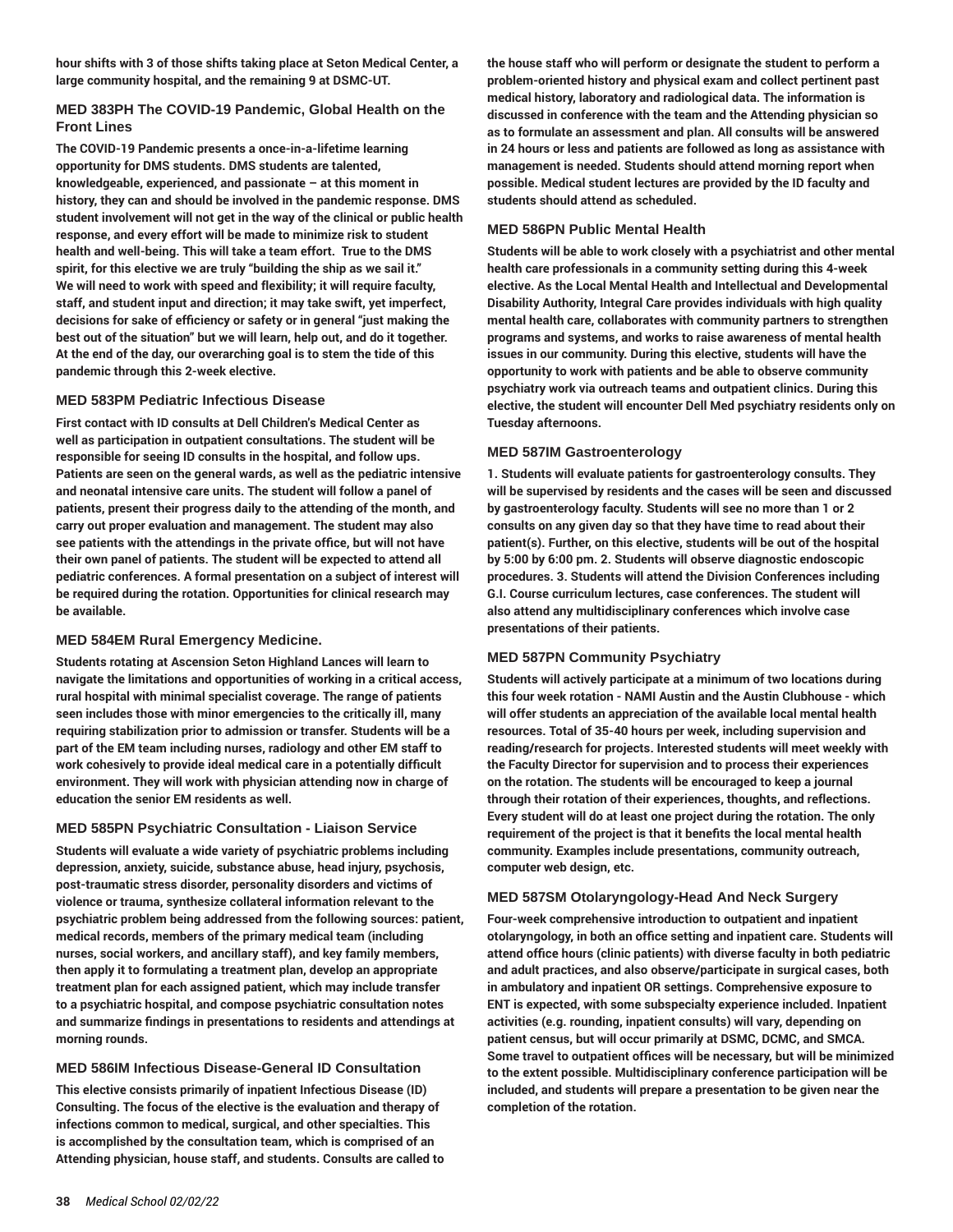**hour shifts with 3 of those shifts taking place at Seton Medical Center, a large community hospital, and the remaining 9 at DSMC-UT.**

### MED 383PH The COVID-19 Pandemic, Global Health on the Front Lines

**The COVID-19 Pandemic presents a once-in-a-lifetime learning opportunity for DMS students. DMS students are talented, knowledgeable, experienced, and passionate – at this moment in history, they can and should be involved in the pandemic response. DMS student involvement will not get in the way of the clinical or public health response, and every effort will be made to minimize risk to student health and well-being. This will take a team effort. True to the DMS spirit, for this elective we are truly "building the ship as we sail it." We will need to work with speed and flexibility; it will require faculty, staff, and student input and direction; it may take swift, yet imperfect, decisions for sake of efficiency or safety or in general "just making the best out of the situation" but we will learn, help out, and do it together. At the end of the day, our overarching goal is to stem the tide of this pandemic through this 2-week elective.**

### MED 583PM Pediatric Infectious Disease

**First contact with ID consults at Dell Children's Medical Center as well as participation in outpatient consultations. The student will be responsible for seeing ID consults in the hospital, and follow ups. Patients are seen on the general wards, as well as the pediatric intensive and neonatal intensive care units. The student will follow a panel of patients, present their progress daily to the attending of the month, and carry out proper evaluation and management. The student may also see patients with the attendings in the private office, but will not have their own panel of patients. The student will be expected to attend all pediatric conferences. A formal presentation on a subject of interest will be required during the rotation. Opportunities for clinical research may be available.**

### MED 584EM Rural Emergency Medicine.

**Students rotating at Ascension Seton Highland Lances will learn to navigate the limitations and opportunities of working in a critical access, rural hospital with minimal specialist coverage. The range of patients seen includes those with minor emergencies to the critically ill, many requiring stabilization prior to admission or transfer. Students will be a part of the EM team including nurses, radiology and other EM staff to work cohesively to provide ideal medical care in a potentially difficult environment. They will work with physician attending now in charge of education the senior EM residents as well.**

### MED 585PN Psychiatric Consultation - Liaison Service

**Students will evaluate a wide variety of psychiatric problems including depression, anxiety, suicide, substance abuse, head injury, psychosis, post-traumatic stress disorder, personality disorders and victims of violence or trauma, synthesize collateral information relevant to the psychiatric problem being addressed from the following sources: patient, medical records, members of the primary medical team (including nurses, social workers, and ancillary staff), and key family members, then apply it to formulating a treatment plan, develop an appropriate treatment plan for each assigned patient, which may include transfer to a psychiatric hospital, and compose psychiatric consultation notes and summarize findings in presentations to residents and attendings at morning rounds.**

### MED 586IM Infectious Disease-General ID Consultation

**This elective consists primarily of inpatient Infectious Disease (ID) Consulting. The focus of the elective is the evaluation and therapy of infections common to medical, surgical, and other specialties. This is accomplished by the consultation team, which is comprised of an Attending physician, house staff, and students. Consults are called to the house staff who will perform or designate the student to perform a problem-oriented history and physical exam and collect pertinent past medical history, laboratory and radiological data. The information is discussed in conference with the team and the Attending physician so as to formulate an assessment and plan. All consults will be answered in 24 hours or less and patients are followed as long as assistance with management is needed. Students should attend morning report when possible. Medical student lectures are provided by the ID faculty and students should attend as scheduled.**

### MED 586PN Public Mental Health

**Students will be able to work closely with a psychiatrist and other mental health care professionals in a community setting during this 4-week elective. As the Local Mental Health and Intellectual and Developmental Disability Authority, Integral Care provides individuals with high quality mental health care, collaborates with community partners to strengthen programs and systems, and works to raise awareness of mental health issues in our community. During this elective, students will have the opportunity to work with patients and be able to observe community psychiatry work via outreach teams and outpatient clinics. During this elective, the student will encounter Dell Med psychiatry residents only on Tuesday afternoons.**

### MED 587IM Gastroenterology

**1. Students will evaluate patients for gastroenterology consults. They will be supervised by residents and the cases will be seen and discussed by gastroenterology faculty. Students will see no more than 1 or 2 consults on any given day so that they have time to read about their patient(s). Further, on this elective, students will be out of the hospital by 5:00 by 6:00 pm. 2. Students will observe diagnostic endoscopic procedures. 3. Students will attend the Division Conferences including G.I. Course curriculum lectures, case conferences. The student will also attend any multidisciplinary conferences which involve case presentations of their patients.**

### MED 587PN Community Psychiatry

**Students will actively participate at a minimum of two locations during this four week rotation - NAMI Austin and the Austin Clubhouse - which will offer students an appreciation of the available local mental health resources. Total of 35-40 hours per week, including supervision and reading/research for projects. Interested students will meet weekly with the Faculty Director for supervision and to process their experiences on the rotation. The students will be encouraged to keep a journal through their rotation of their experiences, thoughts, and reflections. Every student will do at least one project during the rotation. The only requirement of the project is that it benefits the local mental health community. Examples include presentations, community outreach, computer web design, etc.**

### MED 587SM Otolaryngology-Head And Neck Surgery

**Four-week comprehensive introduction to outpatient and inpatient otolaryngology, in both an office setting and inpatient care. Students will attend office hours (clinic patients) with diverse faculty in both pediatric and adult practices, and also observe/participate in surgical cases, both in ambulatory and inpatient OR settings. Comprehensive exposure to ENT is expected, with some subspecialty experience included. Inpatient activities (e.g. rounding, inpatient consults) will vary, depending on patient census, but will occur primarily at DSMC, DCMC, and SMCA. Some travel to outpatient offices will be necessary, but will be minimized to the extent possible. Multidisciplinary conference participation will be included, and students will prepare a presentation to be given near the completion of the rotation.**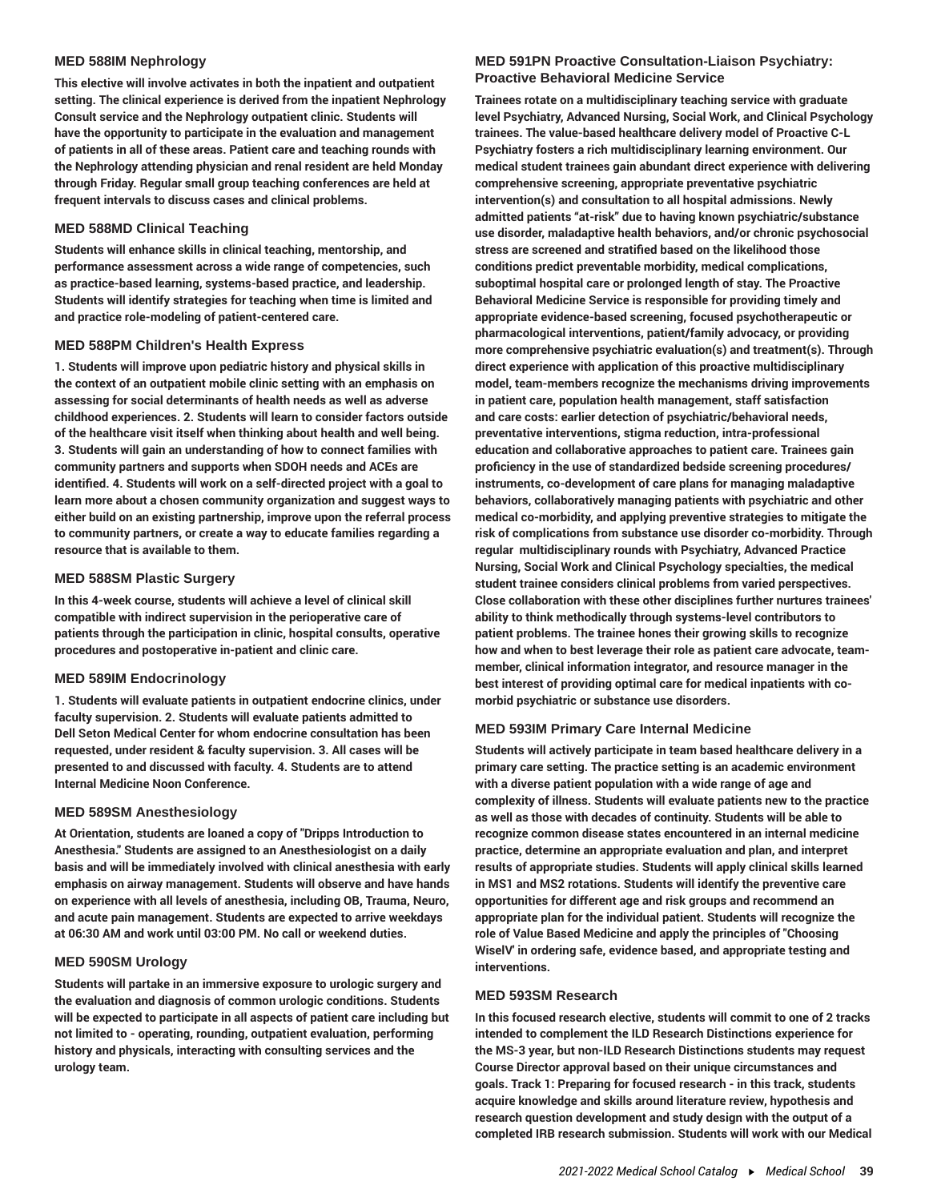### MED 588IM Nephrology

**This elective will involve activates in both the inpatient and outpatient setting. The clinical experience is derived from the inpatient Nephrology Consult service and the Nephrology outpatient clinic. Students will have the opportunity to participate in the evaluation and management of patients in all of these areas. Patient care and teaching rounds with the Nephrology attending physician and renal resident are held Monday through Friday. Regular small group teaching conferences are held at frequent intervals to discuss cases and clinical problems.**

### MED 588MD Clinical Teaching

**Students will enhance skills in clinical teaching, mentorship, and performance assessment across a wide range of competencies, such as practice-based learning, systems-based practice, and leadership. Students will identify strategies for teaching when time is limited and and practice role-modeling of patient-centered care.**

### MED 588PM Children's Health Express

**1. Students will improve upon pediatric history and physical skills in the context of an outpatient mobile clinic setting with an emphasis on assessing for social determinants of health needs as well as adverse childhood experiences. 2. Students will learn to consider factors outside of the healthcare visit itself when thinking about health and well being. 3. Students will gain an understanding of how to connect families with community partners and supports when SDOH needs and ACEs are identified. 4. Students will work on a self-directed project with a goal to learn more about a chosen community organization and suggest ways to either build on an existing partnership, improve upon the referral process to community partners, or create a way to educate families regarding a resource that is available to them.**

### MED 588SM Plastic Surgery

**In this 4-week course, students will achieve a level of clinical skill compatible with indirect supervision in the perioperative care of patients through the participation in clinic, hospital consults, operative procedures and postoperative in-patient and clinic care.**

### MED 589IM Endocrinology

**1. Students will evaluate patients in outpatient endocrine clinics, under faculty supervision. 2. Students will evaluate patients admitted to Dell Seton Medical Center for whom endocrine consultation has been requested, under resident & faculty supervision. 3. All cases will be presented to and discussed with faculty. 4. Students are to attend Internal Medicine Noon Conference.**

### MED 589SM Anesthesiology

**At Orientation, students are loaned a copy of "Dripps Introduction to Anesthesia." Students are assigned to an Anesthesiologist on a daily basis and will be immediately involved with clinical anesthesia with early emphasis on airway management. Students will observe and have hands on experience with all levels of anesthesia, including OB, Trauma, Neuro, and acute pain management. Students are expected to arrive weekdays at 06:30 AM and work until 03:00 PM. No call or weekend duties.**

### MED 590SM Urology

**Students will partake in an immersive exposure to urologic surgery and the evaluation and diagnosis of common urologic conditions. Students will be expected to participate in all aspects of patient care including but not limited to - operating, rounding, outpatient evaluation, performing history and physicals, interacting with consulting services and the urology team.**

### MED 591PN Proactive Consultation-Liaison Psychiatry: Proactive Behavioral Medicine Service

**Trainees rotate on a multidisciplinary teaching service with graduate level Psychiatry, Advanced Nursing, Social Work, and Clinical Psychology trainees. The value-based healthcare delivery model of Proactive C-L Psychiatry fosters a rich multidisciplinary learning environment. Our medical student trainees gain abundant direct experience with delivering comprehensive screening, appropriate preventative psychiatric intervention(s) and consultation to all hospital admissions. Newly admitted patients "at-risk" due to having known psychiatric/substance use disorder, maladaptive health behaviors, and/or chronic psychosocial stress are screened and stratified based on the likelihood those conditions predict preventable morbidity, medical complications, suboptimal hospital care or prolonged length of stay. The Proactive Behavioral Medicine Service is responsible for providing timely and appropriate evidence-based screening, focused psychotherapeutic or pharmacological interventions, patient/family advocacy, or providing more comprehensive psychiatric evaluation(s) and treatment(s). Through direct experience with application of this proactive multidisciplinary model, team-members recognize the mechanisms driving improvements in patient care, population health management, staff satisfaction and care costs: earlier detection of psychiatric/behavioral needs, preventative interventions, stigma reduction, intra-professional education and collaborative approaches to patient care. Trainees gain proficiency in the use of standardized bedside screening procedures/ instruments, co-development of care plans for managing maladaptive behaviors, collaboratively managing patients with psychiatric and other medical co-morbidity, and applying preventive strategies to mitigate the risk of complications from substance use disorder co-morbidity. Through regular multidisciplinary rounds with Psychiatry, Advanced Practice Nursing, Social Work and Clinical Psychology specialties, the medical student trainee considers clinical problems from varied perspectives. Close collaboration with these other disciplines further nurtures trainees' ability to think methodically through systems-level contributors to patient problems. The trainee hones their growing skills to recognize how and when to best leverage their role as patient care advocate, team-member, clinical information integrator, and resource manager in the best interest of providing optimal care for medical inpatients with co-morbid psychiatric or substance use disorders.**

### MED 593IM Primary Care Internal Medicine

**Students will actively participate in team based healthcare delivery in a primary care setting. The practice setting is an academic environment with a diverse patient population with a wide range of age and complexity of illness. Students will evaluate patients new to the practice as well as those with decades of continuity. Students will be able to recognize common disease states encountered in an internal medicine practice, determine an appropriate evaluation and plan, and interpret results of appropriate studies. Students will apply clinical skills learned in MS1 and MS2 rotations. Students will identify the preventive care opportunities for different age and risk groups and recommend an appropriate plan for the individual patient. Students will recognize the role of Value Based Medicine and apply the principles of "Choosing WiselV' in ordering safe, evidence based, and appropriate testing and interventions.**

### MED 593SM Research

**In this focused research elective, students will commit to one of 2 tracks intended to complement the ILD Research Distinctions experience for the MS-3 year, but non-ILD Research Distinctions students may request Course Director approval based on their unique circumstances and goals. Track 1: Preparing for focused research - in this track, students acquire knowledge and skills around literature review, hypothesis and research question development and study design with the output of a completed IRB research submission. Students will work with our Medical**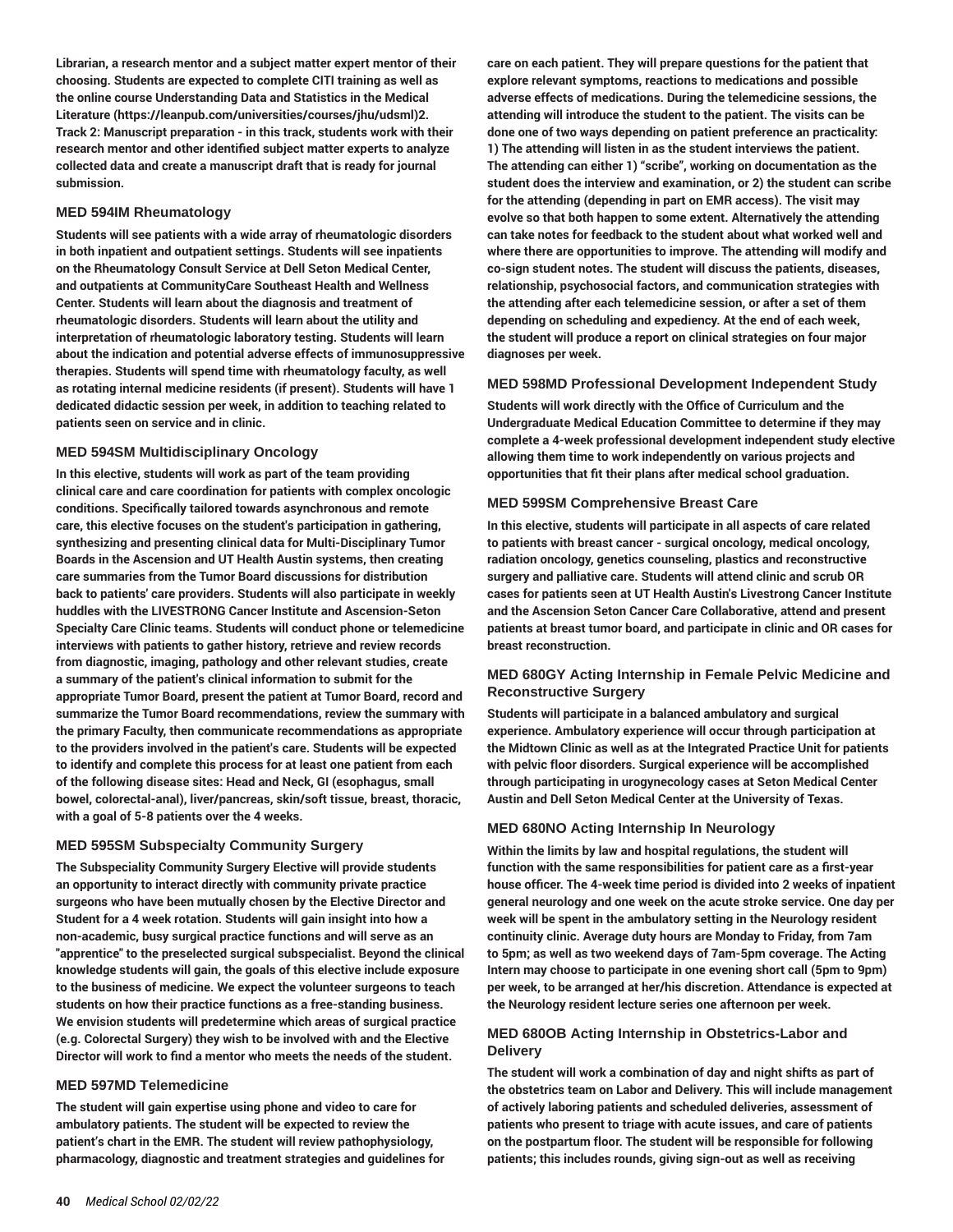**Librarian, a research mentor and a subject matter expert mentor of their choosing. Students are expected to complete CITI training as well as the online course Understanding Data and Statistics in the Medical Literature (https://leanpub.com/universities/courses/jhu/udsml)2. Track 2: Manuscript preparation - in this track, students work with their research mentor and other identified subject matter experts to analyze collected data and create a manuscript draft that is ready for journal submission.**

### MED 594IM Rheumatology

**Students will see patients with a wide array of rheumatologic disorders in both inpatient and outpatient settings. Students will see inpatients on the Rheumatology Consult Service at Dell Seton Medical Center, and outpatients at CommunityCare Southeast Health and Wellness Center. Students will learn about the diagnosis and treatment of rheumatologic disorders. Students will learn about the utility and interpretation of rheumatologic laboratory testing. Students will learn about the indication and potential adverse effects of immunosuppressive therapies. Students will spend time with rheumatology faculty, as well as rotating internal medicine residents (if present). Students will have 1 dedicated didactic session per week, in addition to teaching related to patients seen on service and in clinic.**

### MED 594SM Multidisciplinary Oncology

**In this elective, students will work as part of the team providing clinical care and care coordination for patients with complex oncologic conditions. Specifically tailored towards asynchronous and remote care, this elective focuses on the student's participation in gathering, synthesizing and presenting clinical data for Multi-Disciplinary Tumor Boards in the Ascension and UT Health Austin systems, then creating care summaries from the Tumor Board discussions for distribution back to patients' care providers. Students will also participate in weekly huddles with the LIVESTRONG Cancer Institute and Ascension-Seton Specialty Care Clinic teams. Students will conduct phone or telemedicine interviews with patients to gather history, retrieve and review records from diagnostic, imaging, pathology and other relevant studies, create a summary of the patient's clinical information to submit for the appropriate Tumor Board, present the patient at Tumor Board, record and summarize the Tumor Board recommendations, review the summary with the primary Faculty, then communicate recommendations as appropriate to the providers involved in the patient's care. Students will be expected to identify and complete this process for at least one patient from each of the following disease sites: Head and Neck, GI (esophagus, small bowel, colorectal-anal), liver/pancreas, skin/soft tissue, breast, thoracic, with a goal of 5-8 patients over the 4 weeks.**

### MED 595SM Subspecialty Community Surgery

**The Subspeciality Community Surgery Elective will provide students an opportunity to interact directly with community private practice surgeons who have been mutually chosen by the Elective Director and Student for a 4 week rotation. Students will gain insight into how a non-academic, busy surgical practice functions and will serve as an "apprentice" to the preselected surgical subspecialist. Beyond the clinical knowledge students will gain, the goals of this elective include exposure to the business of medicine. We expect the volunteer surgeons to teach students on how their practice functions as a free-standing business. We envision students will predetermine which areas of surgical practice (e.g. Colorectal Surgery) they wish to be involved with and the Elective Director will work to find a mentor who meets the needs of the student.**

### MED 597MD Telemedicine

**The student will gain expertise using phone and video to care for ambulatory patients. The student will be expected to review the patient's chart in the EMR. The student will review pathophysiology, pharmacology, diagnostic and treatment strategies and guidelines for care on each patient. They will prepare questions for the patient that explore relevant symptoms, reactions to medications and possible adverse effects of medications. During the telemedicine sessions, the attending will introduce the student to the patient. The visits can be done one of two ways depending on patient preference an practicality: 1) The attending will listen in as the student interviews the patient. The attending can either 1) "scribe", working on documentation as the student does the interview and examination, or 2) the student can scribe for the attending (depending in part on EMR access). The visit may evolve so that both happen to some extent. Alternatively the attending can take notes for feedback to the student about what worked well and where there are opportunities to improve. The attending will modify and co-sign student notes. The student will discuss the patients, diseases, relationship, psychosocial factors, and communication strategies with the attending after each telemedicine session, or after a set of them depending on scheduling and expediency. At the end of each week, the student will produce a report on clinical strategies on four major diagnoses per week.**

### MED 598MD Professional Development Independent Study

**Students will work directly with the Office of Curriculum and the Undergraduate Medical Education Committee to determine if they may complete a 4-week professional development independent study elective allowing them time to work independently on various projects and opportunities that fit their plans after medical school graduation.**

### MED 599SM Comprehensive Breast Care

**In this elective, students will participate in all aspects of care related to patients with breast cancer - surgical oncology, medical oncology, radiation oncology, genetics counseling, plastics and reconstructive surgery and palliative care. Students will attend clinic and scrub OR cases for patients seen at UT Health Austin's Livestrong Cancer Institute and the Ascension Seton Cancer Care Collaborative, attend and present patients at breast tumor board, and participate in clinic and OR cases for breast reconstruction.**

### MED 680GY Acting Internship in Female Pelvic Medicine and Reconstructive Surgery

**Students will participate in a balanced ambulatory and surgical experience. Ambulatory experience will occur through participation at the Midtown Clinic as well as at the Integrated Practice Unit for patients with pelvic floor disorders. Surgical experience will be accomplished through participating in urogynecology cases at Seton Medical Center Austin and Dell Seton Medical Center at the University of Texas.**

### MED 680NO Acting Internship In Neurology

**Within the limits by law and hospital regulations, the student will function with the same responsibilities for patient care as a first-year house officer. The 4-week time period is divided into 2 weeks of inpatient general neurology and one week on the acute stroke service. One day per week will be spent in the ambulatory setting in the Neurology resident continuity clinic. Average duty hours are Monday to Friday, from 7am to 5pm; as well as two weekend days of 7am-5pm coverage. The Acting Intern may choose to participate in one evening short call (5pm to 9pm) per week, to be arranged at her/his discretion. Attendance is expected at the Neurology resident lecture series one afternoon per week.**

### MED 680OB Acting Internship in Obstetrics-Labor and Delivery

**The student will work a combination of day and night shifts as part of the obstetrics team on Labor and Delivery. This will include management of actively laboring patients and scheduled deliveries, assessment of patients who present to triage with acute issues, and care of patients on the postpartum floor. The student will be responsible for following patients; this includes rounds, giving sign-out as well as receiving**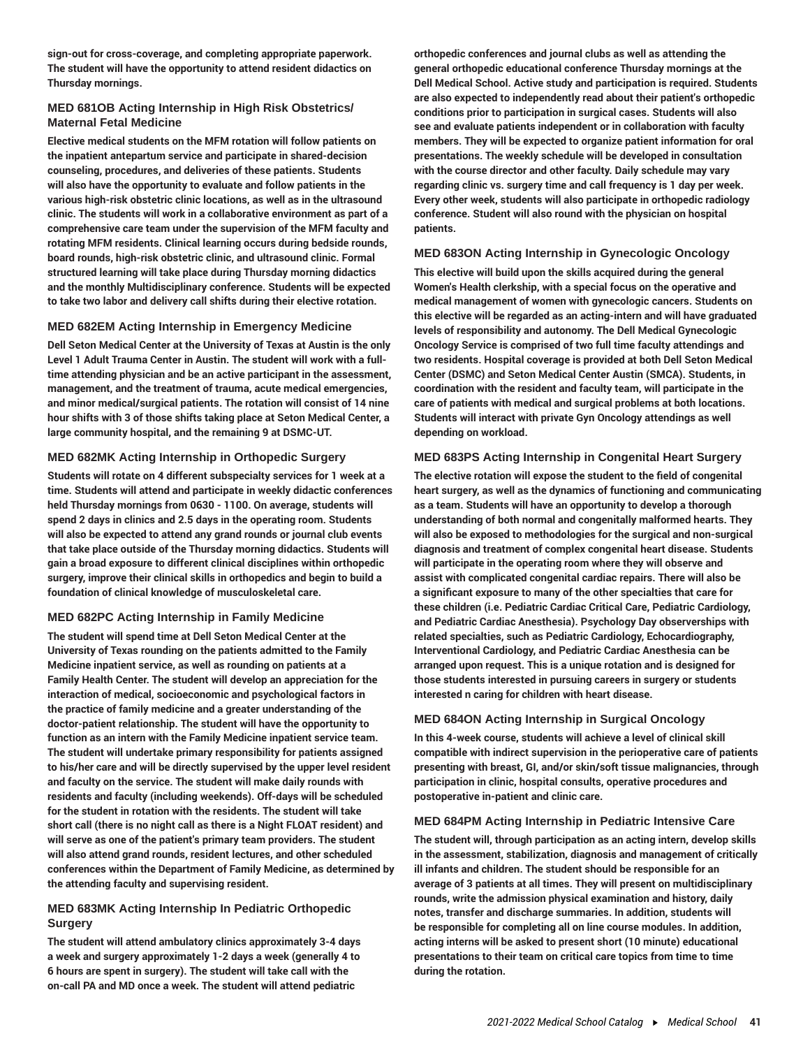**sign-out for cross-coverage, and completing appropriate paperwork. The student will have the opportunity to attend resident didactics on Thursday mornings.**

### MED 681OB Acting Internship in High Risk Obstetrics/ Maternal Fetal Medicine

**Elective medical students on the MFM rotation will follow patients on the inpatient antepartum service and participate in shared-decision counseling, procedures, and deliveries of these patients. Students will also have the opportunity to evaluate and follow patients in the various high-risk obstetric clinic locations, as well as in the ultrasound clinic. The students will work in a collaborative environment as part of a comprehensive care team under the supervision of the MFM faculty and rotating MFM residents. Clinical learning occurs during bedside rounds, board rounds, high-risk obstetric clinic, and ultrasound clinic. Formal structured learning will take place during Thursday morning didactics and the monthly Multidisciplinary conference. Students will be expected to take two labor and delivery call shifts during their elective rotation.**

### MED 682EM Acting Internship in Emergency Medicine

**Dell Seton Medical Center at the University of Texas at Austin is the only Level 1 Adult Trauma Center in Austin. The student will work with a full-time attending physician and be an active participant in the assessment, management, and the treatment of trauma, acute medical emergencies, and minor medical/surgical patients. The rotation will consist of 14 nine hour shifts with 3 of those shifts taking place at Seton Medical Center, a large community hospital, and the remaining 9 at DSMC-UT.**

### MED 682MK Acting Internship in Orthopedic Surgery

**Students will rotate on 4 different subspecialty services for 1 week at a time. Students will attend and participate in weekly didactic conferences held Thursday mornings from 0630 - 1100. On average, students will spend 2 days in clinics and 2.5 days in the operating room. Students will also be expected to attend any grand rounds or journal club events that take place outside of the Thursday morning didactics. Students will gain a broad exposure to different clinical disciplines within orthopedic surgery, improve their clinical skills in orthopedics and begin to build a foundation of clinical knowledge of musculoskeletal care.**

### MED 682PC Acting Internship in Family Medicine

**The student will spend time at Dell Seton Medical Center at the University of Texas rounding on the patients admitted to the Family Medicine inpatient service, as well as rounding on patients at a Family Health Center. The student will develop an appreciation for the interaction of medical, socioeconomic and psychological factors in the practice of family medicine and a greater understanding of the doctor-patient relationship. The student will have the opportunity to function as an intern with the Family Medicine inpatient service team. The student will undertake primary responsibility for patients assigned to his/her care and will be directly supervised by the upper level resident and faculty on the service. The student will make daily rounds with residents and faculty (including weekends). Off-days will be scheduled for the student in rotation with the residents. The student will take short call (there is no night call as there is a Night FLOAT resident) and will serve as one of the patient's primary team providers. The student will also attend grand rounds, resident lectures, and other scheduled conferences within the Department of Family Medicine, as determined by the attending faculty and supervising resident.**

### MED 683MK Acting Internship In Pediatric Orthopedic Surgery

**The student will attend ambulatory clinics approximately 3-4 days a week and surgery approximately 1-2 days a week (generally 4 to 6 hours are spent in surgery). The student will take call with the on-call PA and MD once a week. The student will attend pediatric orthopedic conferences and journal clubs as well as attending the general orthopedic educational conference Thursday mornings at the Dell Medical School. Active study and participation is required. Students are also expected to independently read about their patient's orthopedic conditions prior to participation in surgical cases. Students will also see and evaluate patients independent or in collaboration with faculty members. They will be expected to organize patient information for oral presentations. The weekly schedule will be developed in consultation with the course director and other faculty. Daily schedule may vary regarding clinic vs. surgery time and call frequency is 1 day per week. Every other week, students will also participate in orthopedic radiology conference. Student will also round with the physician on hospital patients.**

### MED 683ON Acting Internship in Gynecologic Oncology

**This elective will build upon the skills acquired during the general Women's Health clerkship, with a special focus on the operative and medical management of women with gynecologic cancers. Students on this elective will be regarded as an acting-intern and will have graduated levels of responsibility and autonomy. The Dell Medical Gynecologic Oncology Service is comprised of two full time faculty attendings and two residents. Hospital coverage is provided at both Dell Seton Medical Center (DSMC) and Seton Medical Center Austin (SMCA). Students, in coordination with the resident and faculty team, will participate in the care of patients with medical and surgical problems at both locations. Students will interact with private Gyn Oncology attendings as well depending on workload.**

### MED 683PS Acting Internship in Congenital Heart Surgery

**The elective rotation will expose the student to the field of congenital heart surgery, as well as the dynamics of functioning and communicating as a team. Students will have an opportunity to develop a thorough understanding of both normal and congenitally malformed hearts. They will also be exposed to methodologies for the surgical and non-surgical diagnosis and treatment of complex congenital heart disease. Students will participate in the operating room where they will observe and assist with complicated congenital cardiac repairs. There will also be a significant exposure to many of the other specialties that care for these children (i.e. Pediatric Cardiac Critical Care, Pediatric Cardiology, and Pediatric Cardiac Anesthesia). Psychology Day observerships with related specialties, such as Pediatric Cardiology, Echocardiography, Interventional Cardiology, and Pediatric Cardiac Anesthesia can be arranged upon request. This is a unique rotation and is designed for those students interested in pursuing careers in surgery or students interested n caring for children with heart disease.**

### MED 684ON Acting Internship in Surgical Oncology

**In this 4-week course, students will achieve a level of clinical skill compatible with indirect supervision in the perioperative care of patients presenting with breast, GI, and/or skin/soft tissue malignancies, through participation in clinic, hospital consults, operative procedures and postoperative in-patient and clinic care.**

### MED 684PM Acting Internship in Pediatric Intensive Care

**The student will, through participation as an acting intern, develop skills in the assessment, stabilization, diagnosis and management of critically ill infants and children. The student should be responsible for an average of 3 patients at all times. They will present on multidisciplinary rounds, write the admission physical examination and history, daily notes, transfer and discharge summaries. In addition, students will be responsible for completing all on line course modules. In addition, acting interns will be asked to present short (10 minute) educational presentations to their team on critical care topics from time to time during the rotation.**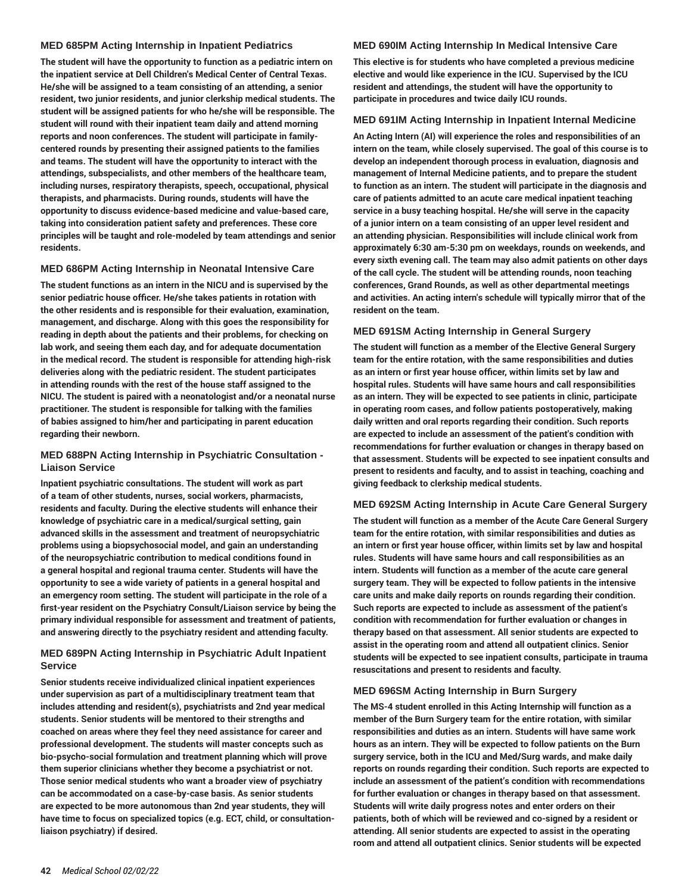### MED 685PM Acting Internship in Inpatient Pediatrics

**The student will have the opportunity to function as a pediatric intern on the inpatient service at Dell Children's Medical Center of Central Texas. He/she will be assigned to a team consisting of an attending, a senior resident, two junior residents, and junior clerkship medical students. The student will be assigned patients for who he/she will be responsible. The student will round with their inpatient team daily and attend morning reports and noon conferences. The student will participate in family-centered rounds by presenting their assigned patients to the families and teams. The student will have the opportunity to interact with the attendings, subspecialists, and other members of the healthcare team, including nurses, respiratory therapists, speech, occupational, physical therapists, and pharmacists. During rounds, students will have the opportunity to discuss evidence-based medicine and value-based care, taking into consideration patient safety and preferences. These core principles will be taught and role-modeled by team attendings and senior residents.**

### MED 686PM Acting Internship in Neonatal Intensive Care

**The student functions as an intern in the NICU and is supervised by the senior pediatric house officer. He/she takes patients in rotation with the other residents and is responsible for their evaluation, examination, management, and discharge. Along with this goes the responsibility for reading in depth about the patients and their problems, for checking on lab work, and seeing them each day, and for adequate documentation in the medical record. The student is responsible for attending high-risk deliveries along with the pediatric resident. The student participates in attending rounds with the rest of the house staff assigned to the NICU. The student is paired with a neonatologist and/or a neonatal nurse practitioner. The student is responsible for talking with the families of babies assigned to him/her and participating in parent education regarding their newborn.**

### MED 688PN Acting Internship in Psychiatric Consultation - Liaison Service

**Inpatient psychiatric consultations. The student will work as part of a team of other students, nurses, social workers, pharmacists, residents and faculty. During the elective students will enhance their knowledge of psychiatric care in a medical/surgical setting, gain advanced skills in the assessment and treatment of neuropsychiatric problems using a biopsychosocial model, and gain an understanding of the neuropsychiatric contribution to medical conditions found in a general hospital and regional trauma center. Students will have the opportunity to see a wide variety of patients in a general hospital and an emergency room setting. The student will participate in the role of a first-year resident on the Psychiatry Consult/Liaison service by being the primary individual responsible for assessment and treatment of patients, and answering directly to the psychiatry resident and attending faculty.**

### MED 689PN Acting Internship in Psychiatric Adult Inpatient Service

**Senior students receive individualized clinical inpatient experiences under supervision as part of a multidisciplinary treatment team that includes attending and resident(s), psychiatrists and 2nd year medical students. Senior students will be mentored to their strengths and coached on areas where they feel they need assistance for career and professional development. The students will master concepts such as bio-psycho-social formulation and treatment planning which will prove them superior clinicians whether they become a psychiatrist or not. Those senior medical students who want a broader view of psychiatry can be accommodated on a case-by-case basis. As senior students are expected to be more autonomous than 2nd year students, they will have time to focus on specialized topics (e.g. ECT, child, or consultation-liaison psychiatry) if desired.**

### MED 690IM Acting Internship In Medical Intensive Care

**This elective is for students who have completed a previous medicine elective and would like experience in the ICU. Supervised by the ICU resident and attendings, the student will have the opportunity to participate in procedures and twice daily ICU rounds.**

### MED 691IM Acting Internship in Inpatient Internal Medicine

**An Acting Intern (AI) will experience the roles and responsibilities of an intern on the team, while closely supervised. The goal of this course is to develop an independent thorough process in evaluation, diagnosis and management of Internal Medicine patients, and to prepare the student to function as an intern. The student will participate in the diagnosis and care of patients admitted to an acute care medical inpatient teaching service in a busy teaching hospital. He/she will serve in the capacity of a junior intern on a team consisting of an upper level resident and an attending physician. Responsibilities will include clinical work from approximately 6:30 am-5:30 pm on weekdays, rounds on weekends, and every sixth evening call. The team may also admit patients on other days of the call cycle. The student will be attending rounds, noon teaching conferences, Grand Rounds, as well as other departmental meetings and activities. An acting intern's schedule will typically mirror that of the resident on the team.**

### MED 691SM Acting Internship in General Surgery

**The student will function as a member of the Elective General Surgery team for the entire rotation, with the same responsibilities and duties as an intern or first year house officer, within limits set by law and hospital rules. Students will have same hours and call responsibilities as an intern. They will be expected to see patients in clinic, participate in operating room cases, and follow patients postoperatively, making daily written and oral reports regarding their condition. Such reports are expected to include an assessment of the patient's condition with recommendations for further evaluation or changes in therapy based on that assessment. Students will be expected to see inpatient consults and present to residents and faculty, and to assist in teaching, coaching and giving feedback to clerkship medical students.**

### MED 692SM Acting Internship in Acute Care General Surgery

**The student will function as a member of the Acute Care General Surgery team for the entire rotation, with similar responsibilities and duties as an intern or first year house officer, within limits set by law and hospital rules. Students will have same hours and call responsibilities as an intern. Students will function as a member of the acute care general surgery team. They will be expected to follow patients in the intensive care units and make daily reports on rounds regarding their condition. Such reports are expected to include as assessment of the patient's condition with recommendation for further evaluation or changes in therapy based on that assessment. All senior students are expected to assist in the operating room and attend all outpatient clinics. Senior students will be expected to see inpatient consults, participate in trauma resuscitations and present to residents and faculty.**

### MED 696SM Acting Internship in Burn Surgery

**The MS-4 student enrolled in this Acting Internship will function as a member of the Burn Surgery team for the entire rotation, with similar responsibilities and duties as an intern. Students will have same work hours as an intern. They will be expected to follow patients on the Burn surgery service, both in the ICU and Med/Surg wards, and make daily reports on rounds regarding their condition. Such reports are expected to include an assessment of the patient's condition with recommendations for further evaluation or changes in therapy based on that assessment. Students will write daily progress notes and enter orders on their patients, both of which will be reviewed and co-signed by a resident or attending. All senior students are expected to assist in the operating room and attend all outpatient clinics. Senior students will be expected**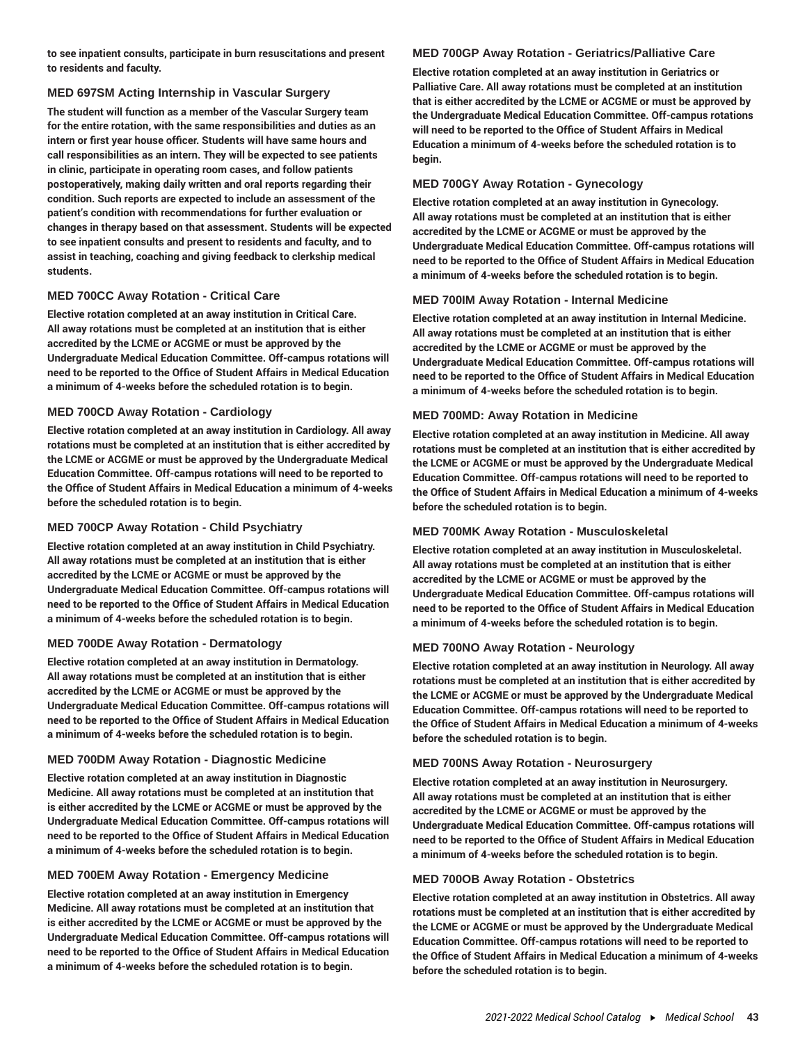to see inpatient consults, participate in burn resuscitations and present to residents and faculty.

### MED 697SM Acting Internship in Vascular Surgery

The student will function as a member of the Vascular Surgery team for the entire rotation, with the same responsibilities and duties as an intern or first year house officer. Students will have same hours and call responsibilities as an intern. They will be expected to see patients in clinic, participate in operating room cases, and follow patients postoperatively, making daily written and oral reports regarding their condition. Such reports are expected to include an assessment of the patient's condition with recommendations for further evaluation or changes in therapy based on that assessment. Students will be expected to see inpatient consults and present to residents and faculty, and to assist in teaching, coaching and giving feedback to clerkship medical students.

### MED 700CC Away Rotation - Critical Care

Elective rotation completed at an away institution in Critical Care. All away rotations must be completed at an institution that is either accredited by the LCME or ACGME or must be approved by the Undergraduate Medical Education Committee. Off-campus rotations will need to be reported to the Office of Student Affairs in Medical Education a minimum of 4-weeks before the scheduled rotation is to begin.

### MED 700CD Away Rotation - Cardiology

Elective rotation completed at an away institution in Cardiology. All away rotations must be completed at an institution that is either accredited by the LCME or ACGME or must be approved by the Undergraduate Medical Education Committee. Off-campus rotations will need to be reported to the Office of Student Affairs in Medical Education a minimum of 4-weeks before the scheduled rotation is to begin.

### MED 700CP Away Rotation - Child Psychiatry

Elective rotation completed at an away institution in Child Psychiatry. All away rotations must be completed at an institution that is either accredited by the LCME or ACGME or must be approved by the Undergraduate Medical Education Committee. Off-campus rotations will need to be reported to the Office of Student Affairs in Medical Education a minimum of 4-weeks before the scheduled rotation is to begin.

### MED 700DE Away Rotation - Dermatology

Elective rotation completed at an away institution in Dermatology. All away rotations must be completed at an institution that is either accredited by the LCME or ACGME or must be approved by the Undergraduate Medical Education Committee. Off-campus rotations will need to be reported to the Office of Student Affairs in Medical Education a minimum of 4-weeks before the scheduled rotation is to begin.

### MED 700DM Away Rotation - Diagnostic Medicine

Elective rotation completed at an away institution in Diagnostic Medicine. All away rotations must be completed at an institution that is either accredited by the LCME or ACGME or must be approved by the Undergraduate Medical Education Committee. Off-campus rotations will need to be reported to the Office of Student Affairs in Medical Education a minimum of 4-weeks before the scheduled rotation is to begin.

### MED 700EM Away Rotation - Emergency Medicine

Elective rotation completed at an away institution in Emergency Medicine. All away rotations must be completed at an institution that is either accredited by the LCME or ACGME or must be approved by the Undergraduate Medical Education Committee. Off-campus rotations will need to be reported to the Office of Student Affairs in Medical Education a minimum of 4-weeks before the scheduled rotation is to begin.

### MED 700GP Away Rotation - Geriatrics/Palliative Care

Elective rotation completed at an away institution in Geriatrics or Palliative Care. All away rotations must be completed at an institution that is either accredited by the LCME or ACGME or must be approved by the Undergraduate Medical Education Committee. Off-campus rotations will need to be reported to the Office of Student Affairs in Medical Education a minimum of 4-weeks before the scheduled rotation is to begin.

### MED 700GY Away Rotation - Gynecology

Elective rotation completed at an away institution in Gynecology. All away rotations must be completed at an institution that is either accredited by the LCME or ACGME or must be approved by the Undergraduate Medical Education Committee. Off-campus rotations will need to be reported to the Office of Student Affairs in Medical Education a minimum of 4-weeks before the scheduled rotation is to begin.

### MED 700IM Away Rotation - Internal Medicine

Elective rotation completed at an away institution in Internal Medicine. All away rotations must be completed at an institution that is either accredited by the LCME or ACGME or must be approved by the Undergraduate Medical Education Committee. Off-campus rotations will need to be reported to the Office of Student Affairs in Medical Education a minimum of 4-weeks before the scheduled rotation is to begin.

### MED 700MD: Away Rotation in Medicine

Elective rotation completed at an away institution in Medicine. All away rotations must be completed at an institution that is either accredited by the LCME or ACGME or must be approved by the Undergraduate Medical Education Committee. Off-campus rotations will need to be reported to the Office of Student Affairs in Medical Education a minimum of 4-weeks before the scheduled rotation is to begin.

### MED 700MK Away Rotation - Musculoskeletal

Elective rotation completed at an away institution in Musculoskeletal. All away rotations must be completed at an institution that is either accredited by the LCME or ACGME or must be approved by the Undergraduate Medical Education Committee. Off-campus rotations will need to be reported to the Office of Student Affairs in Medical Education a minimum of 4-weeks before the scheduled rotation is to begin.

### MED 700NO Away Rotation - Neurology

Elective rotation completed at an away institution in Neurology. All away rotations must be completed at an institution that is either accredited by the LCME or ACGME or must be approved by the Undergraduate Medical Education Committee. Off-campus rotations will need to be reported to the Office of Student Affairs in Medical Education a minimum of 4-weeks before the scheduled rotation is to begin.

### MED 700NS Away Rotation - Neurosurgery

Elective rotation completed at an away institution in Neurosurgery. All away rotations must be completed at an institution that is either accredited by the LCME or ACGME or must be approved by the Undergraduate Medical Education Committee. Off-campus rotations will need to be reported to the Office of Student Affairs in Medical Education a minimum of 4-weeks before the scheduled rotation is to begin.

### MED 700OB Away Rotation - Obstetrics

Elective rotation completed at an away institution in Obstetrics. All away rotations must be completed at an institution that is either accredited by the LCME or ACGME or must be approved by the Undergraduate Medical Education Committee. Off-campus rotations will need to be reported to the Office of Student Affairs in Medical Education a minimum of 4-weeks before the scheduled rotation is to begin.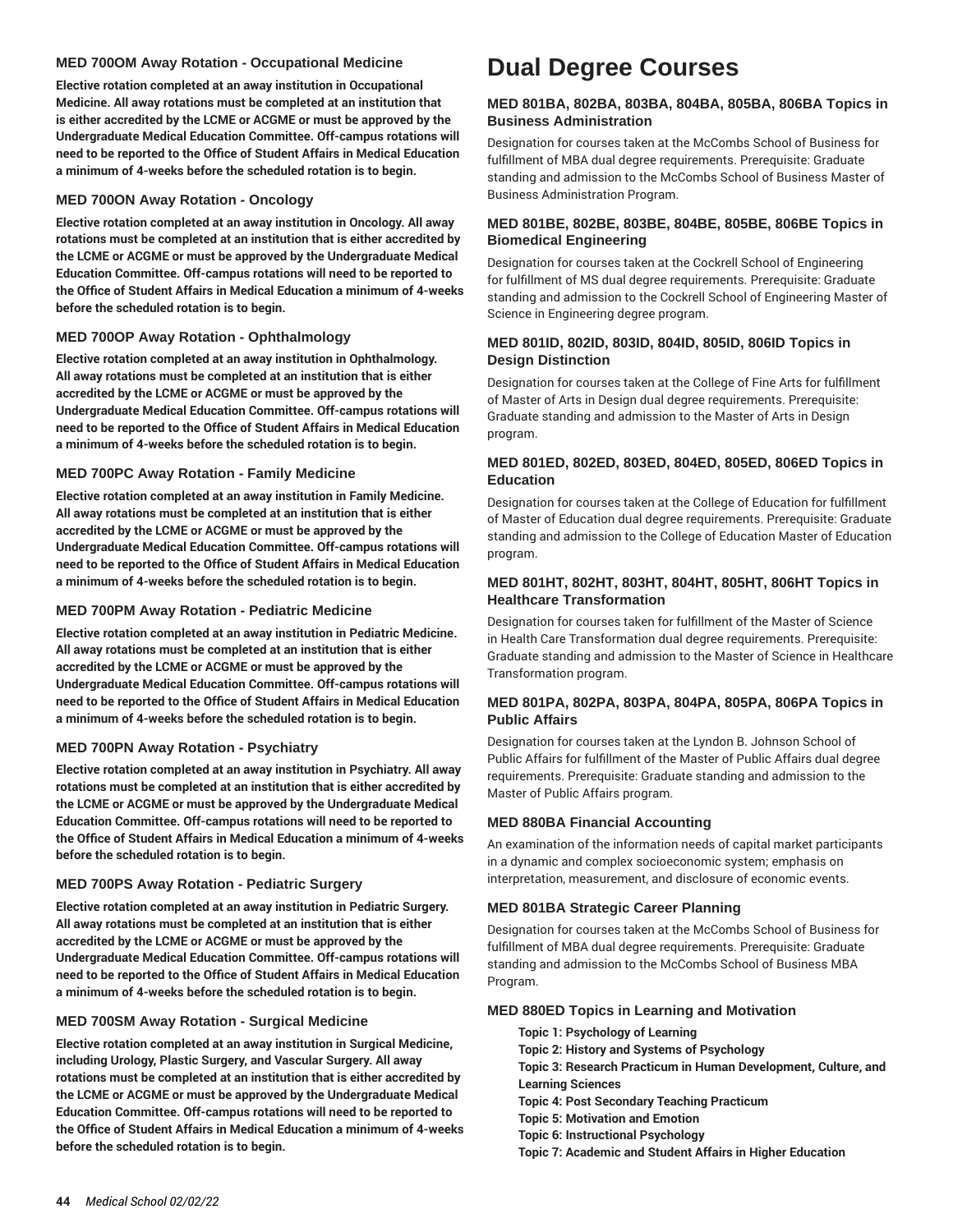### MED 700OM Away Rotation - Occupational Medicine

**Elective rotation completed at an away institution in Occupational Medicine. All away rotations must be completed at an institution that is either accredited by the LCME or ACGME or must be approved by the Undergraduate Medical Education Committee. Off-campus rotations will need to be reported to the Office of Student Affairs in Medical Education a minimum of 4-weeks before the scheduled rotation is to begin.**

### MED 700ON Away Rotation - Oncology

**Elective rotation completed at an away institution in Oncology. All away rotations must be completed at an institution that is either accredited by the LCME or ACGME or must be approved by the Undergraduate Medical Education Committee. Off-campus rotations will need to be reported to the Office of Student Affairs in Medical Education a minimum of 4-weeks before the scheduled rotation is to begin.**

### MED 700OP Away Rotation - Ophthalmology

**Elective rotation completed at an away institution in Ophthalmology. All away rotations must be completed at an institution that is either accredited by the LCME or ACGME or must be approved by the Undergraduate Medical Education Committee. Off-campus rotations will need to be reported to the Office of Student Affairs in Medical Education a minimum of 4-weeks before the scheduled rotation is to begin.**

### MED 700PC Away Rotation - Family Medicine

**Elective rotation completed at an away institution in Family Medicine. All away rotations must be completed at an institution that is either accredited by the LCME or ACGME or must be approved by the Undergraduate Medical Education Committee. Off-campus rotations will need to be reported to the Office of Student Affairs in Medical Education a minimum of 4-weeks before the scheduled rotation is to begin.**

### MED 700PM Away Rotation - Pediatric Medicine

**Elective rotation completed at an away institution in Pediatric Medicine. All away rotations must be completed at an institution that is either accredited by the LCME or ACGME or must be approved by the Undergraduate Medical Education Committee. Off-campus rotations will need to be reported to the Office of Student Affairs in Medical Education a minimum of 4-weeks before the scheduled rotation is to begin.**

### MED 700PN Away Rotation - Psychiatry

**Elective rotation completed at an away institution in Psychiatry. All away rotations must be completed at an institution that is either accredited by the LCME or ACGME or must be approved by the Undergraduate Medical Education Committee. Off-campus rotations will need to be reported to the Office of Student Affairs in Medical Education a minimum of 4-weeks before the scheduled rotation is to begin.**

### MED 700PS Away Rotation - Pediatric Surgery

**Elective rotation completed at an away institution in Pediatric Surgery. All away rotations must be completed at an institution that is either accredited by the LCME or ACGME or must be approved by the Undergraduate Medical Education Committee. Off-campus rotations will need to be reported to the Office of Student Affairs in Medical Education a minimum of 4-weeks before the scheduled rotation is to begin.**

### MED 700SM Away Rotation - Surgical Medicine

**Elective rotation completed at an away institution in Surgical Medicine, including Urology, Plastic Surgery, and Vascular Surgery. All away rotations must be completed at an institution that is either accredited by the LCME or ACGME or must be approved by the Undergraduate Medical Education Committee. Off-campus rotations will need to be reported to the Office of Student Affairs in Medical Education a minimum of 4-weeks before the scheduled rotation is to begin.**

# Dual Degree Courses

### MED 801BA, 802BA, 803BA, 804BA, 805BA, 806BA Topics in Business Administration

Designation for courses taken at the McCombs School of Business for fulfillment of MBA dual degree requirements. Prerequisite: Graduate standing and admission to the McCombs School of Business Master of Business Administration Program.

### MED 801BE, 802BE, 803BE, 804BE, 805BE, 806BE Topics in Biomedical Engineering

Designation for courses taken at the Cockrell School of Engineering for fulfillment of MS dual degree requirements. Prerequisite: Graduate standing and admission to the Cockrell School of Engineering Master of Science in Engineering degree program.

### MED 801ID, 802ID, 803ID, 804ID, 805ID, 806ID Topics in Design Distinction

Designation for courses taken at the College of Fine Arts for fulfillment of Master of Arts in Design dual degree requirements. Prerequisite: Graduate standing and admission to the Master of Arts in Design program.

### MED 801ED, 802ED, 803ED, 804ED, 805ED, 806ED Topics in Education

Designation for courses taken at the College of Education for fulfillment of Master of Education dual degree requirements. Prerequisite: Graduate standing and admission to the College of Education Master of Education program.

### MED 801HT, 802HT, 803HT, 804HT, 805HT, 806HT Topics in Healthcare Transformation

Designation for courses taken for fulfillment of the Master of Science in Health Care Transformation dual degree requirements. Prerequisite: Graduate standing and admission to the Master of Science in Healthcare Transformation program.

### MED 801PA, 802PA, 803PA, 804PA, 805PA, 806PA Topics in Public Affairs

Designation for courses taken at the Lyndon B. Johnson School of Public Affairs for fulfillment of the Master of Public Affairs dual degree requirements. Prerequisite: Graduate standing and admission to the Master of Public Affairs program.

### MED 880BA Financial Accounting

An examination of the information needs of capital market participants in a dynamic and complex socioeconomic system; emphasis on interpretation, measurement, and disclosure of economic events.

### MED 801BA Strategic Career Planning

Designation for courses taken at the McCombs School of Business for fulfillment of MBA dual degree requirements. Prerequisite: Graduate standing and admission to the McCombs School of Business MBA Program.

### MED 880ED Topics in Learning and Motivation

**Topic 1: Psychology of Learning**
**Topic 2: History and Systems of Psychology**
**Topic 3: Research Practicum in Human Development, Culture, and Learning Sciences**
**Topic 4: Post Secondary Teaching Practicum**
**Topic 5: Motivation and Emotion**
**Topic 6: Instructional Psychology**
**Topic 7: Academic and Student Affairs in Higher Education**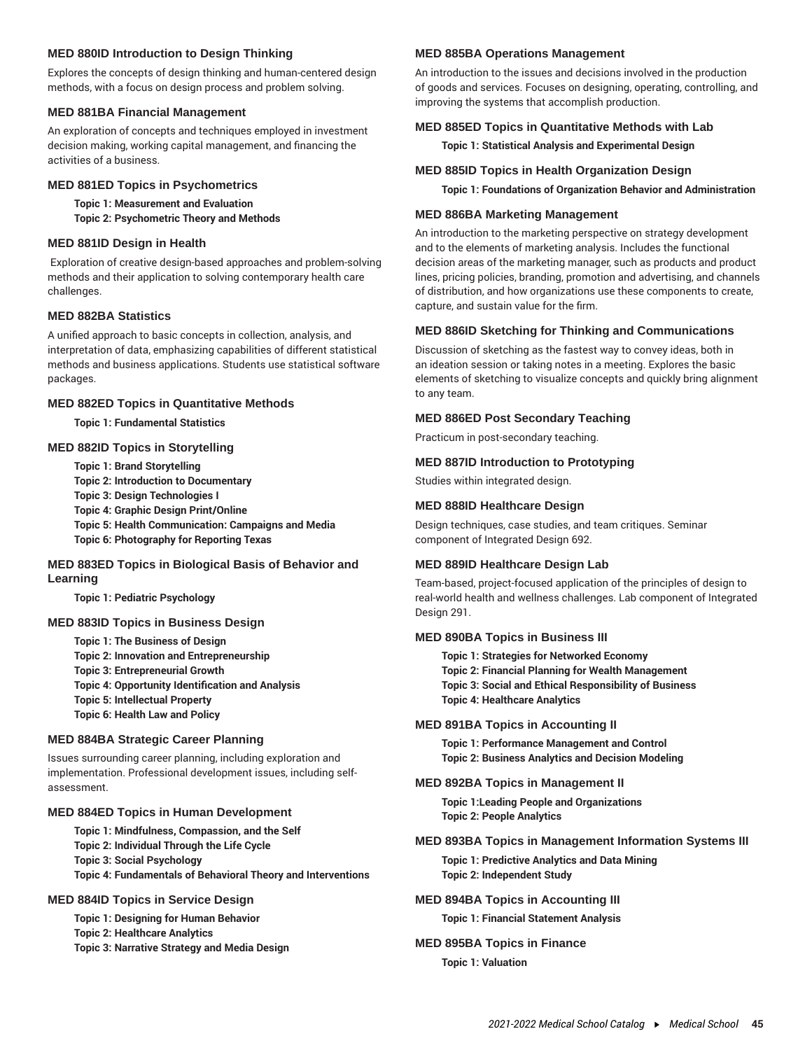### MED 880ID Introduction to Design Thinking

Explores the concepts of design thinking and human-centered design methods, with a focus on design process and problem solving.

### MED 881BA Financial Management

An exploration of concepts and techniques employed in investment decision making, working capital management, and financing the activities of a business.

### MED 881ED Topics in Psychometrics

**Topic 1: Measurement and Evaluation**
**Topic 2: Psychometric Theory and Methods**

### MED 881ID Design in Health

Exploration of creative design-based approaches and problem-solving methods and their application to solving contemporary health care challenges.

### MED 882BA Statistics

A unified approach to basic concepts in collection, analysis, and interpretation of data, emphasizing capabilities of different statistical methods and business applications. Students use statistical software packages.

### MED 882ED Topics in Quantitative Methods

**Topic 1: Fundamental Statistics**

### MED 882ID Topics in Storytelling

**Topic 1: Brand Storytelling**
**Topic 2: Introduction to Documentary**
**Topic 3: Design Technologies I**
**Topic 4: Graphic Design Print/Online**
**Topic 5: Health Communication: Campaigns and Media**
**Topic 6: Photography for Reporting Texas**

### MED 883ED Topics in Biological Basis of Behavior and Learning

**Topic 1: Pediatric Psychology**

### MED 883ID Topics in Business Design

**Topic 1: The Business of Design**
**Topic 2: Innovation and Entrepreneurship**
**Topic 3: Entrepreneurial Growth**
**Topic 4: Opportunity Identification and Analysis**
**Topic 5: Intellectual Property**
**Topic 6: Health Law and Policy**

### MED 884BA Strategic Career Planning

Issues surrounding career planning, including exploration and implementation. Professional development issues, including self-assessment.

### MED 884ED Topics in Human Development

**Topic 1: Mindfulness, Compassion, and the Self**
**Topic 2: Individual Through the Life Cycle**
**Topic 3: Social Psychology**
**Topic 4: Fundamentals of Behavioral Theory and Interventions**

### MED 884ID Topics in Service Design

**Topic 1: Designing for Human Behavior**
**Topic 2: Healthcare Analytics**
**Topic 3: Narrative Strategy and Media Design**

### MED 885BA Operations Management

An introduction to the issues and decisions involved in the production of goods and services. Focuses on designing, operating, controlling, and improving the systems that accomplish production.

### MED 885ED Topics in Quantitative Methods with Lab

**Topic 1: Statistical Analysis and Experimental Design**

### MED 885ID Topics in Health Organization Design

**Topic 1: Foundations of Organization Behavior and Administration**

### MED 886BA Marketing Management

An introduction to the marketing perspective on strategy development and to the elements of marketing analysis. Includes the functional decision areas of the marketing manager, such as products and product lines, pricing policies, branding, promotion and advertising, and channels of distribution, and how organizations use these components to create, capture, and sustain value for the firm.

### MED 886ID Sketching for Thinking and Communications

Discussion of sketching as the fastest way to convey ideas, both in an ideation session or taking notes in a meeting. Explores the basic elements of sketching to visualize concepts and quickly bring alignment to any team.

### MED 886ED Post Secondary Teaching

Practicum in post-secondary teaching.

### MED 887ID Introduction to Prototyping

Studies within integrated design.

### MED 888ID Healthcare Design

Design techniques, case studies, and team critiques. Seminar component of Integrated Design 692.

### MED 889ID Healthcare Design Lab

Team-based, project-focused application of the principles of design to real-world health and wellness challenges. Lab component of Integrated Design 291.

### MED 890BA Topics in Business III

**Topic 1: Strategies for Networked Economy**
**Topic 2: Financial Planning for Wealth Management**
**Topic 3: Social and Ethical Responsibility of Business**
**Topic 4: Healthcare Analytics**

### MED 891BA Topics in Accounting II

**Topic 1: Performance Management and Control**
**Topic 2: Business Analytics and Decision Modeling**

### MED 892BA Topics in Management II

**Topic 1:Leading People and Organizations**
**Topic 2: People Analytics**

### MED 893BA Topics in Management Information Systems III

**Topic 1: Predictive Analytics and Data Mining**
**Topic 2: Independent Study**

### MED 894BA Topics in Accounting III

**Topic 1: Financial Statement Analysis**

### MED 895BA Topics in Finance

**Topic 1: Valuation**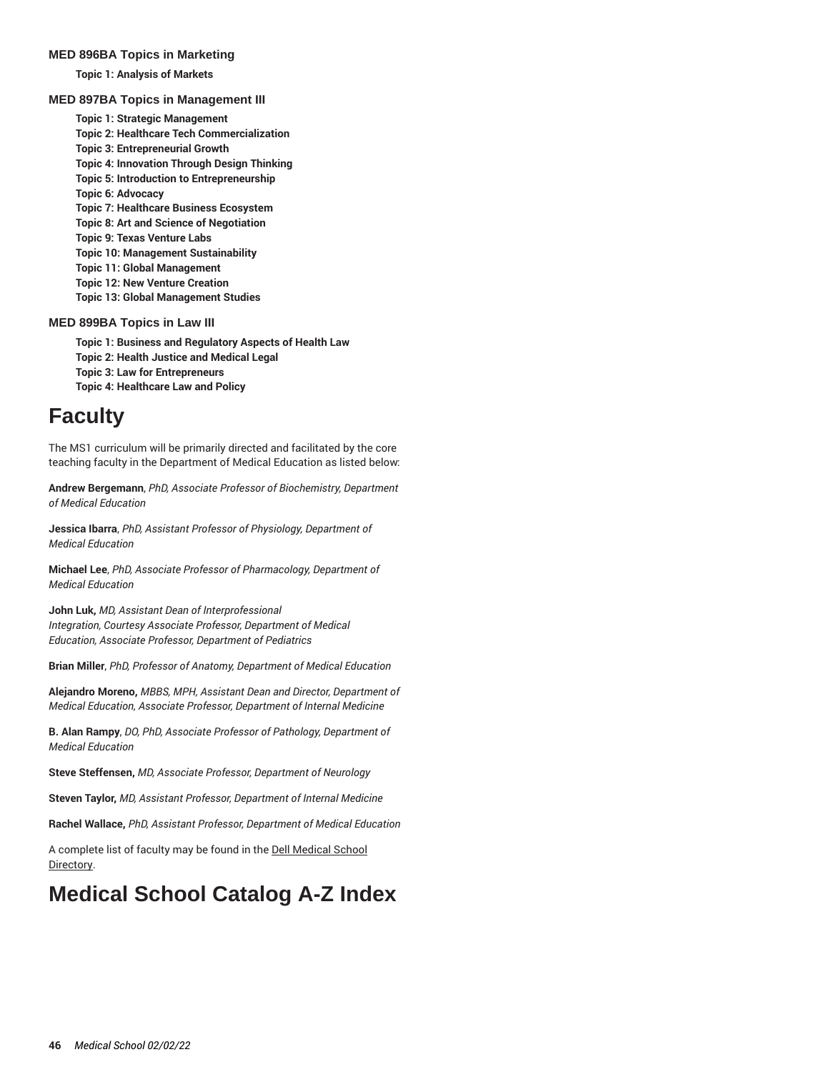### MED 896BA Topics in Marketing

**Topic 1: Analysis of Markets**

### MED 897BA Topics in Management III

**Topic 1: Strategic Management**
**Topic 2: Healthcare Tech Commercialization**
**Topic 3: Entrepreneurial Growth**
**Topic 4: Innovation Through Design Thinking**
**Topic 5: Introduction to Entrepreneurship**
**Topic 6: Advocacy**
**Topic 7: Healthcare Business Ecosystem**
**Topic 8: Art and Science of Negotiation**
**Topic 9: Texas Venture Labs**
**Topic 10: Management Sustainability**
**Topic 11: Global Management**
**Topic 12: New Venture Creation**
**Topic 13: Global Management Studies**

### MED 899BA Topics in Law III

**Topic 1: Business and Regulatory Aspects of Health Law**
**Topic 2: Health Justice and Medical Legal**
**Topic 3: Law for Entrepreneurs**
**Topic 4: Healthcare Law and Policy**

# Faculty

The MS1 curriculum will be primarily directed and facilitated by the core teaching faculty in the Department of Medical Education as listed below:

**Andrew Bergemann**, *PhD, Associate Professor of Biochemistry, Department of Medical Education*

**Jessica Ibarra**, *PhD, Assistant Professor of Physiology, Department of Medical Education*

**Michael Lee**, *PhD, Associate Professor of Pharmacology, Department of Medical Education*

**John Luk,** *MD, Assistant Dean of Interprofessional Integration, Courtesy Associate Professor, Department of Medical Education, Associate Professor, Department of Pediatrics*

**Brian Miller**, *PhD, Professor of Anatomy, Department of Medical Education*

**Alejandro Moreno,** *MBBS, MPH, Assistant Dean and Director, Department of Medical Education, Associate Professor, Department of Internal Medicine*

**B. Alan Rampy**, *DO, PhD, Associate Professor of Pathology, Department of Medical Education*

**Steve Steffensen,** *MD, Associate Professor, Department of Neurology*

**Steven Taylor,** *MD, Assistant Professor, Department of Internal Medicine*

**Rachel Wallace,** *PhD, Assistant Professor, Department of Medical Education*

A complete list of faculty may be found in the Dell Medical School Directory.

# Medical School Catalog A-Z Index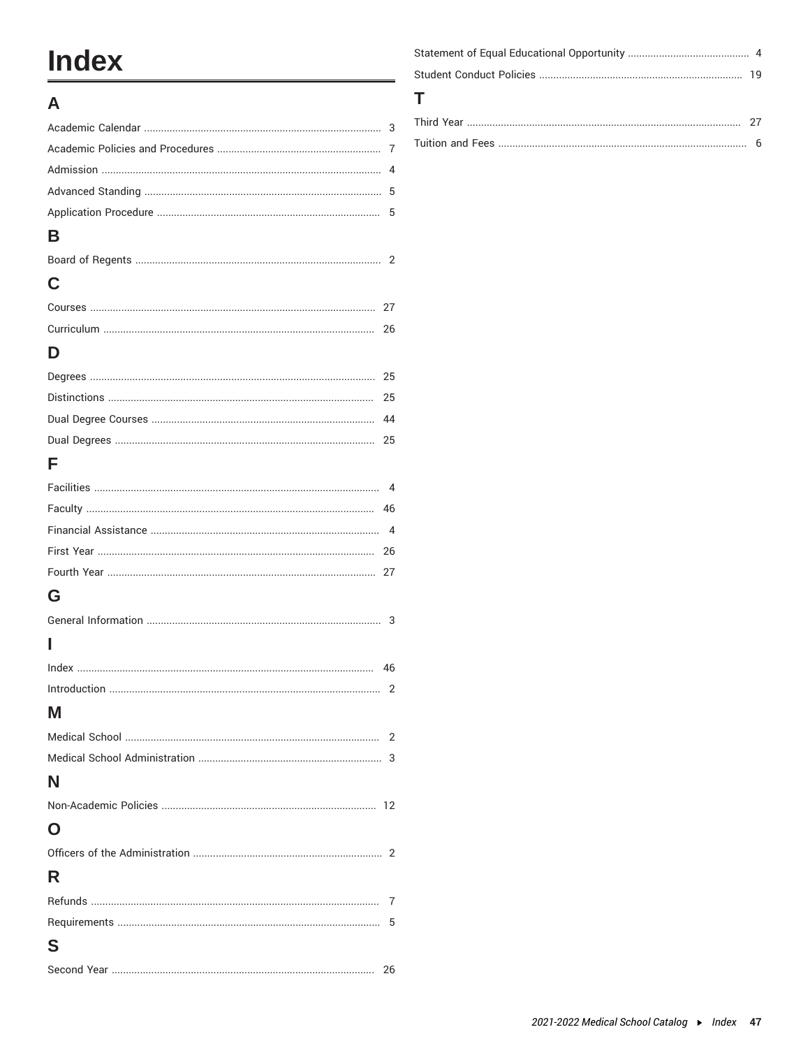# Index

## A

Academic Calendar ........ 3

Academic Policies and Procedures ........ 7

Admission ........ 4

Advanced Standing ........ 5

Application Procedure ........ 5

## B

Board of Regents ........ 2

## C

Courses ........ 27

Curriculum ........ 26

## D

Degrees ........ 25

Distinctions ........ 25

Dual Degree Courses ........ 44

Dual Degrees ........ 25

## F

Facilities ........ 4

Faculty ........ 46

Financial Assistance ........ 4

First Year ........ 26

Fourth Year ........ 27

## G

General Information ........ 3

## I

Index ........ 46

Introduction ........ 2

## M

Medical School ........ 2

Medical School Administration ........ 3

## N

Non-Academic Policies ........ 12

## O

Officers of the Administration ........ 2

## R

Refunds ........ 7

Requirements ........ 5

## S

Second Year ........ 26

Statement of Equal Educational Opportunity ........ 4

Student Conduct Policies ........ 19

## T

Third Year ........ 27

Tuition and Fees ........ 6